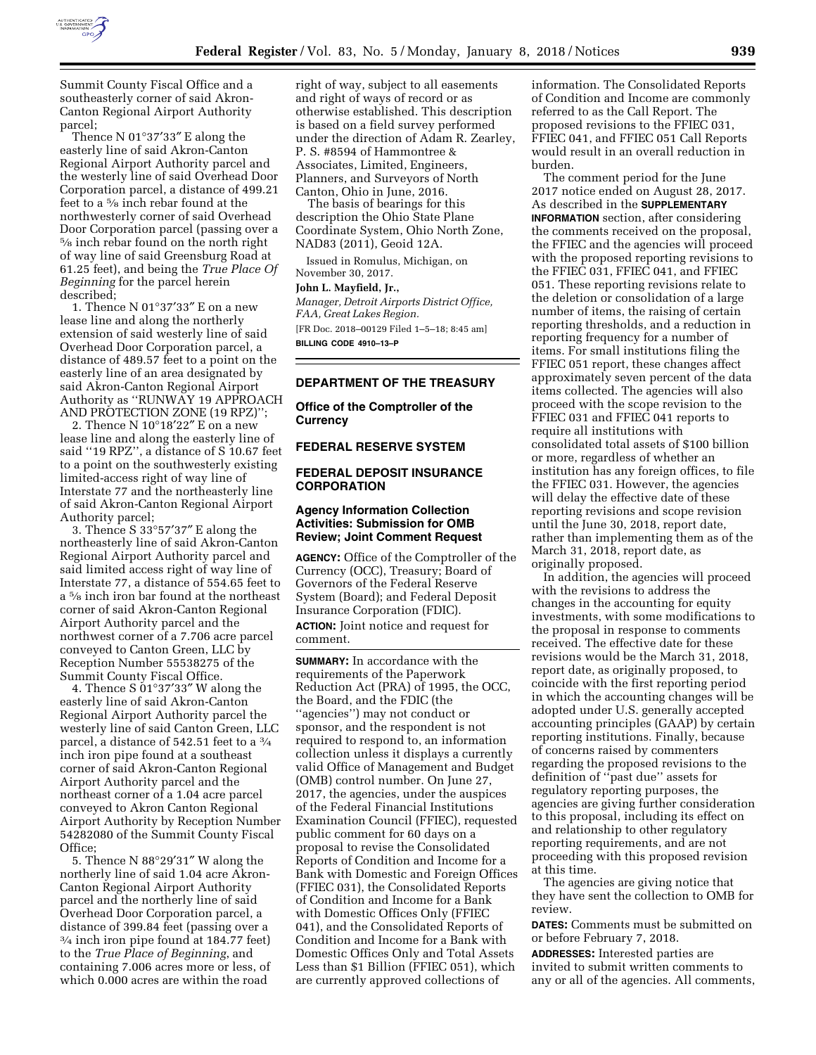Summit County Fiscal Office and a southeasterly corner of said Akron-Canton Regional Airport Authority parcel;

Thence N 01°37′33″ E along the easterly line of said Akron-Canton Regional Airport Authority parcel and the westerly line of said Overhead Door Corporation parcel, a distance of 499.21 feet to a 5⁄8 inch rebar found at the northwesterly corner of said Overhead Door Corporation parcel (passing over a 5⁄8 inch rebar found on the north right of way line of said Greensburg Road at 61.25 feet), and being the *True Place Of Beginning* for the parcel herein described;

1. Thence N 01°37′33″ E on a new lease line and along the northerly extension of said westerly line of said Overhead Door Corporation parcel, a distance of 489.57 feet to a point on the easterly line of an area designated by said Akron-Canton Regional Airport Authority as ''RUNWAY 19 APPROACH AND PROTECTION ZONE (19 RPZ)'';

2. Thence N 10°18′22″ E on a new lease line and along the easterly line of said ''19 RPZ'', a distance of S 10.67 feet to a point on the southwesterly existing limited-access right of way line of Interstate 77 and the northeasterly line of said Akron-Canton Regional Airport Authority parcel;

3. Thence S 33°57′37″ E along the northeasterly line of said Akron-Canton Regional Airport Authority parcel and said limited access right of way line of Interstate 77, a distance of 554.65 feet to a 5⁄8 inch iron bar found at the northeast corner of said Akron-Canton Regional Airport Authority parcel and the northwest corner of a 7.706 acre parcel conveyed to Canton Green, LLC by Reception Number 55538275 of the Summit County Fiscal Office.

4. Thence S 01°37′33″ W along the easterly line of said Akron-Canton Regional Airport Authority parcel the westerly line of said Canton Green, LLC parcel, a distance of 542.51 feet to a 3⁄4 inch iron pipe found at a southeast corner of said Akron-Canton Regional Airport Authority parcel and the northeast corner of a 1.04 acre parcel conveyed to Akron Canton Regional Airport Authority by Reception Number 54282080 of the Summit County Fiscal Office;

5. Thence N 88°29′31″ W along the northerly line of said 1.04 acre Akron-Canton Regional Airport Authority parcel and the northerly line of said Overhead Door Corporation parcel, a distance of 399.84 feet (passing over a 3⁄4 inch iron pipe found at 184.77 feet) to the *True Place of Beginning*, and containing 7.006 acres more or less, of which 0.000 acres are within the road right of way, subject to all easements and right of ways of record or as otherwise established. This description is based on a field survey performed under the direction of Adam R. Zearley, P. S. #8594 of Hammontree & Associates, Limited, Engineers, Planners, and Surveyors of North Canton, Ohio in June, 2016.

The basis of bearings for this description the Ohio State Plane Coordinate System, Ohio North Zone, NAD83 (2011), Geoid 12A.

Issued in Romulus, Michigan, on November 30, 2017.

**John L. Mayfield, Jr.,**

*Manager, Detroit Airports District Office, FAA, Great Lakes Region.*

[FR Doc. 2018–00129 Filed 1–5–18; 8:45 am]

**BILLING CODE 4910–13–P**

---

## DEPARTMENT OF THE TREASURY

### Office of the Comptroller of the Currency

## FEDERAL RESERVE SYSTEM

## FEDERAL DEPOSIT INSURANCE CORPORATION

### Agency Information Collection Activities: Submission for OMB Review; Joint Comment Request

**AGENCY:** Office of the Comptroller of the Currency (OCC), Treasury; Board of Governors of the Federal Reserve System (Board); and Federal Deposit Insurance Corporation (FDIC).

**ACTION:** Joint notice and request for comment.

**SUMMARY:** In accordance with the requirements of the Paperwork Reduction Act (PRA) of 1995, the OCC, the Board, and the FDIC (the ''agencies'') may not conduct or sponsor, and the respondent is not required to respond to, an information collection unless it displays a currently valid Office of Management and Budget (OMB) control number. On June 27, 2017, the agencies, under the auspices of the Federal Financial Institutions Examination Council (FFIEC), requested public comment for 60 days on a proposal to revise the Consolidated Reports of Condition and Income for a Bank with Domestic and Foreign Offices (FFIEC 031), the Consolidated Reports of Condition and Income for a Bank with Domestic Offices Only (FFIEC 041), and the Consolidated Reports of Condition and Income for a Bank with Domestic Offices Only and Total Assets Less than $1 Billion (FFIEC 051), which are currently approved collections of information. The Consolidated Reports of Condition and Income are commonly referred to as the Call Report. The proposed revisions to the FFIEC 031, FFIEC 041, and FFIEC 051 Call Reports would result in an overall reduction in burden.

The comment period for the June 2017 notice ended on August 28, 2017. As described in the **SUPPLEMENTARY INFORMATION** section, after considering the comments received on the proposal, the FFIEC and the agencies will proceed with the proposed reporting revisions to the FFIEC 031, FFIEC 041, and FFIEC 051. These reporting revisions relate to the deletion or consolidation of a large number of items, the raising of certain reporting thresholds, and a reduction in reporting frequency for a number of items. For small institutions filing the FFIEC 051 report, these changes affect approximately seven percent of the data items collected. The agencies will also proceed with the scope revision to the FFIEC 031 and FFIEC 041 reports to require all institutions with consolidated total assets of $100 billion or more, regardless of whether an institution has any foreign offices, to file the FFIEC 031. However, the agencies will delay the effective date of these reporting revisions and scope revision until the June 30, 2018, report date, rather than implementing them as of the March 31, 2018, report date, as originally proposed.

In addition, the agencies will proceed with the revisions to address the changes in the accounting for equity investments, with some modifications to the proposal in response to comments received. The effective date for these revisions would be the March 31, 2018, report date, as originally proposed, to coincide with the first reporting period in which the accounting changes will be adopted under U.S. generally accepted accounting principles (GAAP) by certain reporting institutions. Finally, because of concerns raised by commenters regarding the proposed revisions to the definition of ''past due'' assets for regulatory reporting purposes, the agencies are giving further consideration to this proposal, including its effect on and relationship to other regulatory reporting requirements, and are not proceeding with this proposed revision at this time.

The agencies are giving notice that they have sent the collection to OMB for review.

**DATES:** Comments must be submitted on or before February 7, 2018.

**ADDRESSES:** Interested parties are invited to submit written comments to any or all of the agencies. All comments,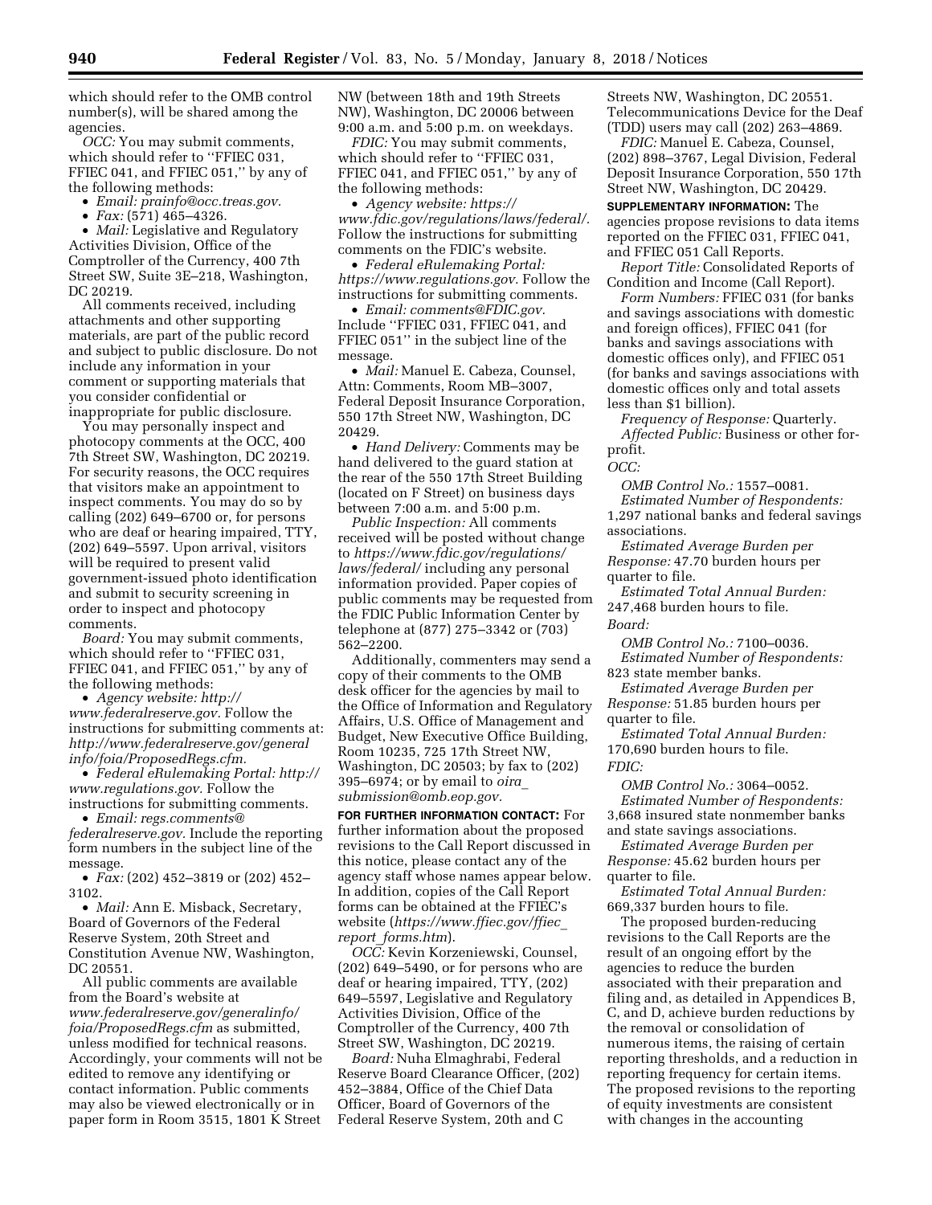which should refer to the OMB control number(s), will be shared among the agencies.

*OCC:* You may submit comments, which should refer to ''FFIEC 031, FFIEC 041, and FFIEC 051,'' by any of the following methods:

- *Email: prainfo@occ.treas.gov.*
- *Fax:* (571) 465–4326.
- *Mail:* Legislative and Regulatory Activities Division, Office of the Comptroller of the Currency, 400 7th Street SW, Suite 3E–218, Washington, DC 20219.

All comments received, including attachments and other supporting materials, are part of the public record and subject to public disclosure. Do not include any information in your comment or supporting materials that you consider confidential or inappropriate for public disclosure.

You may personally inspect and photocopy comments at the OCC, 400 7th Street SW, Washington, DC 20219. For security reasons, the OCC requires that visitors make an appointment to inspect comments. You may do so by calling (202) 649–6700 or, for persons who are deaf or hearing impaired, TTY, (202) 649–5597. Upon arrival, visitors will be required to present valid government-issued photo identification and submit to security screening in order to inspect and photocopy comments.

*Board:* You may submit comments, which should refer to ''FFIEC 031, FFIEC 041, and FFIEC 051,'' by any of the following methods:

- *Agency website: http://www.federalreserve.gov.* Follow the instructions for submitting comments at: *http://www.federalreserve.gov/generalinfo/foia/ProposedRegs.cfm.*
- *Federal eRulemaking Portal: http://www.regulations.gov.* Follow the instructions for submitting comments.
- *Email: regs.comments@federalreserve.gov.* Include the reporting form numbers in the subject line of the message.
- *Fax:* (202) 452–3819 or (202) 452–3102.
- *Mail:* Ann E. Misback, Secretary, Board of Governors of the Federal Reserve System, 20th Street and Constitution Avenue NW, Washington, DC 20551.

All public comments are available from the Board's website at *www.federalreserve.gov/generalinfo/foia/ProposedRegs.cfm* as submitted, unless modified for technical reasons. Accordingly, your comments will not be edited to remove any identifying or contact information. Public comments may also be viewed electronically or in paper form in Room 3515, 1801 K Street NW (between 18th and 19th Streets NW), Washington, DC 20006 between 9:00 a.m. and 5:00 p.m. on weekdays.

*FDIC:* You may submit comments, which should refer to ''FFIEC 031, FFIEC 041, and FFIEC 051,'' by any of the following methods:

- *Agency website: https://www.fdic.gov/regulations/laws/federal/.* Follow the instructions for submitting comments on the FDIC's website.
- *Federal eRulemaking Portal: https://www.regulations.gov.* Follow the instructions for submitting comments.
- *Email: comments@FDIC.gov.* Include ''FFIEC 031, FFIEC 041, and FFIEC 051'' in the subject line of the message.
- *Mail:* Manuel E. Cabeza, Counsel, Attn: Comments, Room MB–3007, Federal Deposit Insurance Corporation, 550 17th Street NW, Washington, DC 20429.
- *Hand Delivery:* Comments may be hand delivered to the guard station at the rear of the 550 17th Street Building (located on F Street) on business days between 7:00 a.m. and 5:00 p.m.

*Public Inspection:* All comments received will be posted without change to *https://www.fdic.gov/regulations/laws/federal/* including any personal information provided. Paper copies of public comments may be requested from the FDIC Public Information Center by telephone at (877) 275–3342 or (703) 562–2200.

Additionally, commenters may send a copy of their comments to the OMB desk officer for the agencies by mail to the Office of Information and Regulatory Affairs, U.S. Office of Management and Budget, New Executive Office Building, Room 10235, 725 17th Street NW, Washington, DC 20503; by fax to (202) 395–6974; or by email to *oira_submission@omb.eop.gov.*

**FOR FURTHER INFORMATION CONTACT:** For further information about the proposed revisions to the Call Report discussed in this notice, please contact any of the agency staff whose names appear below. In addition, copies of the Call Report forms can be obtained at the FFIEC's website (*https://www.ffiec.gov/ffiec_report_forms.htm*).

*OCC:* Kevin Korzeniewski, Counsel, (202) 649–5490, or for persons who are deaf or hearing impaired, TTY, (202) 649–5597, Legislative and Regulatory Activities Division, Office of the Comptroller of the Currency, 400 7th Street SW, Washington, DC 20219.

*Board:* Nuha Elmaghrabi, Federal Reserve Board Clearance Officer, (202) 452–3884, Office of the Chief Data Officer, Board of Governors of the Federal Reserve System, 20th and C Streets NW, Washington, DC 20551. Telecommunications Device for the Deaf (TDD) users may call (202) 263–4869.

*FDIC:* Manuel E. Cabeza, Counsel, (202) 898–3767, Legal Division, Federal Deposit Insurance Corporation, 550 17th Street NW, Washington, DC 20429.

**SUPPLEMENTARY INFORMATION:** The agencies propose revisions to data items reported on the FFIEC 031, FFIEC 041, and FFIEC 051 Call Reports.

*Report Title:* Consolidated Reports of Condition and Income (Call Report).

*Form Numbers:* FFIEC 031 (for banks and savings associations with domestic and foreign offices), FFIEC 041 (for banks and savings associations with domestic offices only), and FFIEC 051 (for banks and savings associations with domestic offices only and total assets less than $1 billion).

*Frequency of Response:* Quarterly.

*Affected Public:* Business or other for-profit.

*OCC:*

*OMB Control No.:* 1557–0081.

*Estimated Number of Respondents:* 1,297 national banks and federal savings associations.

*Estimated Average Burden per Response:* 47.70 burden hours per quarter to file.

*Estimated Total Annual Burden:* 247,468 burden hours to file.

*Board:*

*OMB Control No.:* 7100–0036.

*Estimated Number of Respondents:* 823 state member banks.

*Estimated Average Burden per Response:* 51.85 burden hours per quarter to file.

*Estimated Total Annual Burden:* 170,690 burden hours to file.

*FDIC:*

*OMB Control No.:* 3064–0052.

*Estimated Number of Respondents:* 3,668 insured state nonmember banks and state savings associations.

*Estimated Average Burden per Response:* 45.62 burden hours per quarter to file.

*Estimated Total Annual Burden:* 669,337 burden hours to file.

The proposed burden-reducing revisions to the Call Reports are the result of an ongoing effort by the agencies to reduce the burden associated with their preparation and filing and, as detailed in Appendices B, C, and D, achieve burden reductions by the removal or consolidation of numerous items, the raising of certain reporting thresholds, and a reduction in reporting frequency for certain items. The proposed revisions to the reporting of equity investments are consistent with changes in the accounting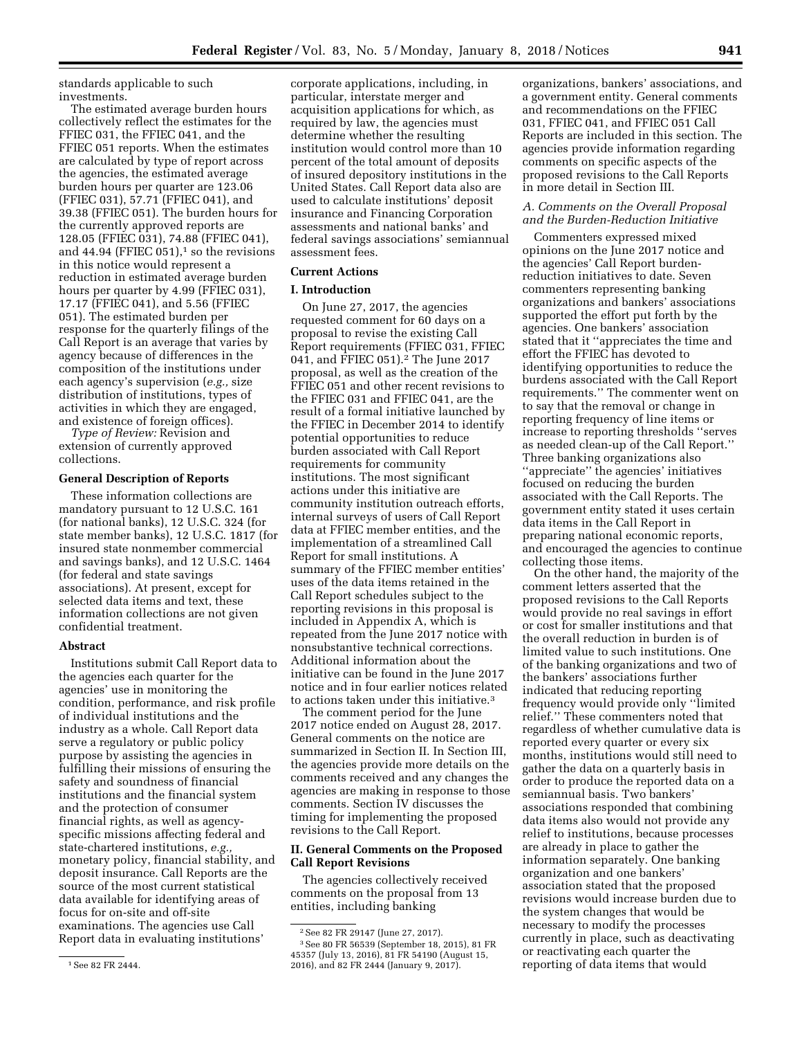standards applicable to such investments.

The estimated average burden hours collectively reflect the estimates for the FFIEC 031, the FFIEC 041, and the FFIEC 051 reports. When the estimates are calculated by type of report across the agencies, the estimated average burden hours per quarter are 123.06 (FFIEC 031), 57.71 (FFIEC 041), and 39.38 (FFIEC 051). The burden hours for the currently approved reports are 128.05 (FFIEC 031), 74.88 (FFIEC 041), and 44.94 (FFIEC 051),[1] so the revisions in this notice would represent a reduction in estimated average burden hours per quarter by 4.99 (FFIEC 031), 17.17 (FFIEC 041), and 5.56 (FFIEC 051). The estimated burden per response for the quarterly filings of the Call Report is an average that varies by agency because of differences in the composition of the institutions under each agency's supervision (*e.g.,* size distribution of institutions, types of activities in which they are engaged, and existence of foreign offices).

*Type of Review:* Revision and extension of currently approved collections.

**General Description of Reports**

These information collections are mandatory pursuant to 12 U.S.C. 161 (for national banks), 12 U.S.C. 324 (for state member banks), 12 U.S.C. 1817 (for insured state nonmember commercial and savings banks), and 12 U.S.C. 1464 (for federal and state savings associations). At present, except for selected data items and text, these information collections are not given confidential treatment.

**Abstract**

Institutions submit Call Report data to the agencies each quarter for the agencies' use in monitoring the condition, performance, and risk profile of individual institutions and the industry as a whole. Call Report data serve a regulatory or public policy purpose by assisting the agencies in fulfilling their missions of ensuring the safety and soundness of financial institutions and the financial system and the protection of consumer financial rights, as well as agency-specific missions affecting federal and state-chartered institutions, *e.g.,* monetary policy, financial stability, and deposit insurance. Call Reports are the source of the most current statistical data available for identifying areas of focus for on-site and off-site examinations. The agencies use Call Report data in evaluating institutions' corporate applications, including, in particular, interstate merger and acquisition applications for which, as required by law, the agencies must determine whether the resulting institution would control more than 10 percent of the total amount of deposits of insured depository institutions in the United States. Call Report data also are used to calculate institutions' deposit insurance and Financing Corporation assessments and national banks' and federal savings associations' semiannual assessment fees.

**Current Actions**

**I. Introduction**

On June 27, 2017, the agencies requested comment for 60 days on a proposal to revise the existing Call Report requirements (FFIEC 031, FFIEC 041, and FFIEC 051).[2] The June 2017 proposal, as well as the creation of the FFIEC 051 and other recent revisions to the FFIEC 031 and FFIEC 041, are the result of a formal initiative launched by the FFIEC in December 2014 to identify potential opportunities to reduce burden associated with Call Report requirements for community institutions. The most significant actions under this initiative are community institution outreach efforts, internal surveys of users of Call Report data at FFIEC member entities, and the implementation of a streamlined Call Report for small institutions. A summary of the FFIEC member entities' uses of the data items retained in the Call Report schedules subject to the reporting revisions in this proposal is included in Appendix A, which is repeated from the June 2017 notice with nonsubstantive technical corrections. Additional information about the initiative can be found in the June 2017 notice and in four earlier notices related to actions taken under this initiative.[3]

The comment period for the June 2017 notice ended on August 28, 2017. General comments on the notice are summarized in Section II. In Section III, the agencies provide more details on the comments received and any changes the agencies are making in response to those comments. Section IV discusses the timing for implementing the proposed revisions to the Call Report.

**II. General Comments on the Proposed Call Report Revisions**

The agencies collectively received comments on the proposal from 13 entities, including banking organizations, bankers' associations, and a government entity. General comments and recommendations on the FFIEC 031, FFIEC 041, and FFIEC 051 Call Reports are included in this section. The agencies provide information regarding comments on specific aspects of the proposed revisions to the Call Reports in more detail in Section III.

*A. Comments on the Overall Proposal and the Burden-Reduction Initiative*

Commenters expressed mixed opinions on the June 2017 notice and the agencies' Call Report burden-reduction initiatives to date. Seven commenters representing banking organizations and bankers' associations supported the effort put forth by the agencies. One bankers' association stated that it "appreciates the time and effort the FFIEC has devoted to identifying opportunities to reduce the burdens associated with the Call Report requirements." The commenter went on to say that the removal or change in reporting frequency of line items or increase to reporting thresholds "serves as needed clean-up of the Call Report." Three banking organizations also "appreciate" the agencies' initiatives focused on reducing the burden associated with the Call Reports. The government entity stated it uses certain data items in the Call Report in preparing national economic reports, and encouraged the agencies to continue collecting those items.

On the other hand, the majority of the comment letters asserted that the proposed revisions to the Call Reports would provide no real savings in effort or cost for smaller institutions and that the overall reduction in burden is of limited value to such institutions. One of the banking organizations and two of the bankers' associations further indicated that reducing reporting frequency would provide only "limited relief." These commenters noted that regardless of whether cumulative data is reported every quarter or every six months, institutions would still need to gather the data on a quarterly basis in order to produce the reported data on a semiannual basis. Two bankers' associations responded that combining data items also would not provide any relief to institutions, because processes are already in place to gather the information separately. One banking organization and one bankers' association stated that the proposed revisions would increase burden due to the system changes that would be necessary to modify the processes currently in place, such as deactivating or reactivating each quarter the reporting of data items that would

[1] See 82 FR 2444.

[2] See 82 FR 29147 (June 27, 2017).

[3] See 80 FR 56539 (September 18, 2015), 81 FR 45357 (July 13, 2016), 81 FR 54190 (August 15, 2016), and 82 FR 2444 (January 9, 2017).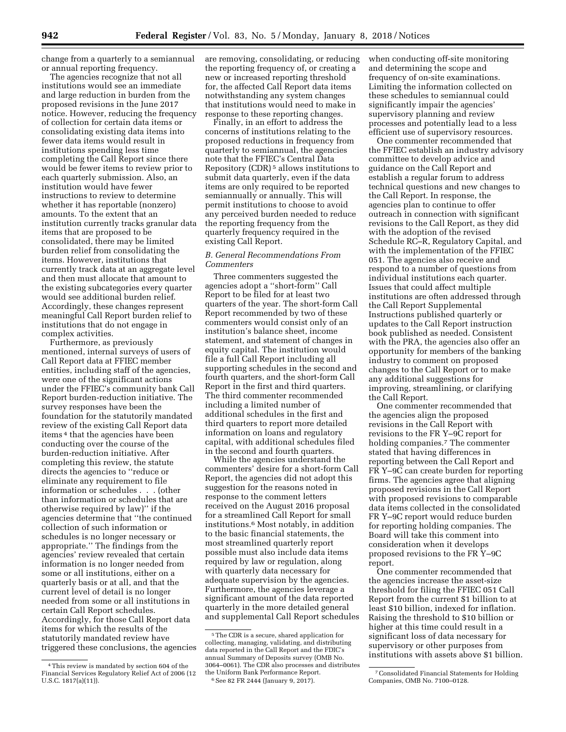change from a quarterly to a semiannual or annual reporting frequency.

The agencies recognize that not all institutions would see an immediate and large reduction in burden from the proposed revisions in the June 2017 notice. However, reducing the frequency of collection for certain data items or consolidating existing data items into fewer data items would result in institutions spending less time completing the Call Report since there would be fewer items to review prior to each quarterly submission. Also, an institution would have fewer instructions to review to determine whether it has reportable (nonzero) amounts. To the extent that an institution currently tracks granular data items that are proposed to be consolidated, there may be limited burden relief from consolidating the items. However, institutions that currently track data at an aggregate level and then must allocate that amount to the existing subcategories every quarter would see additional burden relief. Accordingly, these changes represent meaningful Call Report burden relief to institutions that do not engage in complex activities.

Furthermore, as previously mentioned, internal surveys of users of Call Report data at FFIEC member entities, including staff of the agencies, were one of the significant actions under the FFIEC's community bank Call Report burden-reduction initiative. The survey responses have been the foundation for the statutorily mandated review of the existing Call Report data items [4] that the agencies have been conducting over the course of the burden-reduction initiative. After completing this review, the statute directs the agencies to ''reduce or eliminate any requirement to file information or schedules . . . (other than information or schedules that are otherwise required by law)'' if the agencies determine that ''the continued collection of such information or schedules is no longer necessary or appropriate.'' The findings from the agencies' review revealed that certain information is no longer needed from some or all institutions, either on a quarterly basis or at all, and that the current level of detail is no longer needed from some or all institutions in certain Call Report schedules. Accordingly, for those Call Report data items for which the results of the statutorily mandated review have triggered these conclusions, the agencies are removing, consolidating, or reducing the reporting frequency of, or creating a new or increased reporting threshold for, the affected Call Report data items notwithstanding any system changes that institutions would need to make in response to these reporting changes.

Finally, in an effort to address the concerns of institutions relating to the proposed reductions in frequency from quarterly to semiannual, the agencies note that the FFIEC's Central Data Repository (CDR) [5] allows institutions to submit data quarterly, even if the data items are only required to be reported semiannually or annually. This will permit institutions to choose to avoid any perceived burden needed to reduce the reporting frequency from the quarterly frequency required in the existing Call Report.

### *B. General Recommendations From Commenters*

Three commenters suggested the agencies adopt a ''short-form'' Call Report to be filed for at least two quarters of the year. The short-form Call Report recommended by two of these commenters would consist only of an institution's balance sheet, income statement, and statement of changes in equity capital. The institution would file a full Call Report including all supporting schedules in the second and fourth quarters, and the short-form Call Report in the first and third quarters. The third commenter recommended including a limited number of additional schedules in the first and third quarters to report more detailed information on loans and regulatory capital, with additional schedules filed in the second and fourth quarters.

While the agencies understand the commenters' desire for a short-form Call Report, the agencies did not adopt this suggestion for the reasons noted in response to the comment letters received on the August 2016 proposal for a streamlined Call Report for small institutions.[6] Most notably, in addition to the basic financial statements, the most streamlined quarterly report possible must also include data items required by law or regulation, along with quarterly data necessary for adequate supervision by the agencies. Furthermore, the agencies leverage a significant amount of the data reported quarterly in the more detailed general and supplemental Call Report schedules when conducting off-site monitoring and determining the scope and frequency of on-site examinations. Limiting the information collected on these schedules to semiannual could significantly impair the agencies' supervisory planning and review processes and potentially lead to a less efficient use of supervisory resources.

One commenter recommended that the FFIEC establish an industry advisory committee to develop advice and guidance on the Call Report and establish a regular forum to address technical questions and new changes to the Call Report. In response, the agencies plan to continue to offer outreach in connection with significant revisions to the Call Report, as they did with the adoption of the revised Schedule RC–R, Regulatory Capital, and with the implementation of the FFIEC 051. The agencies also receive and respond to a number of questions from individual institutions each quarter. Issues that could affect multiple institutions are often addressed through the Call Report Supplemental Instructions published quarterly or updates to the Call Report instruction book published as needed. Consistent with the PRA, the agencies also offer an opportunity for members of the banking industry to comment on proposed changes to the Call Report or to make any additional suggestions for improving, streamlining, or clarifying the Call Report.

One commenter recommended that the agencies align the proposed revisions in the Call Report with revisions to the FR Y–9C report for holding companies.[7] The commenter stated that having differences in reporting between the Call Report and FR Y–9C can create burden for reporting firms. The agencies agree that aligning proposed revisions in the Call Report with proposed revisions to comparable data items collected in the consolidated FR Y–9C report would reduce burden for reporting holding companies. The Board will take this comment into consideration when it develops proposed revisions to the FR Y–9C report.

One commenter recommended that the agencies increase the asset-size threshold for filing the FFIEC 051 Call Report from the current $1 billion to at least $10 billion, indexed for inflation. Raising the threshold to $10 billion or higher at this time could result in a significant loss of data necessary for supervisory or other purposes from institutions with assets above $1 billion.

---

[4] This review is mandated by section 604 of the Financial Services Regulatory Relief Act of 2006 (12 U.S.C. 1817(a)(11)).

[5] The CDR is a secure, shared application for collecting, managing, validating, and distributing data reported in the Call Report and the FDIC's annual Summary of Deposits survey (OMB No. 3064–0061). The CDR also processes and distributes the Uniform Bank Performance Report.

[6] See 82 FR 2444 (January 9, 2017).

[7] Consolidated Financial Statements for Holding Companies, OMB No. 7100–0128.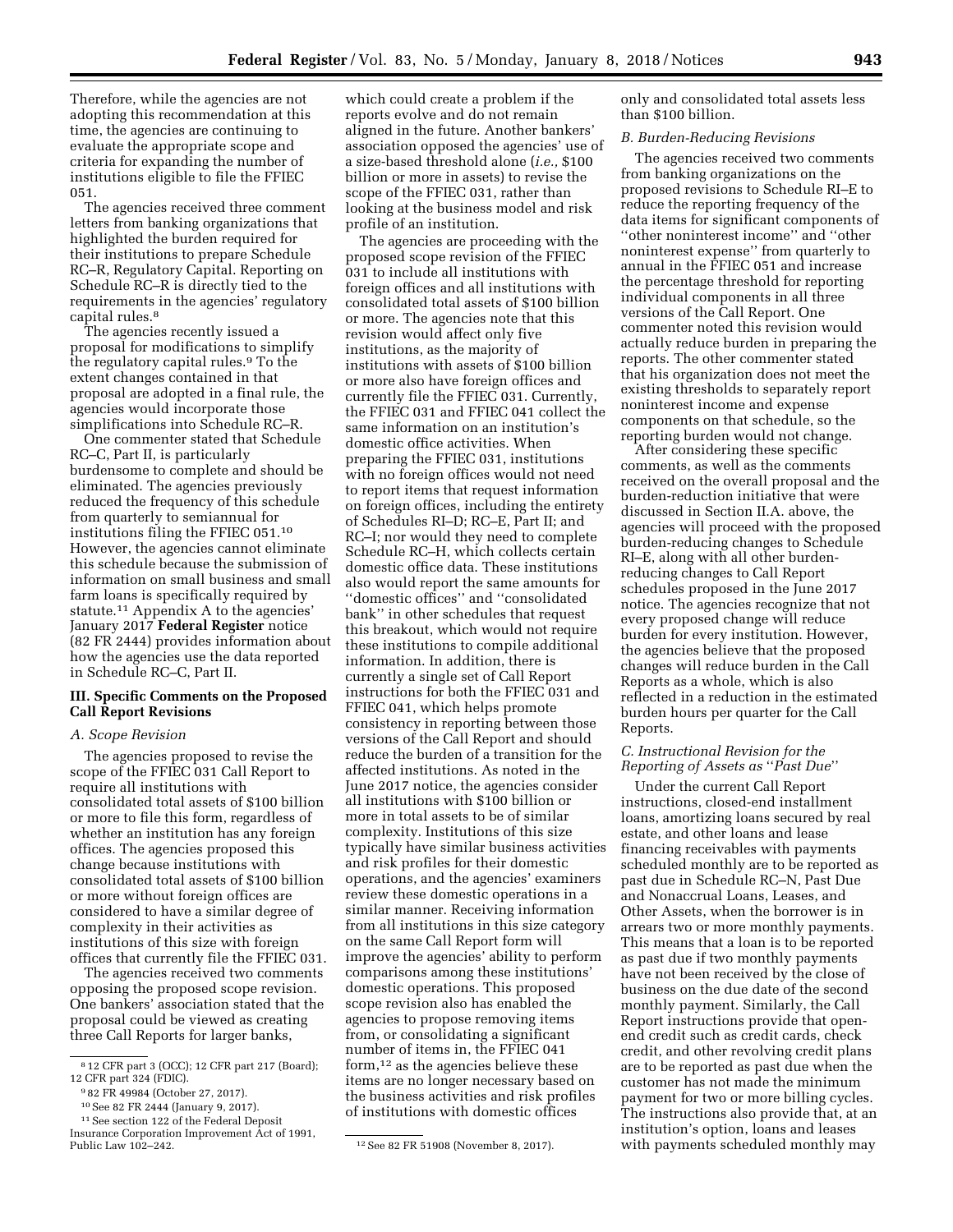Therefore, while the agencies are not adopting this recommendation at this time, the agencies are continuing to evaluate the appropriate scope and criteria for expanding the number of institutions eligible to file the FFIEC 051.

The agencies received three comment letters from banking organizations that highlighted the burden required for their institutions to prepare Schedule RC–R, Regulatory Capital. Reporting on Schedule RC–R is directly tied to the requirements in the agencies' regulatory capital rules.[8]

The agencies recently issued a proposal for modifications to simplify the regulatory capital rules.[9] To the extent changes contained in that proposal are adopted in a final rule, the agencies would incorporate those simplifications into Schedule RC–R.

One commenter stated that Schedule RC–C, Part II, is particularly burdensome to complete and should be eliminated. The agencies previously reduced the frequency of this schedule from quarterly to semiannual for institutions filing the FFIEC 051.[10] However, the agencies cannot eliminate this schedule because the submission of information on small business and small farm loans is specifically required by statute.[11] Appendix A to the agencies' January 2017 **Federal Register** notice (82 FR 2444) provides information about how the agencies use the data reported in Schedule RC–C, Part II.

## III. Specific Comments on the Proposed Call Report Revisions

### *A. Scope Revision*

The agencies proposed to revise the scope of the FFIEC 031 Call Report to require all institutions with consolidated total assets of $100 billion or more to file this form, regardless of whether an institution has any foreign offices. The agencies proposed this change because institutions with consolidated total assets of $100 billion or more without foreign offices are considered to have a similar degree of complexity in their activities as institutions of this size with foreign offices that currently file the FFIEC 031.

The agencies received two comments opposing the proposed scope revision. One bankers' association stated that the proposal could be viewed as creating three Call Reports for larger banks, which could create a problem if the reports evolve and do not remain aligned in the future. Another bankers' association opposed the agencies' use of a size-based threshold alone (*i.e.,* $100 billion or more in assets) to revise the scope of the FFIEC 031, rather than looking at the business model and risk profile of an institution.

The agencies are proceeding with the proposed scope revision of the FFIEC 031 to include all institutions with foreign offices and all institutions with consolidated total assets of $100 billion or more. The agencies note that this revision would affect only five institutions, as the majority of institutions with assets of $100 billion or more also have foreign offices and currently file the FFIEC 031. Currently, the FFIEC 031 and FFIEC 041 collect the same information on an institution's domestic office activities. When preparing the FFIEC 031, institutions with no foreign offices would not need to report items that request information on foreign offices, including the entirety of Schedules RI–D; RC–E, Part II; and RC–I; nor would they need to complete Schedule RC–H, which collects certain domestic office data. These institutions also would report the same amounts for ''domestic offices'' and ''consolidated bank'' in other schedules that request this breakout, which would not require these institutions to compile additional information. In addition, there is currently a single set of Call Report instructions for both the FFIEC 031 and FFIEC 041, which helps promote consistency in reporting between those versions of the Call Report and should reduce the burden of a transition for the affected institutions. As noted in the June 2017 notice, the agencies consider all institutions with $100 billion or more in total assets to be of similar complexity. Institutions of this size typically have similar business activities and risk profiles for their domestic operations, and the agencies' examiners review these domestic operations in a similar manner. Receiving information from all institutions in this size category on the same Call Report form will improve the agencies' ability to perform comparisons among these institutions' domestic operations. This proposed scope revision also has enabled the agencies to propose removing items from, or consolidating a significant number of items in, the FFIEC 041 form,[12] as the agencies believe these items are no longer necessary based on the business activities and risk profiles of institutions with domestic offices only and consolidated total assets less than $100 billion.

### *B. Burden-Reducing Revisions*

The agencies received two comments from banking organizations on the proposed revisions to Schedule RI–E to reduce the reporting frequency of the data items for significant components of ''other noninterest income'' and ''other noninterest expense'' from quarterly to annual in the FFIEC 051 and increase the percentage threshold for reporting individual components in all three versions of the Call Report. One commenter noted this revision would actually reduce burden in preparing the reports. The other commenter stated that his organization does not meet the existing thresholds to separately report noninterest income and expense components on that schedule, so the reporting burden would not change.

After considering these specific comments, as well as the comments received on the overall proposal and the burden-reduction initiative that were discussed in Section II.A. above, the agencies will proceed with the proposed burden-reducing changes to Schedule RI–E, along with all other burden-reducing changes to Call Report schedules proposed in the June 2017 notice. The agencies recognize that not every proposed change will reduce burden for every institution. However, the agencies believe that the proposed changes will reduce burden in the Call Reports as a whole, which is also reflected in a reduction in the estimated burden hours per quarter for the Call Reports.

### *C. Instructional Revision for the Reporting of Assets as ''Past Due''*

Under the current Call Report instructions, closed-end installment loans, amortizing loans secured by real estate, and other loans and lease financing receivables with payments scheduled monthly are to be reported as past due in Schedule RC–N, Past Due and Nonaccrual Loans, Leases, and Other Assets, when the borrower is in arrears two or more monthly payments. This means that a loan is to be reported as past due if two monthly payments have not been received by the close of business on the due date of the second monthly payment. Similarly, the Call Report instructions provide that open-end credit such as credit cards, check credit, and other revolving credit plans are to be reported as past due when the customer has not made the minimum payment for two or more billing cycles. The instructions also provide that, at an institution's option, loans and leases with payments scheduled monthly may

---

[8] 12 CFR part 3 (OCC); 12 CFR part 217 (Board); 12 CFR part 324 (FDIC).

[9] 82 FR 49984 (October 27, 2017).

[10] See 82 FR 2444 (January 9, 2017).

[11] See section 122 of the Federal Deposit Insurance Corporation Improvement Act of 1991, Public Law 102–242.

[12] See 82 FR 51908 (November 8, 2017).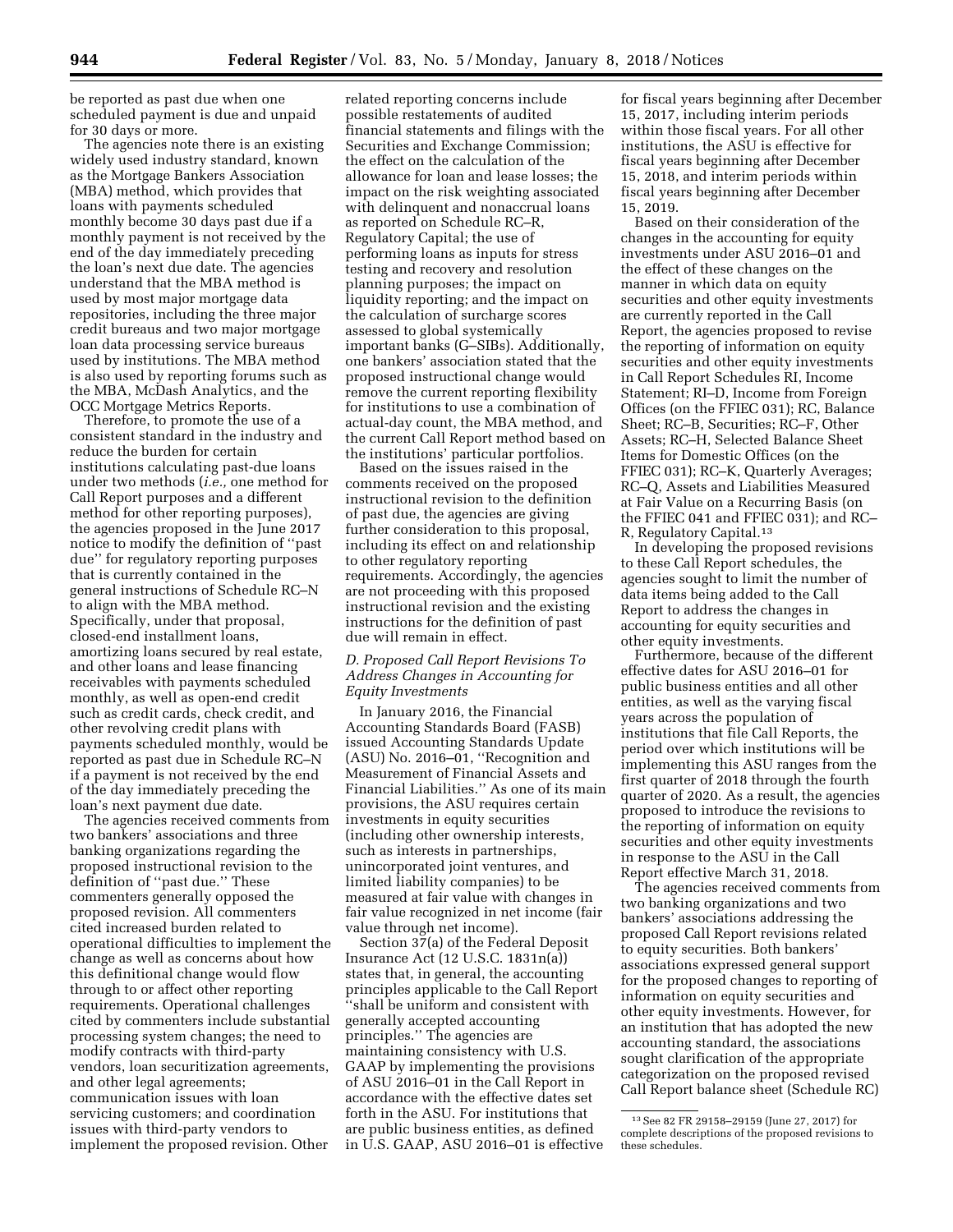be reported as past due when one scheduled payment is due and unpaid for 30 days or more.

The agencies note there is an existing widely used industry standard, known as the Mortgage Bankers Association (MBA) method, which provides that loans with payments scheduled monthly become 30 days past due if a monthly payment is not received by the end of the day immediately preceding the loan's next due date. The agencies understand that the MBA method is used by most major mortgage data repositories, including the three major credit bureaus and two major mortgage loan data processing service bureaus used by institutions. The MBA method is also used by reporting forums such as the MBA, McDash Analytics, and the OCC Mortgage Metrics Reports.

Therefore, to promote the use of a consistent standard in the industry and reduce the burden for certain institutions calculating past-due loans under two methods (*i.e.,* one method for Call Report purposes and a different method for other reporting purposes), the agencies proposed in the June 2017 notice to modify the definition of "past due" for regulatory reporting purposes that is currently contained in the general instructions of Schedule RC–N to align with the MBA method. Specifically, under that proposal, closed-end installment loans, amortizing loans secured by real estate, and other loans and lease financing receivables with payments scheduled monthly, as well as open-end credit such as credit cards, check credit, and other revolving credit plans with payments scheduled monthly, would be reported as past due in Schedule RC–N if a payment is not received by the end of the day immediately preceding the loan's next payment due date.

The agencies received comments from two bankers' associations and three banking organizations regarding the proposed instructional revision to the definition of "past due." These commenters generally opposed the proposed revision. All commenters cited increased burden related to operational difficulties to implement the change as well as concerns about how this definitional change would flow through to or affect other reporting requirements. Operational challenges cited by commenters include substantial processing system changes; the need to modify contracts with third-party vendors, loan securitization agreements, and other legal agreements; communication issues with loan servicing customers; and coordination issues with third-party vendors to implement the proposed revision. Other related reporting concerns include possible restatements of audited financial statements and filings with the Securities and Exchange Commission; the effect on the calculation of the allowance for loan and lease losses; the impact on the risk weighting associated with delinquent and nonaccrual loans as reported on Schedule RC–R, Regulatory Capital; the use of performing loans as inputs for stress testing and recovery and resolution planning purposes; the impact on liquidity reporting; and the impact on the calculation of surcharge scores assessed to global systemically important banks (G–SIBs). Additionally, one bankers' association stated that the proposed instructional change would remove the current reporting flexibility for institutions to use a combination of actual-day count, the MBA method, and the current Call Report method based on the institutions' particular portfolios.

Based on the issues raised in the comments received on the proposed instructional revision to the definition of past due, the agencies are giving further consideration to this proposal, including its effect on and relationship to other regulatory reporting requirements. Accordingly, the agencies are not proceeding with this proposed instructional revision and the existing instructions for the definition of past due will remain in effect.

### *D. Proposed Call Report Revisions To Address Changes in Accounting for Equity Investments*

In January 2016, the Financial Accounting Standards Board (FASB) issued Accounting Standards Update (ASU) No. 2016–01, "Recognition and Measurement of Financial Assets and Financial Liabilities." As one of its main provisions, the ASU requires certain investments in equity securities (including other ownership interests, such as interests in partnerships, unincorporated joint ventures, and limited liability companies) to be measured at fair value with changes in fair value recognized in net income (fair value through net income).

Section 37(a) of the Federal Deposit Insurance Act (12 U.S.C. 1831n(a)) states that, in general, the accounting principles applicable to the Call Report "shall be uniform and consistent with generally accepted accounting principles." The agencies are maintaining consistency with U.S. GAAP by implementing the provisions of ASU 2016–01 in the Call Report in accordance with the effective dates set forth in the ASU. For institutions that are public business entities, as defined in U.S. GAAP, ASU 2016–01 is effective for fiscal years beginning after December 15, 2017, including interim periods within those fiscal years. For all other institutions, the ASU is effective for fiscal years beginning after December 15, 2018, and interim periods within fiscal years beginning after December 15, 2019.

Based on their consideration of the changes in the accounting for equity investments under ASU 2016–01 and the effect of these changes on the manner in which data on equity securities and other equity investments are currently reported in the Call Report, the agencies proposed to revise the reporting of information on equity securities and other equity investments in Call Report Schedules RI, Income Statement; RI–D, Income from Foreign Offices (on the FFIEC 031); RC, Balance Sheet; RC–B, Securities; RC–F, Other Assets; RC–H, Selected Balance Sheet Items for Domestic Offices (on the FFIEC 031); RC–K, Quarterly Averages; RC–Q, Assets and Liabilities Measured at Fair Value on a Recurring Basis (on the FFIEC 041 and FFIEC 031); and RC–R, Regulatory Capital.[13]

In developing the proposed revisions to these Call Report schedules, the agencies sought to limit the number of data items being added to the Call Report to address the changes in accounting for equity securities and other equity investments.

Furthermore, because of the different effective dates for ASU 2016–01 for public business entities and all other entities, as well as the varying fiscal years across the population of institutions that file Call Reports, the period over which institutions will be implementing this ASU ranges from the first quarter of 2018 through the fourth quarter of 2020. As a result, the agencies proposed to introduce the revisions to the reporting of information on equity securities and other equity investments in response to the ASU in the Call Report effective March 31, 2018.

The agencies received comments from two banking organizations and two bankers' associations addressing the proposed Call Report revisions related to equity securities. Both bankers' associations expressed general support for the proposed changes to reporting of information on equity securities and other equity investments. However, for an institution that has adopted the new accounting standard, the associations sought clarification of the appropriate categorization on the proposed revised Call Report balance sheet (Schedule RC)

[13] See 82 FR 29158–29159 (June 27, 2017) for complete descriptions of the proposed revisions to these schedules.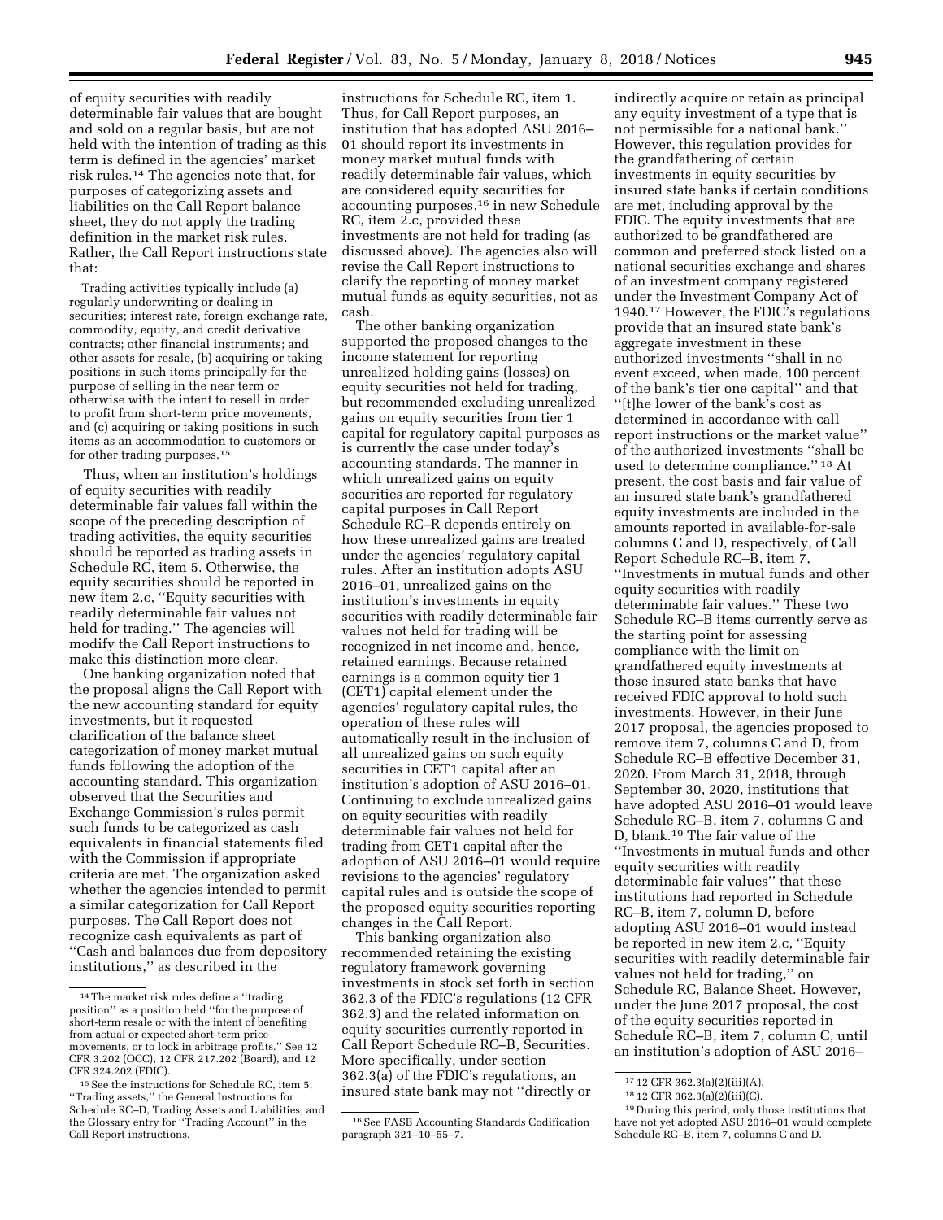of equity securities with readily determinable fair values that are bought and sold on a regular basis, but are not held with the intention of trading as this term is defined in the agencies' market risk rules.[14] The agencies note that, for purposes of categorizing assets and liabilities on the Call Report balance sheet, they do not apply the trading definition in the market risk rules. Rather, the Call Report instructions state that:

> Trading activities typically include (a) regularly underwriting or dealing in securities; interest rate, foreign exchange rate, commodity, equity, and credit derivative contracts; other financial instruments; and other assets for resale, (b) acquiring or taking positions in such items principally for the purpose of selling in the near term or otherwise with the intent to resell in order to profit from short-term price movements, and (c) acquiring or taking positions in such items as an accommodation to customers or for other trading purposes.[15]

Thus, when an institution's holdings of equity securities with readily determinable fair values fall within the scope of the preceding description of trading activities, the equity securities should be reported as trading assets in Schedule RC, item 5. Otherwise, the equity securities should be reported in new item 2.c, ''Equity securities with readily determinable fair values not held for trading.'' The agencies will modify the Call Report instructions to make this distinction more clear.

One banking organization noted that the proposal aligns the Call Report with the new accounting standard for equity investments, but it requested clarification of the balance sheet categorization of money market mutual funds following the adoption of the accounting standard. This organization observed that the Securities and Exchange Commission's rules permit such funds to be categorized as cash equivalents in financial statements filed with the Commission if appropriate criteria are met. The organization asked whether the agencies intended to permit a similar categorization for Call Report purposes. The Call Report does not recognize cash equivalents as part of ''Cash and balances due from depository institutions,'' as described in the instructions for Schedule RC, item 1. Thus, for Call Report purposes, an institution that has adopted ASU 2016–01 should report its investments in money market mutual funds with readily determinable fair values, which are considered equity securities for accounting purposes,[16] in new Schedule RC, item 2.c, provided these investments are not held for trading (as discussed above). The agencies also will revise the Call Report instructions to clarify the reporting of money market mutual funds as equity securities, not as cash.

The other banking organization supported the proposed changes to the income statement for reporting unrealized holding gains (losses) on equity securities not held for trading, but recommended excluding unrealized gains on equity securities from tier 1 capital for regulatory capital purposes as is currently the case under today's accounting standards. The manner in which unrealized gains on equity securities are reported for regulatory capital purposes in Call Report Schedule RC–R depends entirely on how these unrealized gains are treated under the agencies' regulatory capital rules. After an institution adopts ASU 2016–01, unrealized gains on the institution's investments in equity securities with readily determinable fair values not held for trading will be recognized in net income and, hence, retained earnings. Because retained earnings is a common equity tier 1 (CET1) capital element under the agencies' regulatory capital rules, the operation of these rules will automatically result in the inclusion of all unrealized gains on such equity securities in CET1 capital after an institution's adoption of ASU 2016–01. Continuing to exclude unrealized gains on equity securities with readily determinable fair values not held for trading from CET1 capital after the adoption of ASU 2016–01 would require revisions to the agencies' regulatory capital rules and is outside the scope of the proposed equity securities reporting changes in the Call Report.

This banking organization also recommended retaining the existing regulatory framework governing investments in stock set forth in section 362.3 of the FDIC's regulations (12 CFR 362.3) and the related information on equity securities currently reported in Call Report Schedule RC–B, Securities. More specifically, under section 362.3(a) of the FDIC's regulations, an insured state bank may not ''directly or indirectly acquire or retain as principal any equity investment of a type that is not permissible for a national bank.'' However, this regulation provides for the grandfathering of certain investments in equity securities by insured state banks if certain conditions are met, including approval by the FDIC. The equity investments that are authorized to be grandfathered are common and preferred stock listed on a national securities exchange and shares of an investment company registered under the Investment Company Act of 1940.[17] However, the FDIC's regulations provide that an insured state bank's aggregate investment in these authorized investments ''shall in no event exceed, when made, 100 percent of the bank's tier one capital'' and that ''[t]he lower of the bank's cost as determined in accordance with call report instructions or the market value'' of the authorized investments ''shall be used to determine compliance.'' [18] At present, the cost basis and fair value of an insured state bank's grandfathered equity investments are included in the amounts reported in available-for-sale columns C and D, respectively, of Call Report Schedule RC–B, item 7, ''Investments in mutual funds and other equity securities with readily determinable fair values.'' These two Schedule RC–B items currently serve as the starting point for assessing compliance with the limit on grandfathered equity investments at those insured state banks that have received FDIC approval to hold such investments. However, in their June 2017 proposal, the agencies proposed to remove item 7, columns C and D, from Schedule RC–B effective December 31, 2020. From March 31, 2018, through September 30, 2020, institutions that have adopted ASU 2016–01 would leave Schedule RC–B, item 7, columns C and D, blank.[19] The fair value of the ''Investments in mutual funds and other equity securities with readily determinable fair values'' that these institutions had reported in Schedule RC–B, item 7, column D, before adopting ASU 2016–01 would instead be reported in new item 2.c, ''Equity securities with readily determinable fair values not held for trading,'' on Schedule RC, Balance Sheet. However, under the June 2017 proposal, the cost of the equity securities reported in Schedule RC–B, item 7, column C, until an institution's adoption of ASU 2016–

---

[14] The market risk rules define a ''trading position'' as a position held ''for the purpose of short-term resale or with the intent of benefiting from actual or expected short-term price movements, or to lock in arbitrage profits.'' See 12 CFR 3.202 (OCC), 12 CFR 217.202 (Board), and 12 CFR 324.202 (FDIC).

[15] See the instructions for Schedule RC, item 5, ''Trading assets,'' the General Instructions for Schedule RC–D, Trading Assets and Liabilities, and the Glossary entry for ''Trading Account'' in the Call Report instructions.

[16] See FASB Accounting Standards Codification paragraph 321–10–55–7.

[17] 12 CFR 362.3(a)(2)(iii)(A).

[18] 12 CFR 362.3(a)(2)(iii)(C).

[19] During this period, only those institutions that have not yet adopted ASU 2016–01 would complete Schedule RC–B, item 7, columns C and D.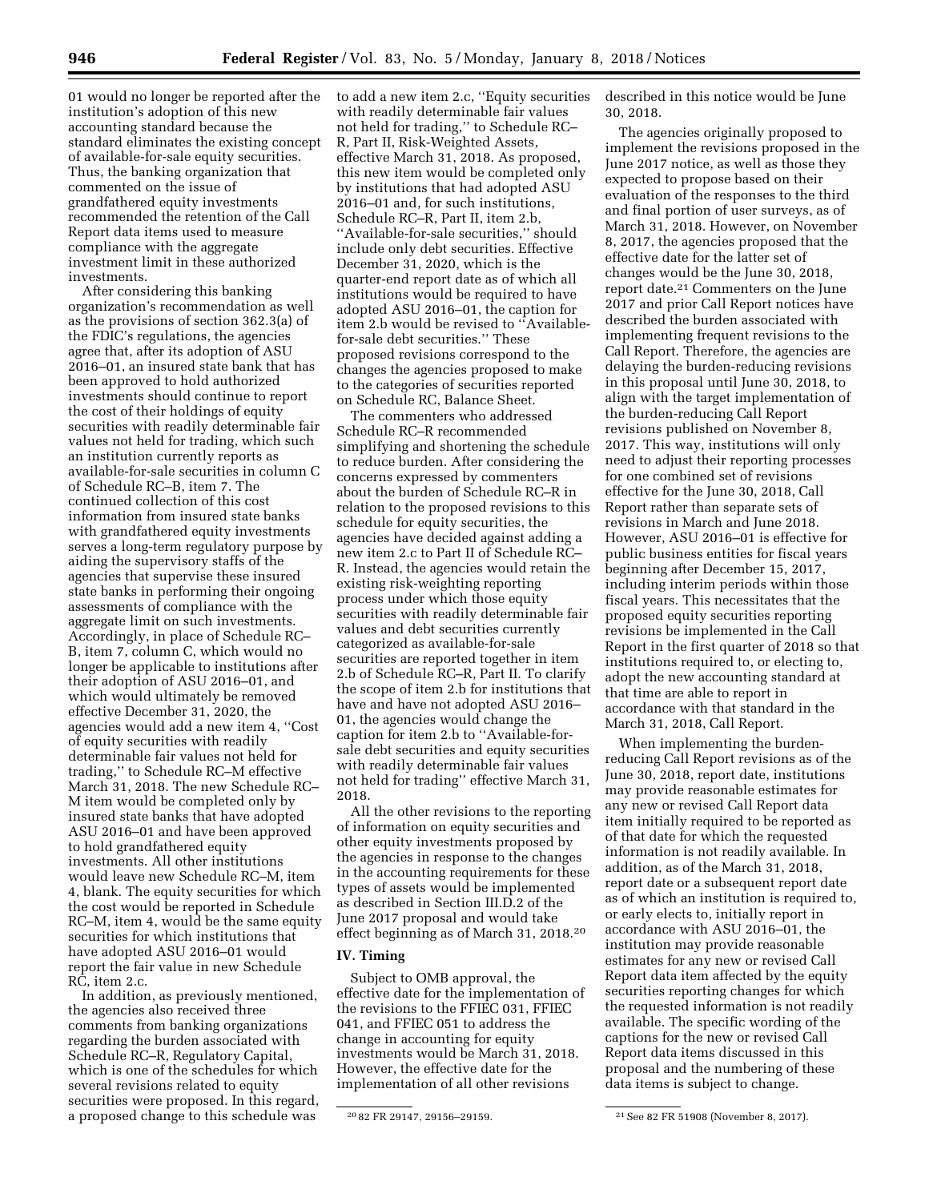01 would no longer be reported after the institution's adoption of this new accounting standard because the standard eliminates the existing concept of available-for-sale equity securities. Thus, the banking organization that commented on the issue of grandfathered equity investments recommended the retention of the Call Report data items used to measure compliance with the aggregate investment limit in these authorized investments.

After considering this banking organization's recommendation as well as the provisions of section 362.3(a) of the FDIC's regulations, the agencies agree that, after its adoption of ASU 2016–01, an insured state bank that has been approved to hold authorized investments should continue to report the cost of their holdings of equity securities with readily determinable fair values not held for trading, which such an institution currently reports as available-for-sale securities in column C of Schedule RC–B, item 7. The continued collection of this cost information from insured state banks with grandfathered equity investments serves a long-term regulatory purpose by aiding the supervisory staffs of the agencies that supervise these insured state banks in performing their ongoing assessments of compliance with the aggregate limit on such investments. Accordingly, in place of Schedule RC–B, item 7, column C, which would no longer be applicable to institutions after their adoption of ASU 2016–01, and which would ultimately be removed effective December 31, 2020, the agencies would add a new item 4, ''Cost of equity securities with readily determinable fair values not held for trading,'' to Schedule RC–M effective March 31, 2018. The new Schedule RC–M item would be completed only by insured state banks that have adopted ASU 2016–01 and have been approved to hold grandfathered equity investments. All other institutions would leave new Schedule RC–M, item 4, blank. The equity securities for which the cost would be reported in Schedule RC–M, item 4, would be the same equity securities for which institutions that have adopted ASU 2016–01 would report the fair value in new Schedule RC, item 2.c.

In addition, as previously mentioned, the agencies also received three comments from banking organizations regarding the burden associated with Schedule RC–R, Regulatory Capital, which is one of the schedules for which several revisions related to equity securities were proposed. In this regard, a proposed change to this schedule was to add a new item 2.c, ''Equity securities with readily determinable fair values not held for trading,'' to Schedule RC–R, Part II, Risk-Weighted Assets, effective March 31, 2018. As proposed, this new item would be completed only by institutions that had adopted ASU 2016–01 and, for such institutions, Schedule RC–R, Part II, item 2.b, ''Available-for-sale securities,'' should include only debt securities. Effective December 31, 2020, which is the quarter-end report date as of which all institutions would be required to have adopted ASU 2016–01, the caption for item 2.b would be revised to ''Available-for-sale debt securities.'' These proposed revisions correspond to the changes the agencies proposed to make to the categories of securities reported on Schedule RC, Balance Sheet.

The commenters who addressed Schedule RC–R recommended simplifying and shortening the schedule to reduce burden. After considering the concerns expressed by commenters about the burden of Schedule RC–R in relation to the proposed revisions to this schedule for equity securities, the agencies have decided against adding a new item 2.c to Part II of Schedule RC–R. Instead, the agencies would retain the existing risk-weighting reporting process under which those equity securities with readily determinable fair values and debt securities currently categorized as available-for-sale securities are reported together in item 2.b of Schedule RC–R, Part II. To clarify the scope of item 2.b for institutions that have and have not adopted ASU 2016–01, the agencies would change the caption for item 2.b to ''Available-for-sale debt securities and equity securities with readily determinable fair values not held for trading'' effective March 31, 2018.

All the other revisions to the reporting of information on equity securities and other equity investments proposed by the agencies in response to the changes in the accounting requirements for these types of assets would be implemented as described in Section III.D.2 of the June 2017 proposal and would take effect beginning as of March 31, 2018.[20]

## IV. Timing

Subject to OMB approval, the effective date for the implementation of the revisions to the FFIEC 031, FFIEC 041, and FFIEC 051 to address the change in accounting for equity investments would be March 31, 2018. However, the effective date for the implementation of all other revisions described in this notice would be June 30, 2018.

The agencies originally proposed to implement the revisions proposed in the June 2017 notice, as well as those they expected to propose based on their evaluation of the responses to the third and final portion of user surveys, as of March 31, 2018. However, on November 8, 2017, the agencies proposed that the effective date for the latter set of changes would be the June 30, 2018, report date.[21] Commenters on the June 2017 and prior Call Report notices have described the burden associated with implementing frequent revisions to the Call Report. Therefore, the agencies are delaying the burden-reducing revisions in this proposal until June 30, 2018, to align with the target implementation of the burden-reducing Call Report revisions published on November 8, 2017. This way, institutions will only need to adjust their reporting processes for one combined set of revisions effective for the June 30, 2018, Call Report rather than separate sets of revisions in March and June 2018. However, ASU 2016–01 is effective for public business entities for fiscal years beginning after December 15, 2017, including interim periods within those fiscal years. This necessitates that the proposed equity securities reporting revisions be implemented in the Call Report in the first quarter of 2018 so that institutions required to, or electing to, adopt the new accounting standard at that time are able to report in accordance with that standard in the March 31, 2018, Call Report.

When implementing the burden-reducing Call Report revisions as of the June 30, 2018, report date, institutions may provide reasonable estimates for any new or revised Call Report data item initially required to be reported as of that date for which the requested information is not readily available. In addition, as of the March 31, 2018, report date or a subsequent report date as of which an institution is required to, or early elects to, initially report in accordance with ASU 2016–01, the institution may provide reasonable estimates for any new or revised Call Report data item affected by the equity securities reporting changes for which the requested information is not readily available. The specific wording of the captions for the new or revised Call Report data items discussed in this proposal and the numbering of these data items is subject to change.

[20] 82 FR 29147, 29156–29159.

[21] See 82 FR 51908 (November 8, 2017).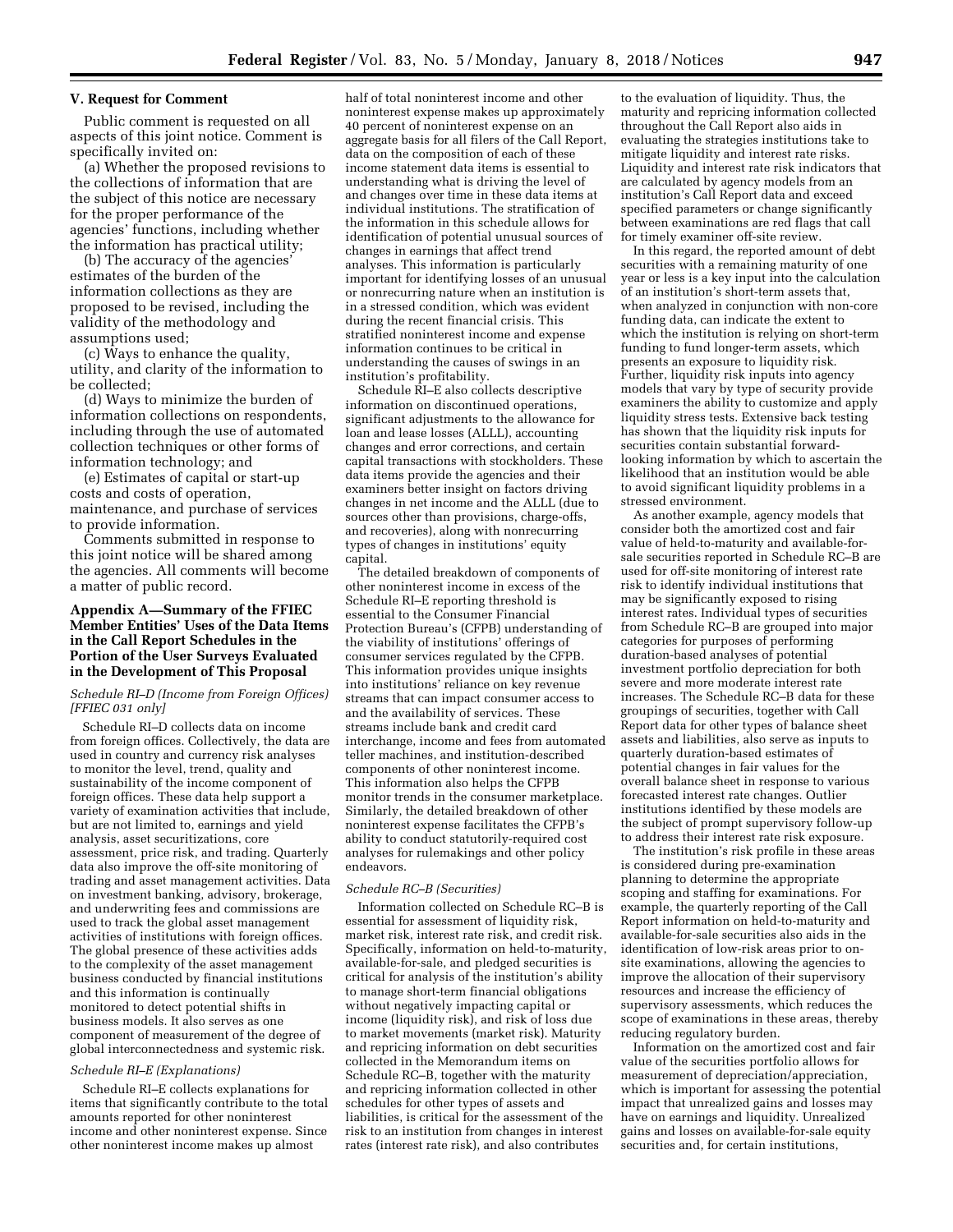## V. Request for Comment

Public comment is requested on all aspects of this joint notice. Comment is specifically invited on:

(a) Whether the proposed revisions to the collections of information that are the subject of this notice are necessary for the proper performance of the agencies' functions, including whether the information has practical utility;

(b) The accuracy of the agencies' estimates of the burden of the information collections as they are proposed to be revised, including the validity of the methodology and assumptions used;

(c) Ways to enhance the quality, utility, and clarity of the information to be collected;

(d) Ways to minimize the burden of information collections on respondents, including through the use of automated collection techniques or other forms of information technology; and

(e) Estimates of capital or start-up costs and costs of operation, maintenance, and purchase of services to provide information.

Comments submitted in response to this joint notice will be shared among the agencies. All comments will become a matter of public record.

## Appendix A—Summary of the FFIEC Member Entities' Uses of the Data Items in the Call Report Schedules in the Portion of the User Surveys Evaluated in the Development of This Proposal

### *Schedule RI–D (Income from Foreign Offices) [FFIEC 031 only]*

Schedule RI–D collects data on income from foreign offices. Collectively, the data are used in country and currency risk analyses to monitor the level, trend, quality and sustainability of the income component of foreign offices. These data help support a variety of examination activities that include, but are not limited to, earnings and yield analysis, asset securitizations, core assessment, price risk, and trading. Quarterly data also improve the off-site monitoring of trading and asset management activities. Data on investment banking, advisory, brokerage, and underwriting fees and commissions are used to track the global asset management activities of institutions with foreign offices. The global presence of these activities adds to the complexity of the asset management business conducted by financial institutions and this information is continually monitored to detect potential shifts in business models. It also serves as one component of measurement of the degree of global interconnectedness and systemic risk.

### *Schedule RI–E (Explanations)*

Schedule RI–E collects explanations for items that significantly contribute to the total amounts reported for other noninterest income and other noninterest expense. Since other noninterest income makes up almost half of total noninterest income and other noninterest expense makes up approximately 40 percent of noninterest expense on an aggregate basis for all filers of the Call Report, data on the composition of each of these income statement data items is essential to understanding what is driving the level of and changes over time in these data items at individual institutions. The stratification of the information in this schedule allows for identification of potential unusual sources of changes in earnings that affect trend analyses. This information is particularly important for identifying losses of an unusual or nonrecurring nature when an institution is in a stressed condition, which was evident during the recent financial crisis. This stratified noninterest income and expense information continues to be critical in understanding the causes of swings in an institution's profitability.

Schedule RI–E also collects descriptive information on discontinued operations, significant adjustments to the allowance for loan and lease losses (ALLL), accounting changes and error corrections, and certain capital transactions with stockholders. These data items provide the agencies and their examiners better insight on factors driving changes in net income and the ALLL (due to sources other than provisions, charge-offs, and recoveries), along with nonrecurring types of changes in institutions' equity capital.

The detailed breakdown of components of other noninterest income in excess of the Schedule RI–E reporting threshold is essential to the Consumer Financial Protection Bureau's (CFPB) understanding of the viability of institutions' offerings of consumer services regulated by the CFPB. This information provides unique insights into institutions' reliance on key revenue streams that can impact consumer access to and the availability of services. These streams include bank and credit card interchange, income and fees from automated teller machines, and institution-described components of other noninterest income. This information also helps the CFPB monitor trends in the consumer marketplace. Similarly, the detailed breakdown of other noninterest expense facilitates the CFPB's ability to conduct statutorily-required cost analyses for rulemakings and other policy endeavors.

### *Schedule RC–B (Securities)*

Information collected on Schedule RC–B is essential for assessment of liquidity risk, market risk, interest rate risk, and credit risk. Specifically, information on held-to-maturity, available-for-sale, and pledged securities is critical for analysis of the institution's ability to manage short-term financial obligations without negatively impacting capital or income (liquidity risk), and risk of loss due to market movements (market risk). Maturity and repricing information on debt securities collected in the Memorandum items on Schedule RC–B, together with the maturity and repricing information collected in other schedules for other types of assets and liabilities, is critical for the assessment of the risk to an institution from changes in interest rates (interest rate risk), and also contributes to the evaluation of liquidity. Thus, the maturity and repricing information collected throughout the Call Report also aids in evaluating the strategies institutions take to mitigate liquidity and interest rate risks. Liquidity and interest rate risk indicators that are calculated by agency models from an institution's Call Report data and exceed specified parameters or change significantly between examinations are red flags that call for timely examiner off-site review.

In this regard, the reported amount of debt securities with a remaining maturity of one year or less is a key input into the calculation of an institution's short-term assets that, when analyzed in conjunction with non-core funding data, can indicate the extent to which the institution is relying on short-term funding to fund longer-term assets, which presents an exposure to liquidity risk. Further, liquidity risk inputs into agency models that vary by type of security provide examiners the ability to customize and apply liquidity stress tests. Extensive back testing has shown that the liquidity risk inputs for securities contain substantial forward-looking information by which to ascertain the likelihood that an institution would be able to avoid significant liquidity problems in a stressed environment.

As another example, agency models that consider both the amortized cost and fair value of held-to-maturity and available-for-sale securities reported in Schedule RC–B are used for off-site monitoring of interest rate risk to identify individual institutions that may be significantly exposed to rising interest rates. Individual types of securities from Schedule RC–B are grouped into major categories for purposes of performing duration-based analyses of potential investment portfolio depreciation for both severe and more moderate interest rate increases. The Schedule RC–B data for these groupings of securities, together with Call Report data for other types of balance sheet assets and liabilities, also serve as inputs to quarterly duration-based estimates of potential changes in fair values for the overall balance sheet in response to various forecasted interest rate changes. Outlier institutions identified by these models are the subject of prompt supervisory follow-up to address their interest rate risk exposure.

The institution's risk profile in these areas is considered during pre-examination planning to determine the appropriate scoping and staffing for examinations. For example, the quarterly reporting of the Call Report information on held-to-maturity and available-for-sale securities also aids in the identification of low-risk areas prior to on-site examinations, allowing the agencies to improve the allocation of their supervisory resources and increase the efficiency of supervisory assessments, which reduces the scope of examinations in these areas, thereby reducing regulatory burden.

Information on the amortized cost and fair value of the securities portfolio allows for measurement of depreciation/appreciation, which is important for assessing the potential impact that unrealized gains and losses may have on earnings and liquidity. Unrealized gains and losses on available-for-sale equity securities and, for certain institutions,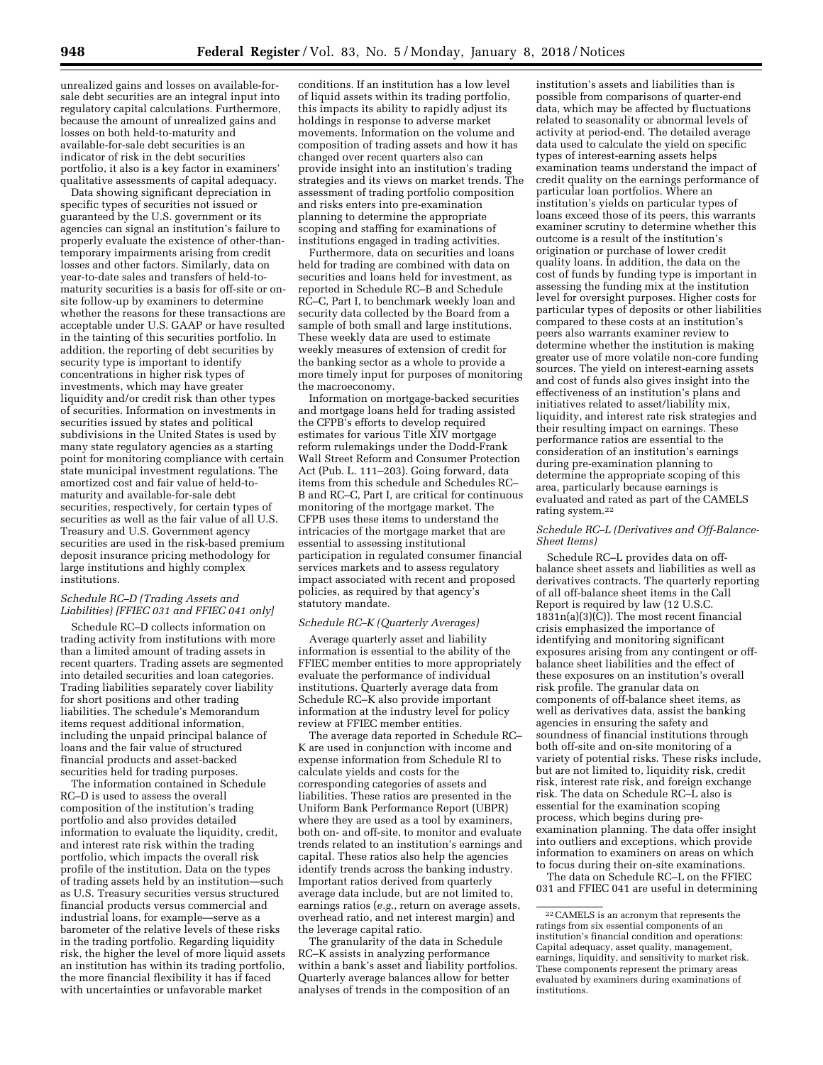unrealized gains and losses on available-for-sale debt securities are an integral input into regulatory capital calculations. Furthermore, because the amount of unrealized gains and losses on both held-to-maturity and available-for-sale debt securities is an indicator of risk in the debt securities portfolio, it also is a key factor in examiners' qualitative assessments of capital adequacy.

Data showing significant depreciation in specific types of securities not issued or guaranteed by the U.S. government or its agencies can signal an institution's failure to properly evaluate the existence of other-than-temporary impairments arising from credit losses and other factors. Similarly, data on year-to-date sales and transfers of held-to-maturity securities is a basis for off-site or on-site follow-up by examiners to determine whether the reasons for these transactions are acceptable under U.S. GAAP or have resulted in the tainting of this securities portfolio. In addition, the reporting of debt securities by security type is important to identify concentrations in higher risk types of investments, which may have greater liquidity and/or credit risk than other types of securities. Information on investments in securities issued by states and political subdivisions in the United States is used by many state regulatory agencies as a starting point for monitoring compliance with certain state municipal investment regulations. The amortized cost and fair value of held-to-maturity and available-for-sale debt securities, respectively, for certain types of securities as well as the fair value of all U.S. Treasury and U.S. Government agency securities are used in the risk-based premium deposit insurance pricing methodology for large institutions and highly complex institutions.

*Schedule RC–D (Trading Assets and Liabilities) [FFIEC 031 and FFIEC 041 only]*

Schedule RC–D collects information on trading activity from institutions with more than a limited amount of trading assets in recent quarters. Trading assets are segmented into detailed securities and loan categories. Trading liabilities separately cover liability for short positions and other trading liabilities. The schedule's Memorandum items request additional information, including the unpaid principal balance of loans and the fair value of structured financial products and asset-backed securities held for trading purposes.

The information contained in Schedule RC–D is used to assess the overall composition of the institution's trading portfolio and also provides detailed information to evaluate the liquidity, credit, and interest rate risk within the trading portfolio, which impacts the overall risk profile of the institution. Data on the types of trading assets held by an institution—such as U.S. Treasury securities versus structured financial products versus commercial and industrial loans, for example—serve as a barometer of the relative levels of these risks in the trading portfolio. Regarding liquidity risk, the higher the level of more liquid assets an institution has within its trading portfolio, the more financial flexibility it has if faced with uncertainties or unfavorable market conditions. If an institution has a low level of liquid assets within its trading portfolio, this impacts its ability to rapidly adjust its holdings in response to adverse market movements. Information on the volume and composition of trading assets and how it has changed over recent quarters also can provide insight into an institution's trading strategies and its views on market trends. The assessment of trading portfolio composition and risks enters into pre-examination planning to determine the appropriate scoping and staffing for examinations of institutions engaged in trading activities.

Furthermore, data on securities and loans held for trading are combined with data on securities and loans held for investment, as reported in Schedule RC–B and Schedule RC–C, Part I, to benchmark weekly loan and security data collected by the Board from a sample of both small and large institutions. These weekly data are used to estimate weekly measures of extension of credit for the banking sector as a whole to provide a more timely input for purposes of monitoring the macroeconomy.

Information on mortgage-backed securities and mortgage loans held for trading assisted the CFPB's efforts to develop required estimates for various Title XIV mortgage reform rulemakings under the Dodd-Frank Wall Street Reform and Consumer Protection Act (Pub. L. 111–203). Going forward, data items from this schedule and Schedules RC–B and RC–C, Part I, are critical for continuous monitoring of the mortgage market. The CFPB uses these items to understand the intricacies of the mortgage market that are essential to assessing institutional participation in regulated consumer financial services markets and to assess regulatory impact associated with recent and proposed policies, as required by that agency's statutory mandate.

*Schedule RC–K (Quarterly Averages)*

Average quarterly asset and liability information is essential to the ability of the FFIEC member entities to more appropriately evaluate the performance of individual institutions. Quarterly average data from Schedule RC–K also provide important information at the industry level for policy review at FFIEC member entities.

The average data reported in Schedule RC–K are used in conjunction with income and expense information from Schedule RI to calculate yields and costs for the corresponding categories of assets and liabilities. These ratios are presented in the Uniform Bank Performance Report (UBPR) where they are used as a tool by examiners, both on- and off-site, to monitor and evaluate trends related to an institution's earnings and capital. These ratios also help the agencies identify trends across the banking industry. Important ratios derived from quarterly average data include, but are not limited to, earnings ratios (*e.g.,* return on average assets, overhead ratio, and net interest margin) and the leverage capital ratio.

The granularity of the data in Schedule RC–K assists in analyzing performance within a bank's asset and liability portfolios. Quarterly average balances allow for better analyses of trends in the composition of an institution's assets and liabilities than is possible from comparisons of quarter-end data, which may be affected by fluctuations related to seasonality or abnormal levels of activity at period-end. The detailed average data used to calculate the yield on specific types of interest-earning assets helps examination teams understand the impact of credit quality on the earnings performance of particular loan portfolios. Where an institution's yields on particular types of loans exceed those of its peers, this warrants examiner scrutiny to determine whether this outcome is a result of the institution's origination or purchase of lower credit quality loans. In addition, the data on the cost of funds by funding type is important in assessing the funding mix at the institution level for oversight purposes. Higher costs for particular types of deposits or other liabilities compared to these costs at an institution's peers also warrants examiner review to determine whether the institution is making greater use of more volatile non-core funding sources. The yield on interest-earning assets and cost of funds also gives insight into the effectiveness of an institution's plans and initiatives related to asset/liability mix, liquidity, and interest rate risk strategies and their resulting impact on earnings. These performance ratios are essential to the consideration of an institution's earnings during pre-examination planning to determine the appropriate scoping of this area, particularly because earnings is evaluated and rated as part of the CAMELS rating system.[22]

*Schedule RC–L (Derivatives and Off-Balance-Sheet Items)*

Schedule RC–L provides data on off-balance sheet assets and liabilities as well as derivatives contracts. The quarterly reporting of all off-balance sheet items in the Call Report is required by law (12 U.S.C. 1831n(a)(3)(C)). The most recent financial crisis emphasized the importance of identifying and monitoring significant exposures arising from any contingent or off-balance sheet liabilities and the effect of these exposures on an institution's overall risk profile. The granular data on components of off-balance sheet items, as well as derivatives data, assist the banking agencies in ensuring the safety and soundness of financial institutions through both off-site and on-site monitoring of a variety of potential risks. These risks include, but are not limited to, liquidity risk, credit risk, interest rate risk, and foreign exchange risk. The data on Schedule RC–L also is essential for the examination scoping process, which begins during pre-examination planning. The data offer insight into outliers and exceptions, which provide information to examiners on areas on which to focus during their on-site examinations.

The data on Schedule RC–L on the FFIEC 031 and FFIEC 041 are useful in determining

[22] CAMELS is an acronym that represents the ratings from six essential components of an institution's financial condition and operations: Capital adequacy, asset quality, management, earnings, liquidity, and sensitivity to market risk. These components represent the primary areas evaluated by examiners during examinations of institutions.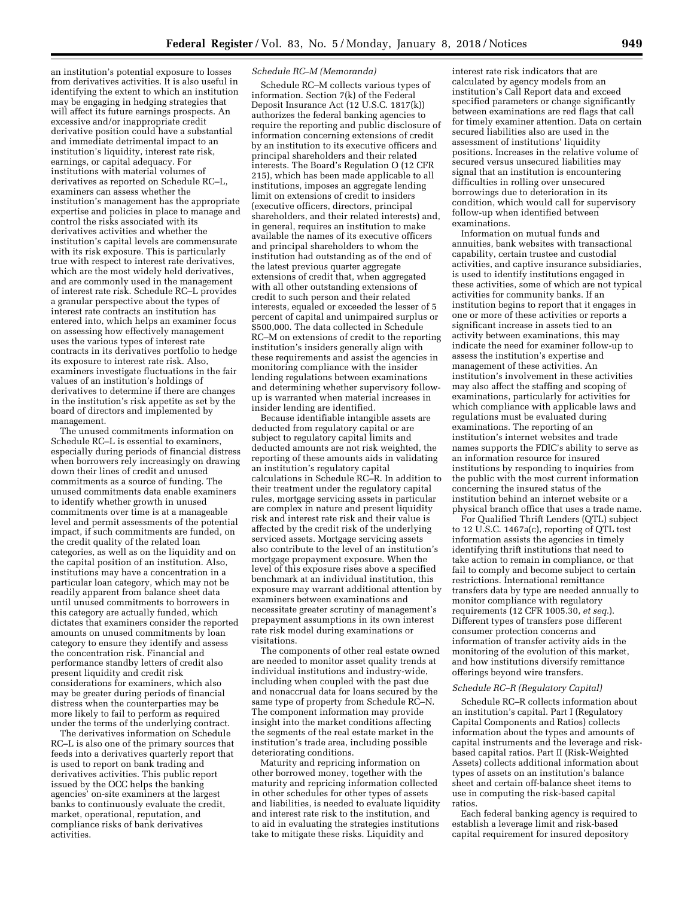an institution's potential exposure to losses from derivatives activities. It is also useful in identifying the extent to which an institution may be engaging in hedging strategies that will affect its future earnings prospects. An excessive and/or inappropriate credit derivative position could have a substantial and immediate detrimental impact to an institution's liquidity, interest rate risk, earnings, or capital adequacy. For institutions with material volumes of derivatives as reported on Schedule RC–L, examiners can assess whether the institution's management has the appropriate expertise and policies in place to manage and control the risks associated with its derivatives activities and whether the institution's capital levels are commensurate with its risk exposure. This is particularly true with respect to interest rate derivatives, which are the most widely held derivatives, and are commonly used in the management of interest rate risk. Schedule RC–L provides a granular perspective about the types of interest rate contracts an institution has entered into, which helps an examiner focus on assessing how effectively management uses the various types of interest rate contracts in its derivatives portfolio to hedge its exposure to interest rate risk. Also, examiners investigate fluctuations in the fair values of an institution's holdings of derivatives to determine if there are changes in the institution's risk appetite as set by the board of directors and implemented by management.

The unused commitments information on Schedule RC–L is essential to examiners, especially during periods of financial distress when borrowers rely increasingly on drawing down their lines of credit and unused commitments as a source of funding. The unused commitments data enable examiners to identify whether growth in unused commitments over time is at a manageable level and permit assessments of the potential impact, if such commitments are funded, on the credit quality of the related loan categories, as well as on the liquidity and on the capital position of an institution. Also, institutions may have a concentration in a particular loan category, which may not be readily apparent from balance sheet data until unused commitments to borrowers in this category are actually funded, which dictates that examiners consider the reported amounts on unused commitments by loan category to ensure they identify and assess the concentration risk. Financial and performance standby letters of credit also present liquidity and credit risk considerations for examiners, which also may be greater during periods of financial distress when the counterparties may be more likely to fail to perform as required under the terms of the underlying contract.

The derivatives information on Schedule RC–L is also one of the primary sources that feeds into a derivatives quarterly report that is used to report on bank trading and derivatives activities. This public report issued by the OCC helps the banking agencies' on-site examiners at the largest banks to continuously evaluate the credit, market, operational, reputation, and compliance risks of bank derivatives activities.

*Schedule RC–M (Memoranda)*

Schedule RC–M collects various types of information. Section 7(k) of the Federal Deposit Insurance Act (12 U.S.C. 1817(k)) authorizes the federal banking agencies to require the reporting and public disclosure of information concerning extensions of credit by an institution to its executive officers and principal shareholders and their related interests. The Board's Regulation O (12 CFR 215), which has been made applicable to all institutions, imposes an aggregate lending limit on extensions of credit to insiders (executive officers, directors, principal shareholders, and their related interests) and, in general, requires an institution to make available the names of its executive officers and principal shareholders to whom the institution had outstanding as of the end of the latest previous quarter aggregate extensions of credit that, when aggregated with all other outstanding extensions of credit to such person and their related interests, equaled or exceeded the lesser of 5 percent of capital and unimpaired surplus or $500,000. The data collected in Schedule RC–M on extensions of credit to the reporting institution's insiders generally align with these requirements and assist the agencies in monitoring compliance with the insider lending regulations between examinations and determining whether supervisory follow-up is warranted when material increases in insider lending are identified.

Because identifiable intangible assets are deducted from regulatory capital or are subject to regulatory capital limits and deducted amounts are not risk weighted, the reporting of these amounts aids in validating an institution's regulatory capital calculations in Schedule RC–R. In addition to their treatment under the regulatory capital rules, mortgage servicing assets in particular are complex in nature and present liquidity risk and interest rate risk and their value is affected by the credit risk of the underlying serviced assets. Mortgage servicing assets also contribute to the level of an institution's mortgage prepayment exposure. When the level of this exposure rises above a specified benchmark at an individual institution, this exposure may warrant additional attention by examiners between examinations and necessitate greater scrutiny of management's prepayment assumptions in its own interest rate risk model during examinations or visitations.

The components of other real estate owned are needed to monitor asset quality trends at individual institutions and industry-wide, including when coupled with the past due and nonaccrual data for loans secured by the same type of property from Schedule RC–N. The component information may provide insight into the market conditions affecting the segments of the real estate market in the institution's trade area, including possible deteriorating conditions.

Maturity and repricing information on other borrowed money, together with the maturity and repricing information collected in other schedules for other types of assets and liabilities, is needed to evaluate liquidity and interest rate risk to the institution, and to aid in evaluating the strategies institutions take to mitigate these risks. Liquidity and interest rate risk indicators that are calculated by agency models from an institution's Call Report data and exceed specified parameters or change significantly between examinations are red flags that call for timely examiner attention. Data on certain secured liabilities also are used in the assessment of institutions' liquidity positions. Increases in the relative volume of secured versus unsecured liabilities may signal that an institution is encountering difficulties in rolling over unsecured borrowings due to deterioration in its condition, which would call for supervisory follow-up when identified between examinations.

Information on mutual funds and annuities, bank websites with transactional capability, certain trustee and custodial activities, and captive insurance subsidiaries, is used to identify institutions engaged in these activities, some of which are not typical activities for community banks. If an institution begins to report that it engages in one or more of these activities or reports a significant increase in assets tied to an activity between examinations, this may indicate the need for examiner follow-up to assess the institution's expertise and management of these activities. An institution's involvement in these activities may also affect the staffing and scoping of examinations, particularly for activities for which compliance with applicable laws and regulations must be evaluated during examinations. The reporting of an institution's internet websites and trade names supports the FDIC's ability to serve as an information resource for insured institutions by responding to inquiries from the public with the most current information concerning the insured status of the institution behind an internet website or a physical branch office that uses a trade name.

For Qualified Thrift Lenders (QTL) subject to 12 U.S.C. 1467a(c), reporting of QTL test information assists the agencies in timely identifying thrift institutions that need to take action to remain in compliance, or that fail to comply and become subject to certain restrictions. International remittance transfers data by type are needed annually to monitor compliance with regulatory requirements (12 CFR 1005.30, *et seq.*). Different types of transfers pose different consumer protection concerns and information of transfer activity aids in the monitoring of the evolution of this market, and how institutions diversify remittance offerings beyond wire transfers.

*Schedule RC–R (Regulatory Capital)*

Schedule RC–R collects information about an institution's capital. Part I (Regulatory Capital Components and Ratios) collects information about the types and amounts of capital instruments and the leverage and risk-based capital ratios. Part II (Risk-Weighted Assets) collects additional information about types of assets on an institution's balance sheet and certain off-balance sheet items to use in computing the risk-based capital ratios.

Each federal banking agency is required to establish a leverage limit and risk-based capital requirement for insured depository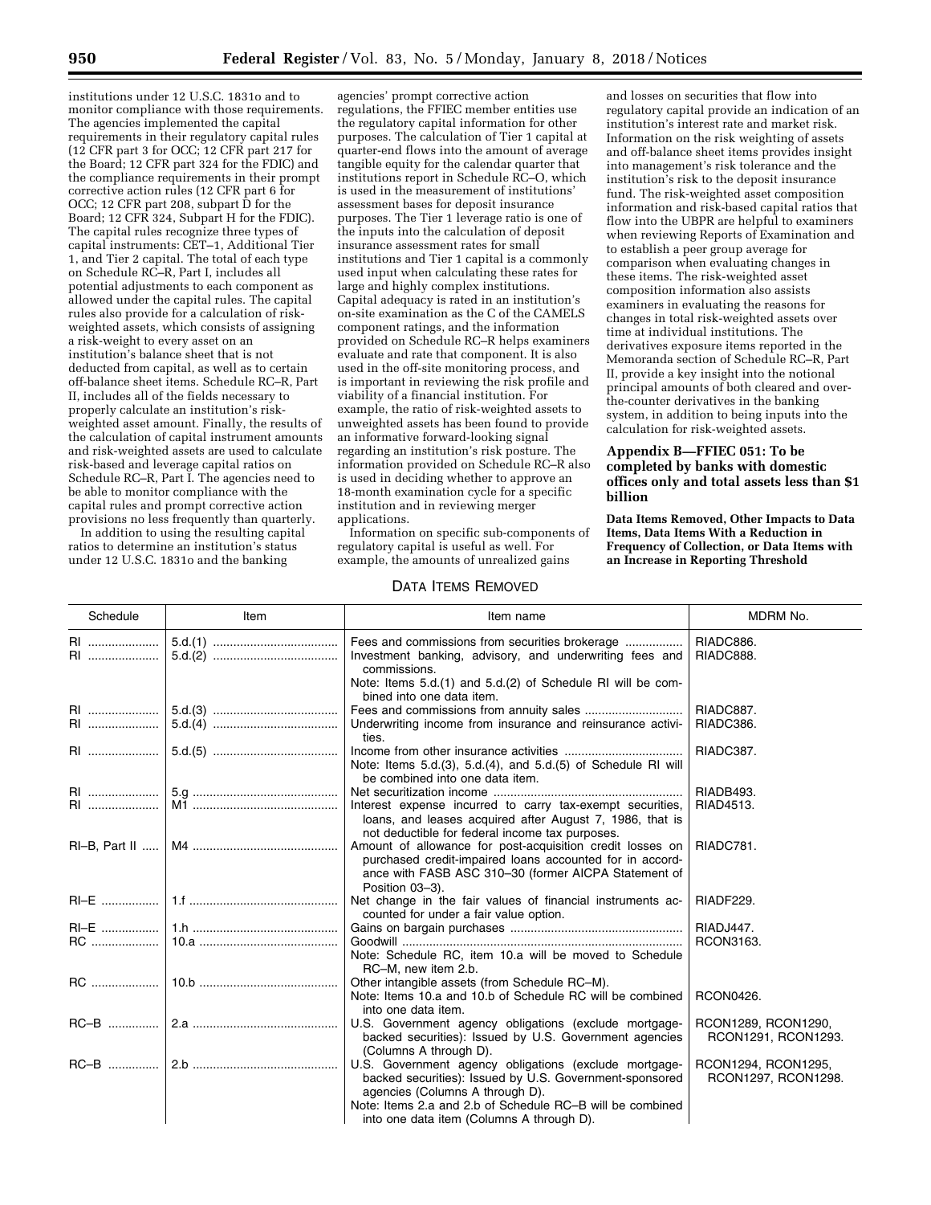institutions under 12 U.S.C. 1831o and to monitor compliance with those requirements. The agencies implemented the capital requirements in their regulatory capital rules (12 CFR part 3 for OCC; 12 CFR part 217 for the Board; 12 CFR part 324 for the FDIC) and the compliance requirements in their prompt corrective action rules (12 CFR part 6 for OCC; 12 CFR part 208, subpart D for the Board; 12 CFR 324, Subpart H for the FDIC). The capital rules recognize three types of capital instruments: CET–1, Additional Tier 1, and Tier 2 capital. The total of each type on Schedule RC–R, Part I, includes all potential adjustments to each component as allowed under the capital rules. The capital rules also provide for a calculation of risk-weighted assets, which consists of assigning a risk-weight to every asset on an institution's balance sheet that is not deducted from capital, as well as to certain off-balance sheet items. Schedule RC–R, Part II, includes all of the fields necessary to properly calculate an institution's risk-weighted asset amount. Finally, the results of the calculation of capital instrument amounts and risk-weighted assets are used to calculate risk-based and leverage capital ratios on Schedule RC–R, Part I. The agencies need to be able to monitor compliance with the capital rules and prompt corrective action provisions no less frequently than quarterly.

In addition to using the resulting capital ratios to determine an institution's status under 12 U.S.C. 1831o and the banking agencies' prompt corrective action regulations, the FFIEC member entities use the regulatory capital information for other purposes. The calculation of Tier 1 capital at quarter-end flows into the amount of average tangible equity for the calendar quarter that institutions report in Schedule RC–O, which is used in the measurement of institutions' assessment bases for deposit insurance purposes. The Tier 1 leverage ratio is one of the inputs into the calculation of deposit insurance assessment rates for small institutions and Tier 1 capital is a commonly used input when calculating these rates for large and highly complex institutions. Capital adequacy is rated in an institution's on-site examination as the C of the CAMELS component ratings, and the information provided on Schedule RC–R helps examiners evaluate and rate that component. It is also used in the off-site monitoring process, and is important in reviewing the risk profile and viability of a financial institution. For example, the ratio of risk-weighted assets to unweighted assets has been found to provide an informative forward-looking signal regarding an institution's risk posture. The information provided on Schedule RC–R also is used in deciding whether to approve an 18-month examination cycle for a specific institution and in reviewing merger applications.

Information on specific sub-components of regulatory capital is useful as well. For example, the amounts of unrealized gains and losses on securities that flow into regulatory capital provide an indication of an institution's interest rate and market risk. Information on the risk weighting of assets and off-balance sheet items provides insight into management's risk tolerance and the institution's risk to the deposit insurance fund. The risk-weighted asset composition information and risk-based capital ratios that flow into the UBPR are helpful to examiners when reviewing Reports of Examination and to establish a peer group average for comparison when evaluating changes in these items. The risk-weighted asset composition information also assists examiners in evaluating the reasons for changes in total risk-weighted assets over time at individual institutions. The derivatives exposure items reported in the Memoranda section of Schedule RC–R, Part II, provide a key insight into the notional principal amounts of both cleared and over-the-counter derivatives in the banking system, in addition to being inputs into the calculation for risk-weighted assets.

## Appendix B—FFIEC 051: To be completed by banks with domestic offices only and total assets less than $1 billion

**Data Items Removed, Other Impacts to Data Items, Data Items With a Reduction in Frequency of Collection, or Data Items with an Increase in Reporting Threshold**

DATA ITEMS REMOVED

| Schedule | Item | Item name | MDRM No. |
|---|---|---|---|
| RI | 5.d.(1) | Fees and commissions from securities brokerage | RIADC886. |
| RI | 5.d.(2) | Investment banking, advisory, and underwriting fees and commissions.<br>Note: Items 5.d.(1) and 5.d.(2) of Schedule RI will be combined into one data item. | RIADC888. |
| RI | 5.d.(3) | Fees and commissions from annuity sales | RIADC887. |
| RI | 5.d.(4) | Underwriting income from insurance and reinsurance activities. | RIADC386. |
| RI | 5.d.(5) | Income from other insurance activities<br>Note: Items 5.d.(3), 5.d.(4), and 5.d.(5) of Schedule RI will be combined into one data item. | RIADC387. |
| RI | 5.g | Net securitization income | RIADB493. |
| RI | M1 | Interest expense incurred to carry tax-exempt securities, loans, and leases acquired after August 7, 1986, that is not deductible for federal income tax purposes. | RIAD4513. |
| RI–B, Part II | M4 | Amount of allowance for post-acquisition credit losses on purchased credit-impaired loans accounted for in accordance with FASB ASC 310–30 (former AICPA Statement of Position 03–3). | RIADC781. |
| RI–E | 1.f | Net change in the fair values of financial instruments accounted for under a fair value option. | RIADF229. |
| RI–E | 1.h | Gains on bargain purchases | RIADJ447. |
| RC | 10.a | Goodwill<br>Note: Schedule RC, item 10.a will be moved to Schedule RC–M, new item 2.b. | RCON3163. |
| RC | 10.b | Other intangible assets (from Schedule RC–M).<br>Note: Items 10.a and 10.b of Schedule RC will be combined into one data item. | RCON0426. |
| RC–B | 2.a | U.S. Government agency obligations (exclude mortgage-backed securities): Issued by U.S. Government agencies (Columns A through D). | RCON1289, RCON1290, RCON1291, RCON1293. |
| RC–B | 2.b | U.S. Government agency obligations (exclude mortgage-backed securities): Issued by U.S. Government-sponsored agencies (Columns A through D).<br>Note: Items 2.a and 2.b of Schedule RC–B will be combined into one data item (Columns A through D). | RCON1294, RCON1295, RCON1297, RCON1298. |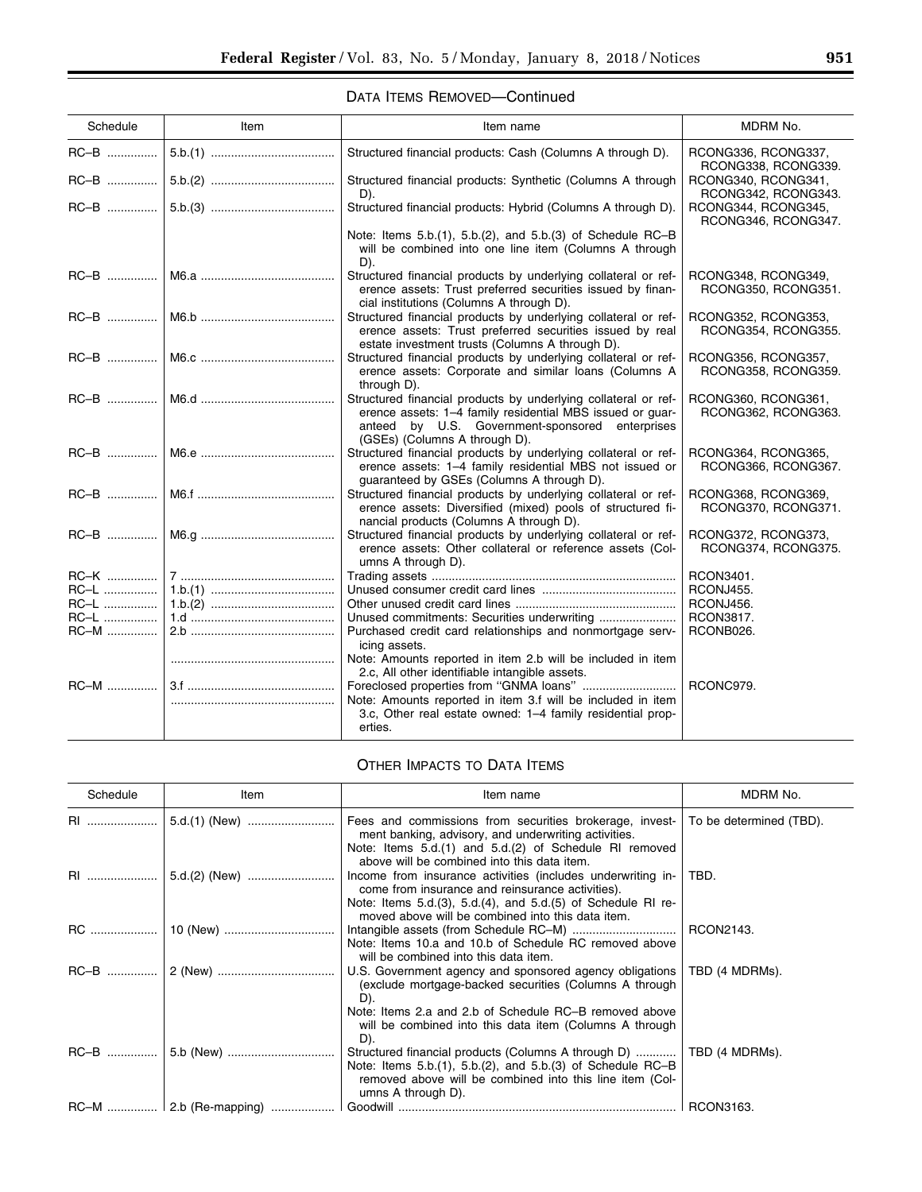## DATA ITEMS REMOVED—Continued

| Schedule | Item | Item name | MDRM No. |
|---|---|---|---|
| RC–B | 5.b.(1) | Structured financial products: Cash (Columns A through D). | RCONG336, RCONG337, RCONG338, RCONG339. |
| RC–B | 5.b.(2) | Structured financial products: Synthetic (Columns A through D). | RCONG340, RCONG341, RCONG342, RCONG343. |
| RC–B | 5.b.(3) | Structured financial products: Hybrid (Columns A through D). | RCONG344, RCONG345, RCONG346, RCONG347. |
| | | Note: Items 5.b.(1), 5.b.(2), and 5.b.(3) of Schedule RC–B will be combined into one line item (Columns A through D). | |
| RC–B | M6.a | Structured financial products by underlying collateral or reference assets: Trust preferred securities issued by financial institutions (Columns A through D). | RCONG348, RCONG349, RCONG350, RCONG351. |
| RC–B | M6.b | Structured financial products by underlying collateral or reference assets: Trust preferred securities issued by real estate investment trusts (Columns A through D). | RCONG352, RCONG353, RCONG354, RCONG355. |
| RC–B | M6.c | Structured financial products by underlying collateral or reference assets: Corporate and similar loans (Columns A through D). | RCONG356, RCONG357, RCONG358, RCONG359. |
| RC–B | M6.d | Structured financial products by underlying collateral or reference assets: 1–4 family residential MBS issued or guaranteed by U.S. Government-sponsored enterprises (GSEs) (Columns A through D). | RCONG360, RCONG361, RCONG362, RCONG363. |
| RC–B | M6.e | Structured financial products by underlying collateral or reference assets: 1–4 family residential MBS not issued or guaranteed by GSEs (Columns A through D). | RCONG364, RCONG365, RCONG366, RCONG367. |
| RC–B | M6.f | Structured financial products by underlying collateral or reference assets: Diversified (mixed) pools of structured financial products (Columns A through D). | RCONG368, RCONG369, RCONG370, RCONG371. |
| RC–B | M6.g | Structured financial products by underlying collateral or reference assets: Other collateral or reference assets (Columns A through D). | RCONG372, RCONG373, RCONG374, RCONG375. |
| RC–K | 7 | Trading assets | RCON3401. |
| RC–L | 1.b.(1) | Unused consumer credit card lines | RCONJ455. |
| RC–L | 1.b.(2) | Other unused credit card lines | RCONJ456. |
| RC–L | 1.d | Unused commitments: Securities underwriting | RCON3817. |
| RC–M | 2.b | Purchased credit card relationships and nonmortgage servicing assets. | RCONB026. |
| | | Note: Amounts reported in item 2.b will be included in item 2.c, All other identifiable intangible assets. | |
| RC–M | 3.f | Foreclosed properties from "GNMA loans" | RCONC979. |
| | | Note: Amounts reported in item 3.f will be included in item 3.c, Other real estate owned: 1–4 family residential properties. | |

## OTHER IMPACTS TO DATA ITEMS

| Schedule | Item | Item name | MDRM No. |
|---|---|---|---|
| RI | 5.d.(1) (New) | Fees and commissions from securities brokerage, investment banking, advisory, and underwriting activities. Note: Items 5.d.(1) and 5.d.(2) of Schedule RI removed above will be combined into this data item. | To be determined (TBD). |
| RI | 5.d.(2) (New) | Income from insurance activities (includes underwriting income from insurance and reinsurance activities). Note: Items 5.d.(3), 5.d.(4), and 5.d.(5) of Schedule RI removed above will be combined into this data item. | TBD. |
| RC | 10 (New) | Intangible assets (from Schedule RC–M). Note: Items 10.a and 10.b of Schedule RC removed above will be combined into this data item. | RCON2143. |
| RC–B | 2 (New) | U.S. Government agency and sponsored agency obligations (exclude mortgage-backed securities (Columns A through D). Note: Items 2.a and 2.b of Schedule RC–B removed above will be combined into this data item (Columns A through D). | TBD (4 MDRMs). |
| RC–B | 5.b (New) | Structured financial products (Columns A through D). Note: Items 5.b.(1), 5.b.(2), and 5.b.(3) of Schedule RC–B removed above will be combined into this line item (Columns A through D). | TBD (4 MDRMs). |
| RC–M | 2.b (Re-mapping) | Goodwill | RCON3163. |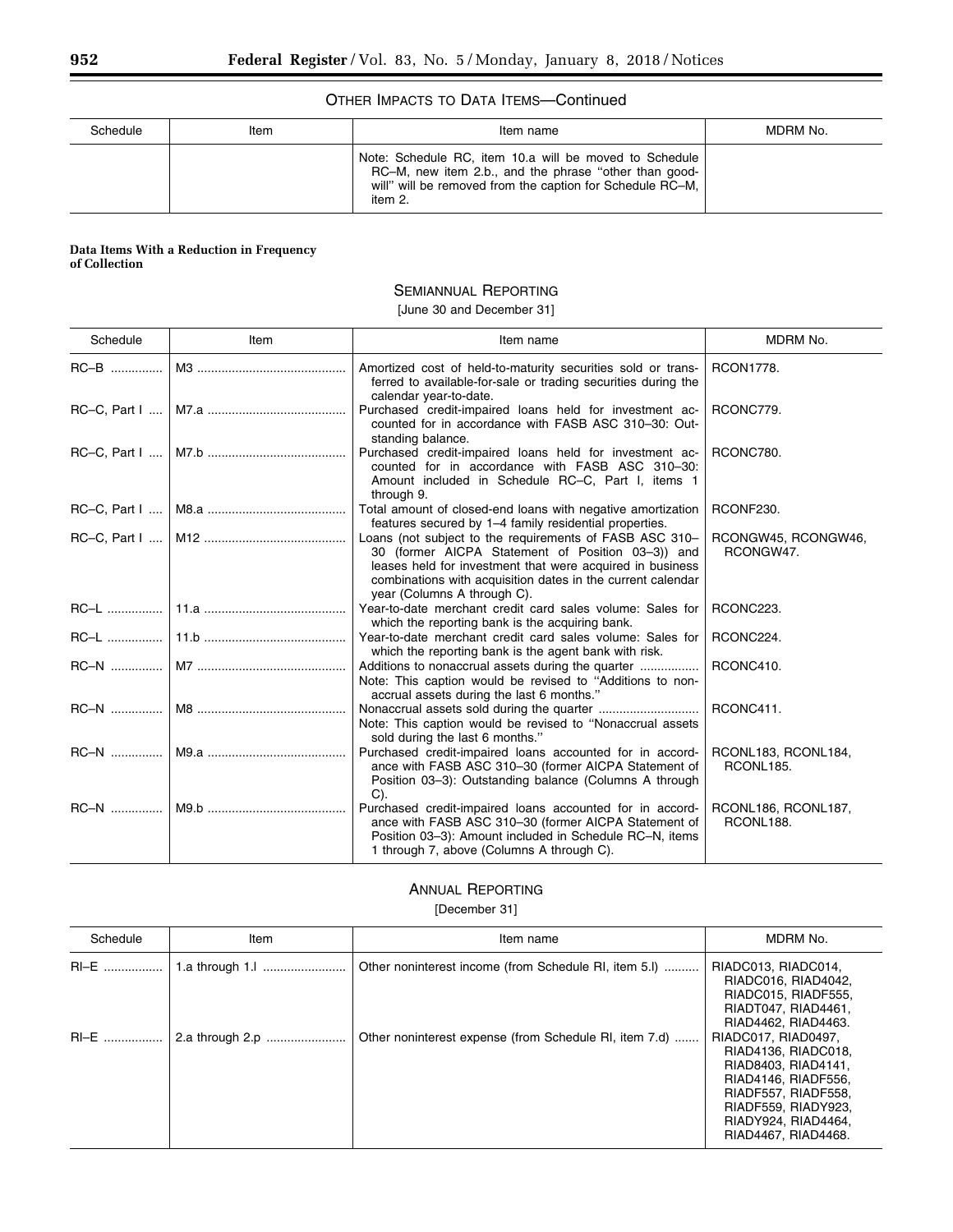OTHER IMPACTS TO DATA ITEMS—Continued

| Schedule | Item | Item name | MDRM No. |
| --- | --- | --- | --- |
| | | Note: Schedule RC, item 10.a will be moved to Schedule RC–M, new item 2.b., and the phrase "other than goodwill" will be removed from the caption for Schedule RC–M, item 2. | |

**Data Items With a Reduction in Frequency of Collection**

SEMIANNUAL REPORTING

[June 30 and December 31]

| Schedule | Item | Item name | MDRM No. |
| --- | --- | --- | --- |
| RC–B | M3 | Amortized cost of held-to-maturity securities sold or transferred to available-for-sale or trading securities during the calendar year-to-date. | RCON1778. |
| RC–C, Part I | M7.a | Purchased credit-impaired loans held for investment accounted for in accordance with FASB ASC 310–30: Outstanding balance. | RCONC779. |
| RC–C, Part I | M7.b | Purchased credit-impaired loans held for investment accounted for in accordance with FASB ASC 310–30: Amount included in Schedule RC–C, Part I, items 1 through 9. | RCONC780. |
| RC–C, Part I | M8.a | Total amount of closed-end loans with negative amortization features secured by 1–4 family residential properties. | RCONF230. |
| RC–C, Part I | M12 | Loans (not subject to the requirements of FASB ASC 310–30 (former AICPA Statement of Position 03–3)) and leases held for investment that were acquired in business combinations with acquisition dates in the current calendar year (Columns A through C). | RCONGW45, RCONGW46, RCONGW47. |
| RC–L | 11.a | Year-to-date merchant credit card sales volume: Sales for which the reporting bank is the acquiring bank. | RCONC223. |
| RC–L | 11.b | Year-to-date merchant credit card sales volume: Sales for which the reporting bank is the agent bank with risk. | RCONC224. |
| RC–N | M7 | Additions to nonaccrual assets during the quarter<br>Note: This caption would be revised to "Additions to nonaccrual assets during the last 6 months." | RCONC410. |
| RC–N | M8 | Nonaccrual assets sold during the quarter<br>Note: This caption would be revised to "Nonaccrual assets sold during the last 6 months." | RCONC411. |
| RC–N | M9.a | Purchased credit-impaired loans accounted for in accordance with FASB ASC 310–30 (former AICPA Statement of Position 03–3): Outstanding balance (Columns A through C). | RCONL183, RCONL184, RCONL185. |
| RC–N | M9.b | Purchased credit-impaired loans accounted for in accordance with FASB ASC 310–30 (former AICPA Statement of Position 03–3): Amount included in Schedule RC–N, items 1 through 7, above (Columns A through C). | RCONL186, RCONL187, RCONL188. |

ANNUAL REPORTING

[December 31]

| Schedule | Item | Item name | MDRM No. |
| --- | --- | --- | --- |
| RI–E | 1.a through 1.l | Other noninterest income (from Schedule RI, item 5.l) | RIADC013, RIADC014, RIADC016, RIAD4042, RIADC015, RIADF555, RIADT047, RIAD4461, RIAD4462, RIAD4463. |
| RI–E | 2.a through 2.p | Other noninterest expense (from Schedule RI, item 7.d) | RIADC017, RIAD0497, RIAD4136, RIADC018, RIAD8403, RIAD4141, RIAD4146, RIADF556, RIADF557, RIADF558, RIADF559, RIADY923, RIADY924, RIAD4464, RIAD4467, RIAD4468. |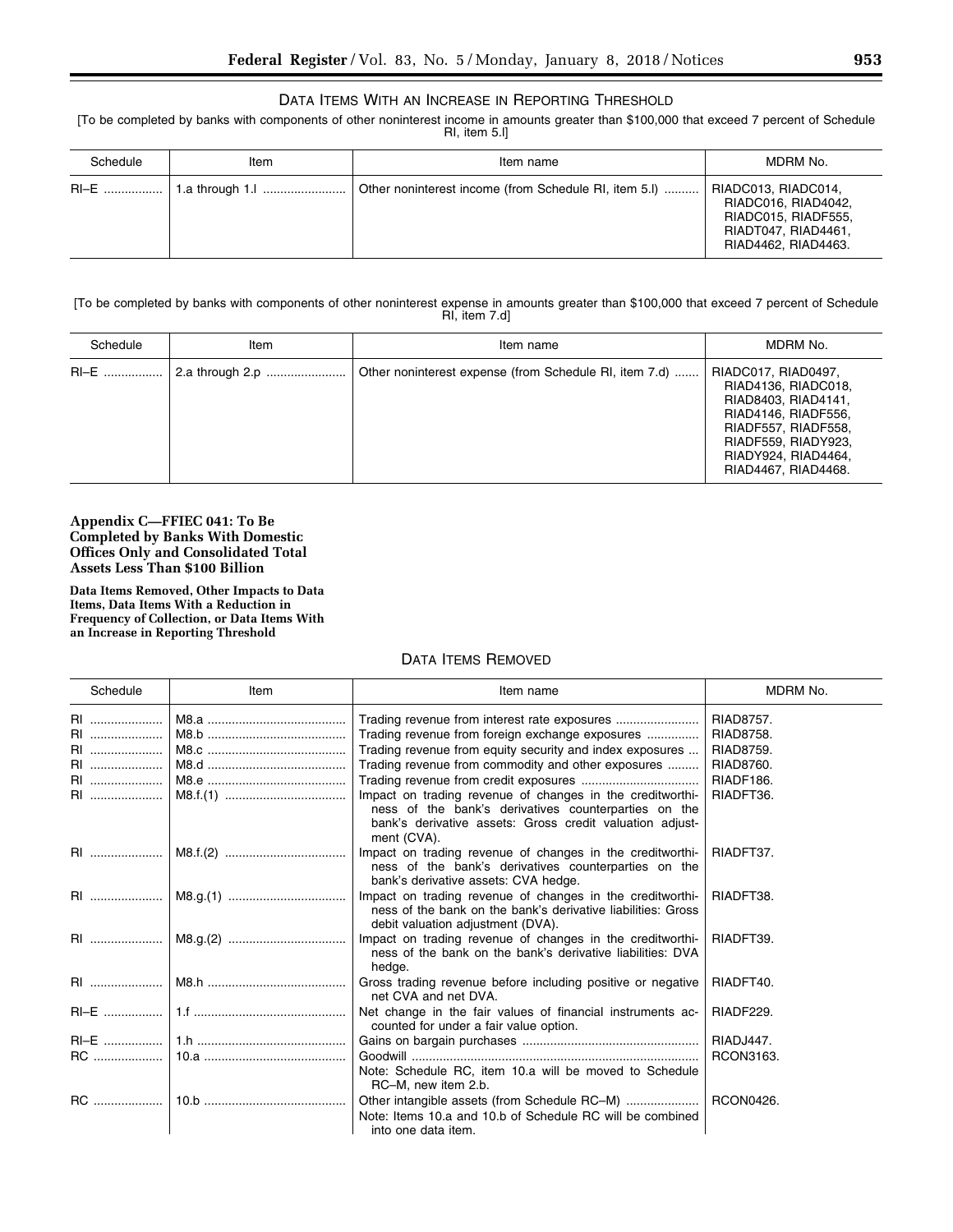### Data Items With an Increase in Reporting Threshold

[To be completed by banks with components of other noninterest income in amounts greater than $100,000 that exceed 7 percent of Schedule RI, item 5.l]

| Schedule | Item | Item name | MDRM No. |
|---|---|---|---|
| RI–E | 1.a through 1.l | Other noninterest income (from Schedule RI, item 5.l) | RIADC013, RIADC014, RIADC016, RIAD4042, RIADC015, RIADF555, RIADT047, RIAD4461, RIAD4462, RIAD4463. |

[To be completed by banks with components of other noninterest expense in amounts greater than $100,000 that exceed 7 percent of Schedule RI, item 7.d]

| Schedule | Item | Item name | MDRM No. |
|---|---|---|---|
| RI–E | 2.a through 2.p | Other noninterest expense (from Schedule RI, item 7.d) | RIADC017, RIAD0497, RIAD4136, RIADC018, RIAD8403, RIAD4141, RIAD4146, RIADF556, RIADF557, RIADF558, RIADF559, RIADY923, RIADY924, RIAD4464, RIAD4467, RIAD4468. |

## Appendix C—FFIEC 041: To Be Completed by Banks With Domestic Offices Only and Consolidated Total Assets Less Than $100 Billion

**Data Items Removed, Other Impacts to Data Items, Data Items With a Reduction in Frequency of Collection, or Data Items With an Increase in Reporting Threshold**

### Data Items Removed

| Schedule | Item | Item name | MDRM No. |
|---|---|---|---|
| RI | M8.a | Trading revenue from interest rate exposures | RIAD8757. |
| RI | M8.b | Trading revenue from foreign exchange exposures | RIAD8758. |
| RI | M8.c | Trading revenue from equity security and index exposures | RIAD8759. |
| RI | M8.d | Trading revenue from commodity and other exposures | RIAD8760. |
| RI | M8.e | Trading revenue from credit exposures | RIADF186. |
| RI | M8.f.(1) | Impact on trading revenue of changes in the creditworthiness of the bank's derivatives counterparties on the bank's derivative assets: Gross credit valuation adjustment (CVA). | RIADFT36. |
| RI | M8.f.(2) | Impact on trading revenue of changes in the creditworthiness of the bank's derivatives counterparties on the bank's derivative assets: CVA hedge. | RIADFT37. |
| RI | M8.g.(1) | Impact on trading revenue of changes in the creditworthiness of the bank on the bank's derivative liabilities: Gross debit valuation adjustment (DVA). | RIADFT38. |
| RI | M8.g.(2) | Impact on trading revenue of changes in the creditworthiness of the bank on the bank's derivative liabilities: DVA hedge. | RIADFT39. |
| RI | M8.h | Gross trading revenue before including positive or negative net CVA and net DVA. | RIADFT40. |
| RI–E | 1.f | Net change in the fair values of financial instruments accounted for under a fair value option. | RIADF229. |
| RI–E | 1.h | Gains on bargain purchases | RIADJ447. |
| RC | 10.a | Goodwill<br>Note: Schedule RC, item 10.a will be moved to Schedule RC–M, new item 2.b. | RCON3163. |
| RC | 10.b | Other intangible assets (from Schedule RC–M)<br>Note: Items 10.a and 10.b of Schedule RC will be combined into one data item. | RCON0426. |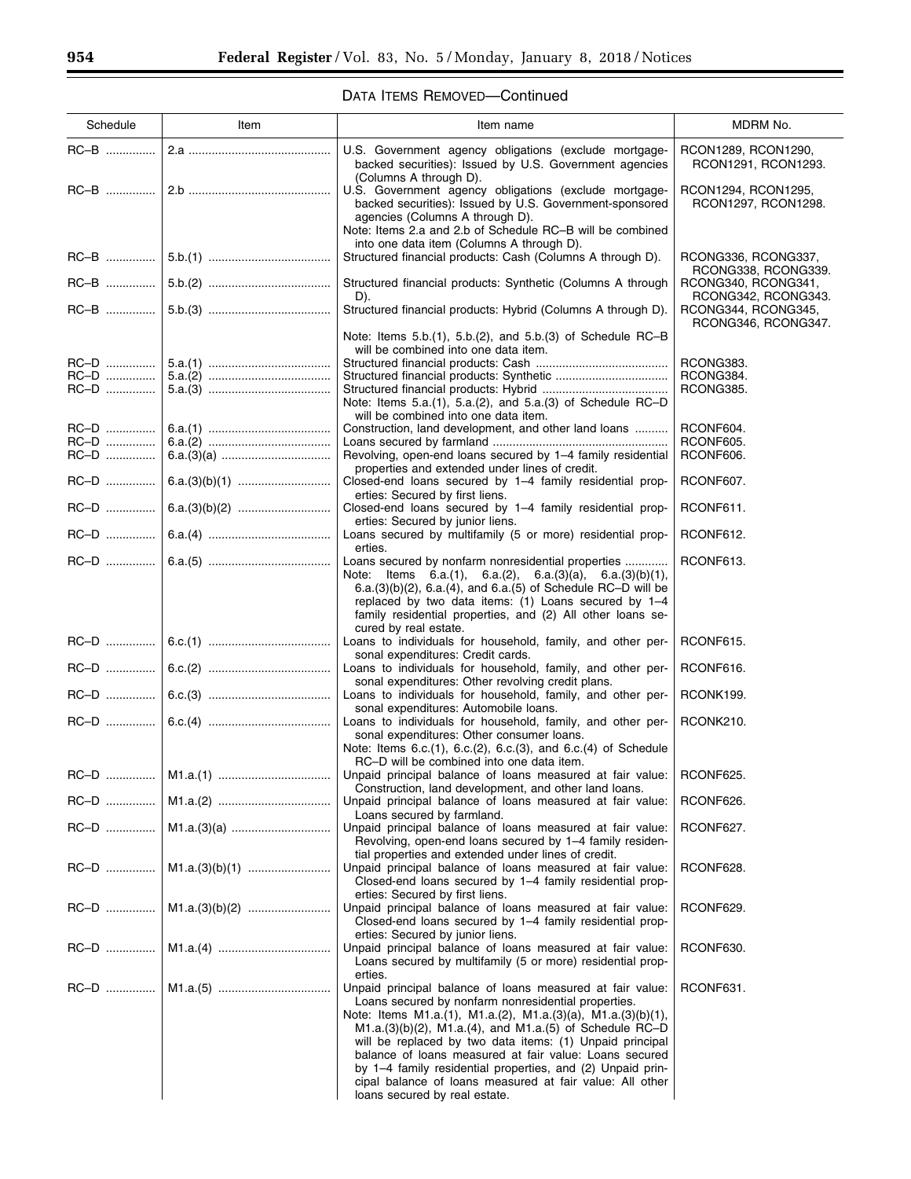## DATA ITEMS REMOVED—Continued

| Schedule | Item | Item name | MDRM No. |
|---|---|---|---|
| RC–B | 2.a | U.S. Government agency obligations (exclude mortgage-backed securities): Issued by U.S. Government agencies (Columns A through D). | RCON1289, RCON1290, RCON1291, RCON1293. |
| RC–B | 2.b | U.S. Government agency obligations (exclude mortgage-backed securities): Issued by U.S. Government-sponsored agencies (Columns A through D). Note: Items 2.a and 2.b of Schedule RC–B will be combined into one data item (Columns A through D). | RCON1294, RCON1295, RCON1297, RCON1298. |
| RC–B | 5.b.(1) | Structured financial products: Cash (Columns A through D). | RCONG336, RCONG337, RCONG338, RCONG339. |
| RC–B | 5.b.(2) | Structured financial products: Synthetic (Columns A through D). | RCONG340, RCONG341, RCONG342, RCONG343. |
| RC–B | 5.b.(3) | Structured financial products: Hybrid (Columns A through D). Note: Items 5.b.(1), 5.b.(2), and 5.b.(3) of Schedule RC–B will be combined into one data item. | RCONG344, RCONG345, RCONG346, RCONG347. |
| RC–D | 5.a.(1) | Structured financial products: Cash | RCONG383. |
| RC–D | 5.a.(2) | Structured financial products: Synthetic | RCONG384. |
| RC–D | 5.a.(3) | Structured financial products: Hybrid Note: Items 5.a.(1), 5.a.(2), and 5.a.(3) of Schedule RC–D will be combined into one data item. | RCONG385. |
| RC–D | 6.a.(1) | Construction, land development, and other land loans | RCONF604. |
| RC–D | 6.a.(2) | Loans secured by farmland | RCONF605. |
| RC–D | 6.a.(3)(a) | Revolving, open-end loans secured by 1–4 family residential properties and extended under lines of credit. | RCONF606. |
| RC–D | 6.a.(3)(b)(1) | Closed-end loans secured by 1–4 family residential properties: Secured by first liens. | RCONF607. |
| RC–D | 6.a.(3)(b)(2) | Closed-end loans secured by 1–4 family residential properties: Secured by junior liens. | RCONF611. |
| RC–D | 6.a.(4) | Loans secured by multifamily (5 or more) residential properties. | RCONF612. |
| RC–D | 6.a.(5) | Loans secured by nonfarm nonresidential properties Note: Items 6.a.(1), 6.a.(2), 6.a.(3)(a), 6.a.(3)(b)(1), 6.a.(3)(b)(2), 6.a.(4), and 6.a.(5) of Schedule RC–D will be replaced by two data items: (1) Loans secured by 1–4 family residential properties, and (2) All other loans secured by real estate. | RCONF613. |
| RC–D | 6.c.(1) | Loans to individuals for household, family, and other personal expenditures: Credit cards. | RCONF615. |
| RC–D | 6.c.(2) | Loans to individuals for household, family, and other personal expenditures: Other revolving credit plans. | RCONF616. |
| RC–D | 6.c.(3) | Loans to individuals for household, family, and other personal expenditures: Automobile loans. | RCONK199. |
| RC–D | 6.c.(4) | Loans to individuals for household, family, and other personal expenditures: Other consumer loans. Note: Items 6.c.(1), 6.c.(2), 6.c.(3), and 6.c.(4) of Schedule RC–D will be combined into one data item. | RCONK210. |
| RC–D | M1.a.(1) | Unpaid principal balance of loans measured at fair value: Construction, land development, and other land loans. | RCONF625. |
| RC–D | M1.a.(2) | Unpaid principal balance of loans measured at fair value: Loans secured by farmland. | RCONF626. |
| RC–D | M1.a.(3)(a) | Unpaid principal balance of loans measured at fair value: Revolving, open-end loans secured by 1–4 family residential properties and extended under lines of credit. | RCONF627. |
| RC–D | M1.a.(3)(b)(1) | Unpaid principal balance of loans measured at fair value: Closed-end loans secured by 1–4 family residential properties: Secured by first liens. | RCONF628. |
| RC–D | M1.a.(3)(b)(2) | Unpaid principal balance of loans measured at fair value: Closed-end loans secured by 1–4 family residential properties: Secured by junior liens. | RCONF629. |
| RC–D | M1.a.(4) | Unpaid principal balance of loans measured at fair value: Loans secured by multifamily (5 or more) residential properties. | RCONF630. |
| RC–D | M1.a.(5) | Unpaid principal balance of loans measured at fair value: Loans secured by nonfarm nonresidential properties. Note: Items M1.a.(1), M1.a.(2), M1.a.(3)(a), M1.a.(3)(b)(1), M1.a.(3)(b)(2), M1.a.(4), and M1.a.(5) of Schedule RC–D will be replaced by two data items: (1) Unpaid principal balance of loans measured at fair value: Loans secured by 1–4 family residential properties, and (2) Unpaid principal balance of loans measured at fair value: All other loans secured by real estate. | RCONF631. |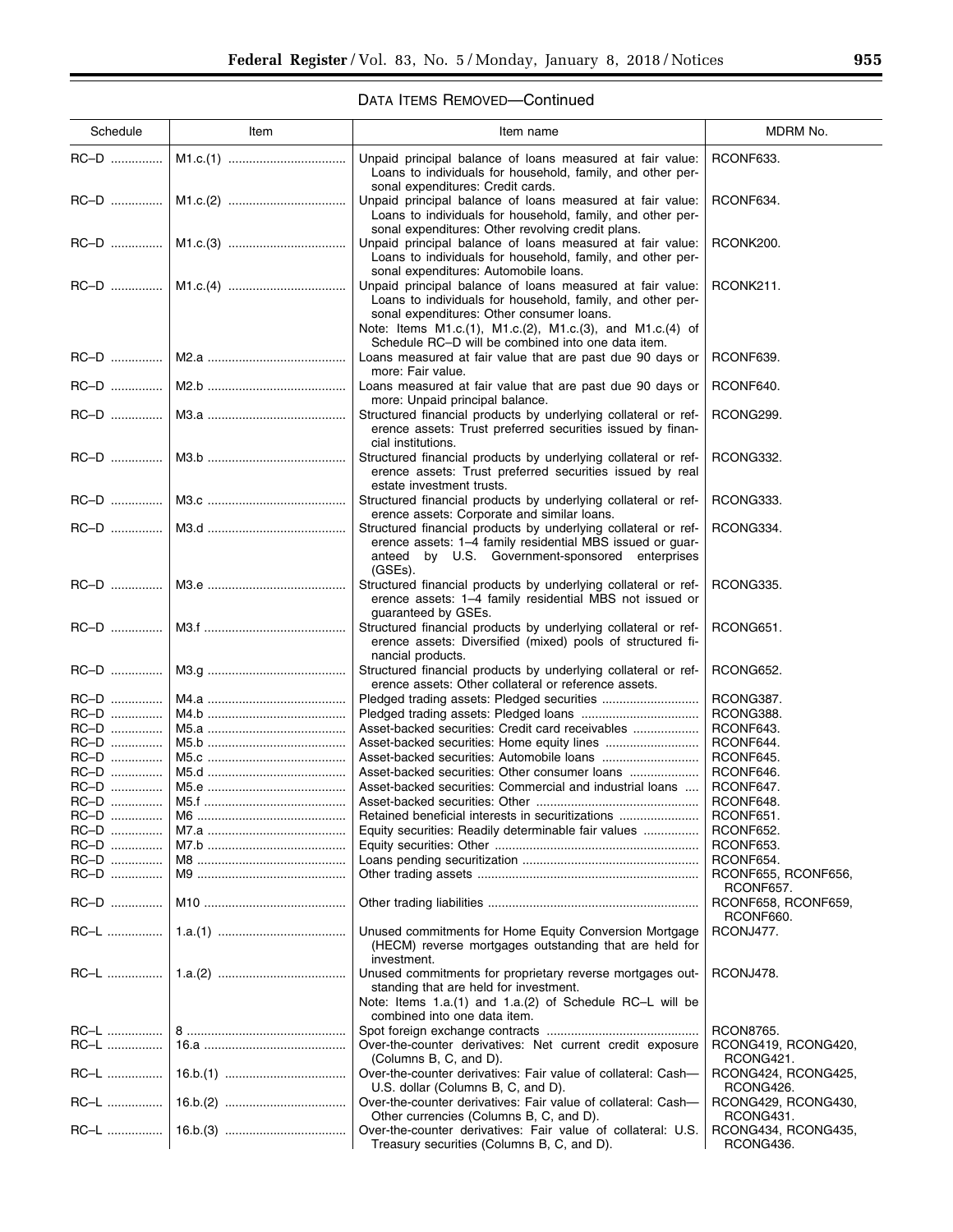DATA ITEMS REMOVED—Continued

| Schedule | Item | Item name | MDRM No. |
|---|---|---|---|
| RC–D | M1.c.(1) | Unpaid principal balance of loans measured at fair value: Loans to individuals for household, family, and other personal expenditures: Credit cards. | RCONF633. |
| RC–D | M1.c.(2) | Unpaid principal balance of loans measured at fair value: Loans to individuals for household, family, and other personal expenditures: Other revolving credit plans. | RCONF634. |
| RC–D | M1.c.(3) | Unpaid principal balance of loans measured at fair value: Loans to individuals for household, family, and other personal expenditures: Automobile loans. | RCONK200. |
| RC–D | M1.c.(4) | Unpaid principal balance of loans measured at fair value: Loans to individuals for household, family, and other personal expenditures: Other consumer loans. Note: Items M1.c.(1), M1.c.(2), M1.c.(3), and M1.c.(4) of Schedule RC–D will be combined into one data item. | RCONK211. |
| RC–D | M2.a | Loans measured at fair value that are past due 90 days or more: Fair value. | RCONF639. |
| RC–D | M2.b | Loans measured at fair value that are past due 90 days or more: Unpaid principal balance. | RCONF640. |
| RC–D | M3.a | Structured financial products by underlying collateral or reference assets: Trust preferred securities issued by financial institutions. | RCONG299. |
| RC–D | M3.b | Structured financial products by underlying collateral or reference assets: Trust preferred securities issued by real estate investment trusts. | RCONG332. |
| RC–D | M3.c | Structured financial products by underlying collateral or reference assets: Corporate and similar loans. | RCONG333. |
| RC–D | M3.d | Structured financial products by underlying collateral or reference assets: 1–4 family residential MBS issued or guaranteed by U.S. Government-sponsored enterprises (GSEs). | RCONG334. |
| RC–D | M3.e | Structured financial products by underlying collateral or reference assets: 1–4 family residential MBS not issued or guaranteed by GSEs. | RCONG335. |
| RC–D | M3.f | Structured financial products by underlying collateral or reference assets: Diversified (mixed) pools of structured financial products. | RCONG651. |
| RC–D | M3.g | Structured financial products by underlying collateral or reference assets: Other collateral or reference assets. | RCONG652. |
| RC–D | M4.a | Pledged trading assets: Pledged securities | RCONG387. |
| RC–D | M4.b | Pledged trading assets: Pledged loans | RCONG388. |
| RC–D | M5.a | Asset-backed securities: Credit card receivables | RCONF643. |
| RC–D | M5.b | Asset-backed securities: Home equity lines | RCONF644. |
| RC–D | M5.c | Asset-backed securities: Automobile loans | RCONF645. |
| RC–D | M5.d | Asset-backed securities: Other consumer loans | RCONF646. |
| RC–D | M5.e | Asset-backed securities: Commercial and industrial loans | RCONF647. |
| RC–D | M5.f | Asset-backed securities: Other | RCONF648. |
| RC–D | M6 | Retained beneficial interests in securitizations | RCONF651. |
| RC–D | M7.a | Equity securities: Readily determinable fair values | RCONF652. |
| RC–D | M7.b | Equity securities: Other | RCONF653. |
| RC–D | M8 | Loans pending securitization | RCONF654. |
| RC–D | M9 | Other trading assets | RCONF655, RCONF656, RCONF657. |
| RC–D | M10 | Other trading liabilities | RCONF658, RCONF659, RCONF660. |
| RC–L | 1.a.(1) | Unused commitments for Home Equity Conversion Mortgage (HECM) reverse mortgages outstanding that are held for investment. | RCONJ477. |
| RC–L | 1.a.(2) | Unused commitments for proprietary reverse mortgages outstanding that are held for investment. Note: Items 1.a.(1) and 1.a.(2) of Schedule RC–L will be combined into one data item. | RCONJ478. |
| RC–L | 8 | Spot foreign exchange contracts | RCON8765. |
| RC–L | 16.a | Over-the-counter derivatives: Net current credit exposure (Columns B, C, and D). | RCONG419, RCONG420, RCONG421. |
| RC–L | 16.b.(1) | Over-the-counter derivatives: Fair value of collateral: Cash—U.S. dollar (Columns B, C, and D). | RCONG424, RCONG425, RCONG426. |
| RC–L | 16.b.(2) | Over-the-counter derivatives: Fair value of collateral: Cash—Other currencies (Columns B, C, and D). | RCONG429, RCONG430, RCONG431. |
| RC–L | 16.b.(3) | Over-the-counter derivatives: Fair value of collateral: U.S. Treasury securities (Columns B, C, and D). | RCONG434, RCONG435, RCONG436. |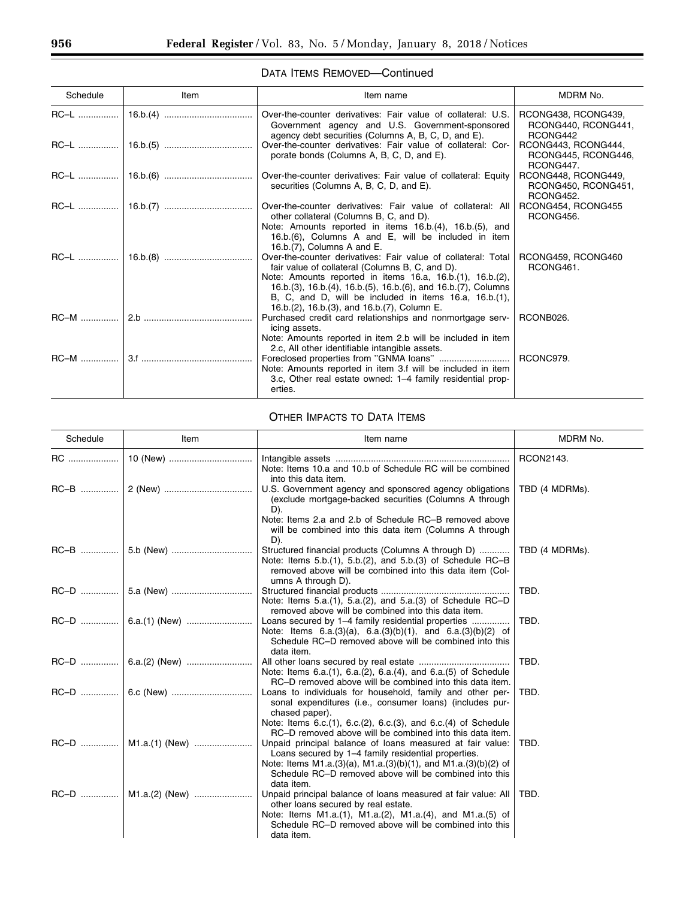## DATA ITEMS REMOVED—Continued

| Schedule | Item | Item name | MDRM No. |
| --- | --- | --- | --- |
| RC–L | 16.b.(4) | Over-the-counter derivatives: Fair value of collateral: U.S. Government agency and U.S. Government-sponsored agency debt securities (Columns A, B, C, D, and E). | RCONG438, RCONG439, RCONG440, RCONG441, RCONG442 |
| RC–L | 16.b.(5) | Over-the-counter derivatives: Fair value of collateral: Corporate bonds (Columns A, B, C, D, and E). | RCONG443, RCONG444, RCONG445, RCONG446, RCONG447. |
| RC–L | 16.b.(6) | Over-the-counter derivatives: Fair value of collateral: Equity securities (Columns A, B, C, D, and E). | RCONG448, RCONG449, RCONG450, RCONG451, RCONG452. |
| RC–L | 16.b.(7) | Over-the-counter derivatives: Fair value of collateral: All other collateral (Columns B, C, and D). Note: Amounts reported in items 16.b.(4), 16.b.(5), and 16.b.(6), Columns A and E, will be included in item 16.b.(7), Columns A and E. | RCONG454, RCONG455 RCONG456. |
| RC–L | 16.b.(8) | Over-the-counter derivatives: Fair value of collateral: Total fair value of collateral (Columns B, C, and D). Note: Amounts reported in items 16.a, 16.b.(1), 16.b.(2), 16.b.(3), 16.b.(4), 16.b.(5), 16.b.(6), and 16.b.(7), Columns B, C, and D, will be included in items 16.a, 16.b.(1), 16.b.(2), 16.b.(3), and 16.b.(7), Column E. | RCONG459, RCONG460 RCONG461. |
| RC–M | 2.b | Purchased credit card relationships and nonmortgage servicing assets. Note: Amounts reported in item 2.b will be included in item 2.c, All other identifiable intangible assets. | RCONB026. |
| RC–M | 3.f | Foreclosed properties from "GNMA loans" Note: Amounts reported in item 3.f will be included in item 3.c, Other real estate owned: 1–4 family residential properties. | RCONC979. |

## OTHER IMPACTS TO DATA ITEMS

| Schedule | Item | Item name | MDRM No. |
| --- | --- | --- | --- |
| RC | 10 (New) | Intangible assets Note: Items 10.a and 10.b of Schedule RC will be combined into this data item. | RCON2143. |
| RC–B | 2 (New) | U.S. Government agency and sponsored agency obligations (exclude mortgage-backed securities (Columns A through D). Note: Items 2.a and 2.b of Schedule RC–B removed above will be combined into this data item (Columns A through D). | TBD (4 MDRMs). |
| RC–B | 5.b (New) | Structured financial products (Columns A through D) Note: Items 5.b.(1), 5.b.(2), and 5.b.(3) of Schedule RC–B removed above will be combined into this data item (Columns A through D). | TBD (4 MDRMs). |
| RC–D | 5.a (New) | Structured financial products Note: Items 5.a.(1), 5.a.(2), and 5.a.(3) of Schedule RC–D removed above will be combined into this data item. | TBD. |
| RC–D | 6.a.(1) (New) | Loans secured by 1–4 family residential properties Note: Items 6.a.(3)(a), 6.a.(3)(b)(1), and 6.a.(3)(b)(2) of Schedule RC–D removed above will be combined into this data item. | TBD. |
| RC–D | 6.a.(2) (New) | All other loans secured by real estate Note: Items 6.a.(1), 6.a.(2), 6.a.(4), and 6.a.(5) of Schedule RC–D removed above will be combined into this data item. | TBD. |
| RC–D | 6.c (New) | Loans to individuals for household, family and other personal expenditures (i.e., consumer loans) (includes purchased paper). Note: Items 6.c.(1), 6.c.(2), 6.c.(3), and 6.c.(4) of Schedule RC–D removed above will be combined into this data item. | TBD. |
| RC–D | M1.a.(1) (New) | Unpaid principal balance of loans measured at fair value: Loans secured by 1–4 family residential properties. Note: Items M1.a.(3)(a), M1.a.(3)(b)(1), and M1.a.(3)(b)(2) of Schedule RC–D removed above will be combined into this data item. | TBD. |
| RC–D | M1.a.(2) (New) | Unpaid principal balance of loans measured at fair value: All other loans secured by real estate. Note: Items M1.a.(1), M1.a.(2), M1.a.(4), and M1.a.(5) of Schedule RC–D removed above will be combined into this data item. | TBD. |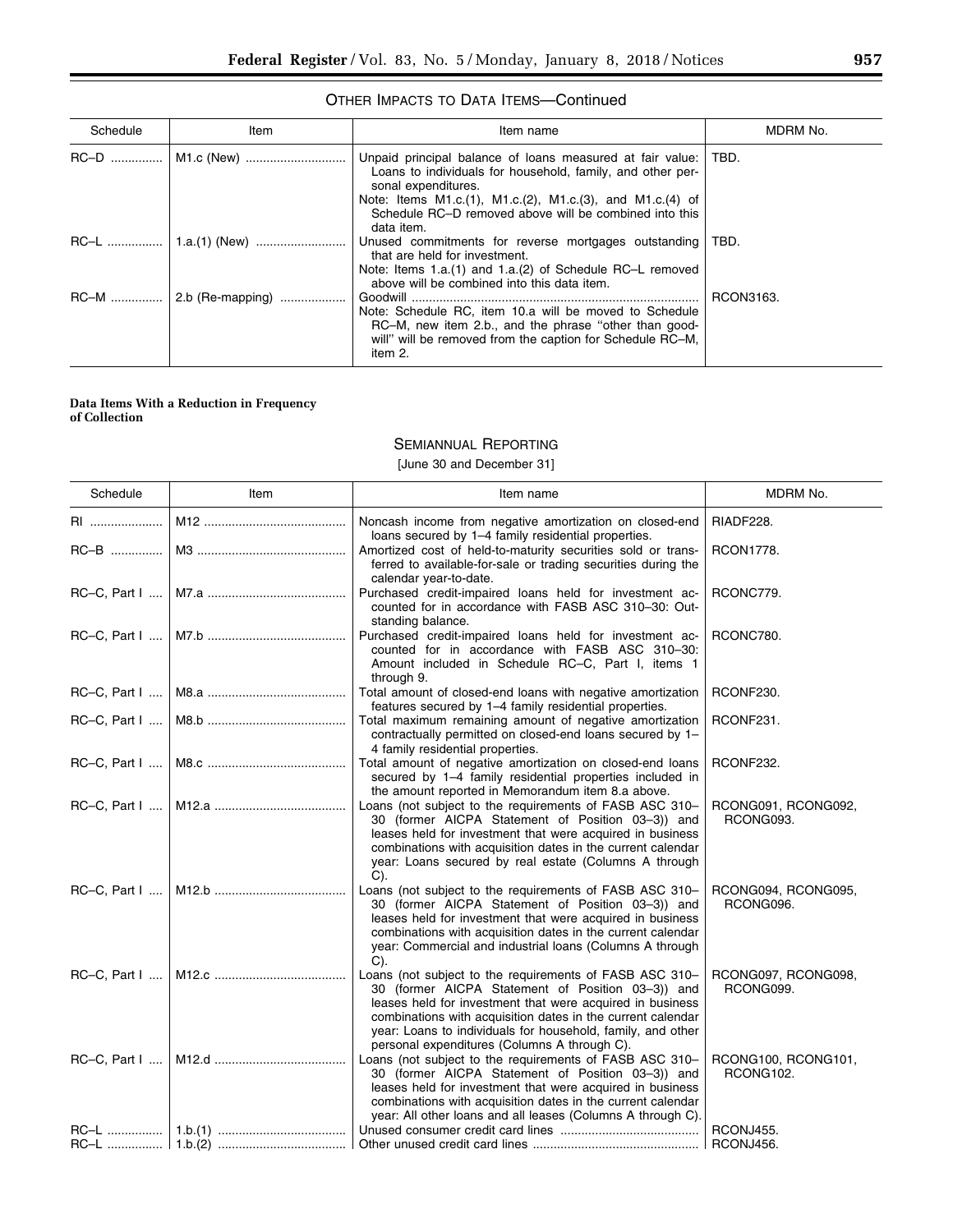### OTHER IMPACTS TO DATA ITEMS—Continued

| Schedule | Item | Item name | MDRM No. |
| --- | --- | --- | --- |
| RC–D | M1.c (New) | Unpaid principal balance of loans measured at fair value: Loans to individuals for household, family, and other personal expenditures. Note: Items M1.c.(1), M1.c.(2), M1.c.(3), and M1.c.(4) of Schedule RC–D removed above will be combined into this data item. | TBD. |
| RC–L | 1.a.(1) (New) | Unused commitments for reverse mortgages outstanding that are held for investment. Note: Items 1.a.(1) and 1.a.(2) of Schedule RC–L removed above will be combined into this data item. | TBD. |
| RC–M | 2.b (Re-mapping) | Goodwill. Note: Schedule RC, item 10.a will be moved to Schedule RC–M, new item 2.b., and the phrase "other than goodwill" will be removed from the caption for Schedule RC–M, item 2. | RCON3163. |

**Data Items With a Reduction in Frequency of Collection**

### SEMIANNUAL REPORTING

[June 30 and December 31]

| Schedule | Item | Item name | MDRM No. |
| --- | --- | --- | --- |
| RI | M12 | Noncash income from negative amortization on closed-end loans secured by 1–4 family residential properties. | RIADF228. |
| RC–B | M3 | Amortized cost of held-to-maturity securities sold or transferred to available-for-sale or trading securities during the calendar year-to-date. | RCON1778. |
| RC–C, Part I | M7.a | Purchased credit-impaired loans held for investment accounted for in accordance with FASB ASC 310–30: Outstanding balance. | RCONC779. |
| RC–C, Part I | M7.b | Purchased credit-impaired loans held for investment accounted for in accordance with FASB ASC 310–30: Amount included in Schedule RC–C, Part I, items 1 through 9. | RCONC780. |
| RC–C, Part I | M8.a | Total amount of closed-end loans with negative amortization features secured by 1–4 family residential properties. | RCONF230. |
| RC–C, Part I | M8.b | Total maximum remaining amount of negative amortization contractually permitted on closed-end loans secured by 1–4 family residential properties. | RCONF231. |
| RC–C, Part I | M8.c | Total amount of negative amortization on closed-end loans secured by 1–4 family residential properties included in the amount reported in Memorandum item 8.a above. | RCONF232. |
| RC–C, Part I | M12.a | Loans (not subject to the requirements of FASB ASC 310–30 (former AICPA Statement of Position 03–3)) and leases held for investment that were acquired in business combinations with acquisition dates in the current calendar year: Loans secured by real estate (Columns A through C). | RCONG091, RCONG092, RCONG093. |
| RC–C, Part I | M12.b | Loans (not subject to the requirements of FASB ASC 310–30 (former AICPA Statement of Position 03–3)) and leases held for investment that were acquired in business combinations with acquisition dates in the current calendar year: Commercial and industrial loans (Columns A through C). | RCONG094, RCONG095, RCONG096. |
| RC–C, Part I | M12.c | Loans (not subject to the requirements of FASB ASC 310–30 (former AICPA Statement of Position 03–3)) and leases held for investment that were acquired in business combinations with acquisition dates in the current calendar year: Loans to individuals for household, family, and other personal expenditures (Columns A through C). | RCONG097, RCONG098, RCONG099. |
| RC–C, Part I | M12.d | Loans (not subject to the requirements of FASB ASC 310–30 (former AICPA Statement of Position 03–3)) and leases held for investment that were acquired in business combinations with acquisition dates in the current calendar year: All other loans and all leases (Columns A through C). | RCONG100, RCONG101, RCONG102. |
| RC–L | 1.b.(1) | Unused consumer credit card lines | RCONJ455. |
| RC–L | 1.b.(2) | Other unused credit card lines | RCONJ456. |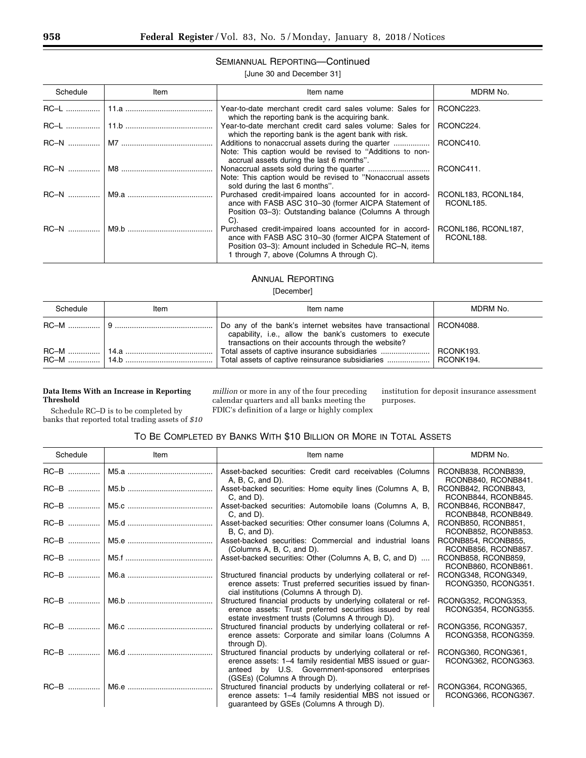SEMIANNUAL REPORTING—Continued

[June 30 and December 31]

| Schedule | Item | Item name | MDRM No. |
|---|---|---|---|
| RC–L | 11.a | Year-to-date merchant credit card sales volume: Sales for which the reporting bank is the acquiring bank. | RCONC223. |
| RC–L | 11.b | Year-to-date merchant credit card sales volume: Sales for which the reporting bank is the agent bank with risk. | RCONC224. |
| RC–N | M7 | Additions to nonaccrual assets during the quarter<br>Note: This caption would be revised to ''Additions to nonaccrual assets during the last 6 months''. | RCONC410. |
| RC–N | M8 | Nonaccrual assets sold during the quarter<br>Note: This caption would be revised to ''Nonaccrual assets sold during the last 6 months''. | RCONC411. |
| RC–N | M9.a | Purchased credit-impaired loans accounted for in accordance with FASB ASC 310–30 (former AICPA Statement of Position 03–3): Outstanding balance (Columns A through C). | RCONL183, RCONL184, RCONL185. |
| RC–N | M9.b | Purchased credit-impaired loans accounted for in accordance with FASB ASC 310–30 (former AICPA Statement of Position 03–3): Amount included in Schedule RC–N, items 1 through 7, above (Columns A through C). | RCONL186, RCONL187, RCONL188. |

ANNUAL REPORTING

[December]

| Schedule | Item | Item name | MDRM No. |
|---|---|---|---|
| RC–M | 9 | Do any of the bank's internet websites have transactional capability, i.e., allow the bank's customers to execute transactions on their accounts through the website? | RCON4088. |
| RC–M | 14.a | Total assets of captive insurance subsidiaries | RCONK193. |
| RC–M | 14.b | Total assets of captive reinsurance subsidiaries | RCONK194. |

**Data Items With an Increase in Reporting Threshold**

Schedule RC–D is to be completed by banks that reported total trading assets of *$10 million* or more in any of the four preceding calendar quarters and all banks meeting the FDIC's definition of a large or highly complex institution for deposit insurance assessment purposes.

TO BE COMPLETED BY BANKS WITH $10 BILLION OR MORE IN TOTAL ASSETS

| Schedule | Item | Item name | MDRM No. |
|---|---|---|---|
| RC–B | M5.a | Asset-backed securities: Credit card receivables (Columns A, B, C, and D). | RCONB838, RCONB839, RCONB840, RCONB841. |
| RC–B | M5.b | Asset-backed securities: Home equity lines (Columns A, B, C, and D). | RCONB842, RCONB843, RCONB844, RCONB845. |
| RC–B | M5.c | Asset-backed securities: Automobile loans (Columns A, B, C, and D). | RCONB846, RCONB847, RCONB848, RCONB849. |
| RC–B | M5.d | Asset-backed securities: Other consumer loans (Columns A, B, C, and D). | RCONB850, RCONB851, RCONB852, RCONB853. |
| RC–B | M5.e | Asset-backed securities: Commercial and industrial loans (Columns A, B, C, and D). | RCONB854, RCONB855, RCONB856, RCONB857. |
| RC–B | M5.f | Asset-backed securities: Other (Columns A, B, C, and D) | RCONB858, RCONB859, RCONB860, RCONB861. |
| RC–B | M6.a | Structured financial products by underlying collateral or reference assets: Trust preferred securities issued by financial institutions (Columns A through D). | RCONG348, RCONG349, RCONG350, RCONG351. |
| RC–B | M6.b | Structured financial products by underlying collateral or reference assets: Trust preferred securities issued by real estate investment trusts (Columns A through D). | RCONG352, RCONG353, RCONG354, RCONG355. |
| RC–B | M6.c | Structured financial products by underlying collateral or reference assets: Corporate and similar loans (Columns A through D). | RCONG356, RCONG357, RCONG358, RCONG359. |
| RC–B | M6.d | Structured financial products by underlying collateral or reference assets: 1–4 family residential MBS issued or guaranteed by U.S. Government-sponsored enterprises (GSEs) (Columns A through D). | RCONG360, RCONG361, RCONG362, RCONG363. |
| RC–B | M6.e | Structured financial products by underlying collateral or reference assets: 1–4 family residential MBS not issued or guaranteed by GSEs (Columns A through D). | RCONG364, RCONG365, RCONG366, RCONG367. |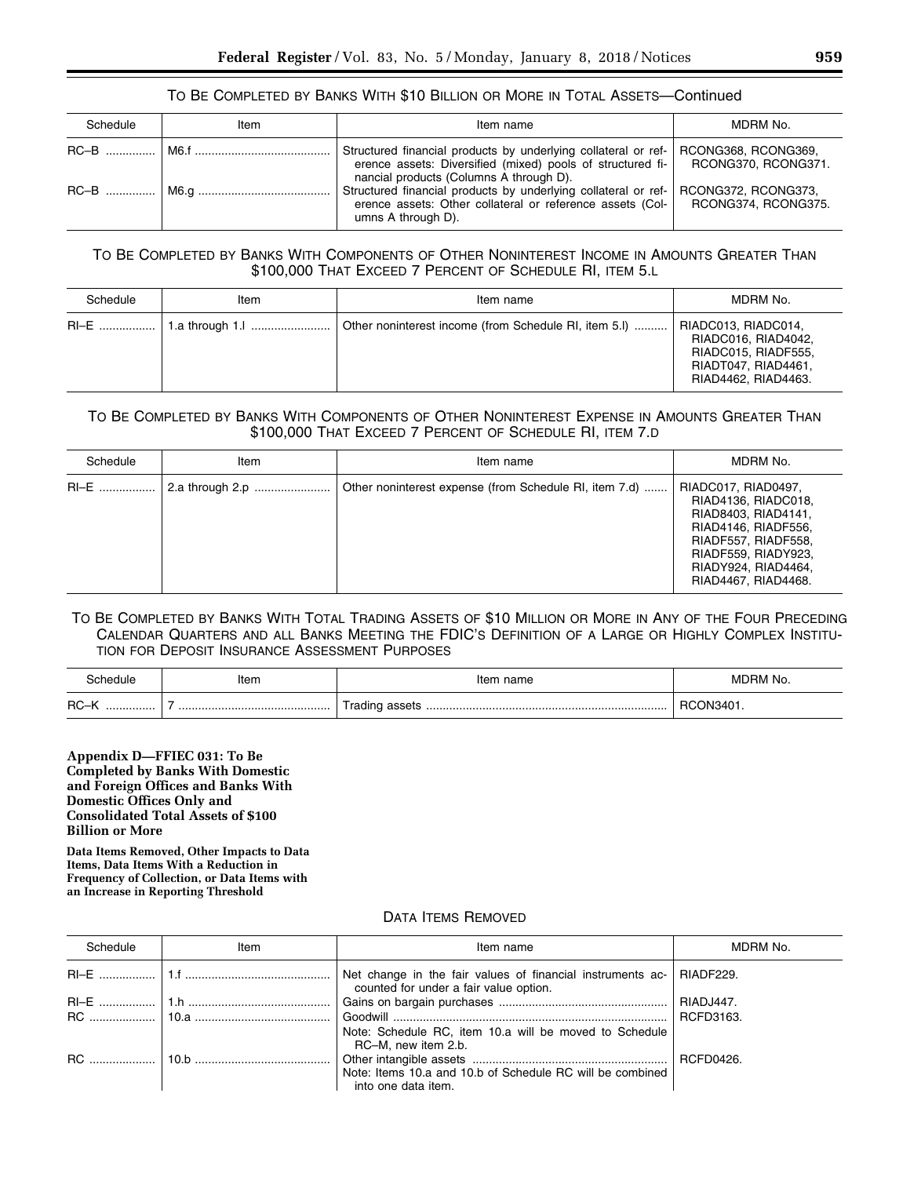### To Be Completed by Banks With $10 Billion or More in Total Assets—Continued

| Schedule | Item | Item name | MDRM No. |
|---|---|---|---|
| RC–B | M6.f | Structured financial products by underlying collateral or reference assets: Diversified (mixed) pools of structured financial products (Columns A through D). | RCONG368, RCONG369, RCONG370, RCONG371. |
| RC–B | M6.g | Structured financial products by underlying collateral or reference assets: Other collateral or reference assets (Columns A through D). | RCONG372, RCONG373, RCONG374, RCONG375. |

### To Be Completed by Banks With Components of Other Noninterest Income in Amounts Greater Than $100,000 That Exceed 7 Percent of Schedule RI, Item 5.l

| Schedule | Item | Item name | MDRM No. |
|---|---|---|---|
| RI–E | 1.a through 1.l | Other noninterest income (from Schedule RI, item 5.l) | RIADC013, RIADC014, RIADC016, RIAD4042, RIADC015, RIADF555, RIADT047, RIAD4461, RIAD4462, RIAD4463. |

### To Be Completed by Banks With Components of Other Noninterest Expense in Amounts Greater Than $100,000 That Exceed 7 Percent of Schedule RI, Item 7.d

| Schedule | Item | Item name | MDRM No. |
|---|---|---|---|
| RI–E | 2.a through 2.p | Other noninterest expense (from Schedule RI, item 7.d) | RIADC017, RIAD0497, RIAD4136, RIADC018, RIAD8403, RIAD4141, RIAD4146, RIADF556, RIADF557, RIADF558, RIADF559, RIADY923, RIADY924, RIAD4464, RIAD4467, RIAD4468. |

### To Be Completed by Banks With Total Trading Assets of $10 Million or More in Any of the Four Preceding Calendar Quarters and All Banks Meeting the FDIC's Definition of a Large or Highly Complex Institution for Deposit Insurance Assessment Purposes

| Schedule | Item | Item name | MDRM No. |
|---|---|---|---|
| RC–K | 7 | Trading assets | RCON3401. |

## Appendix D—FFIEC 031: To Be Completed by Banks With Domestic and Foreign Offices and Banks With Domestic Offices Only and Consolidated Total Assets of $100 Billion or More

**Data Items Removed, Other Impacts to Data Items, Data Items With a Reduction in Frequency of Collection, or Data Items with an Increase in Reporting Threshold**

### Data Items Removed

| Schedule | Item | Item name | MDRM No. |
|---|---|---|---|
| RI–E | 1.f | Net change in the fair values of financial instruments accounted for under a fair value option. | RIADF229. |
| RI–E | 1.h | Gains on bargain purchases | RIADJ447. |
| RC | 10.a | Goodwill<br>Note: Schedule RC, item 10.a will be moved to Schedule RC–M, new item 2.b. | RCFD3163. |
| RC | 10.b | Other intangible assets<br>Note: Items 10.a and 10.b of Schedule RC will be combined into one data item. | RCFD0426. |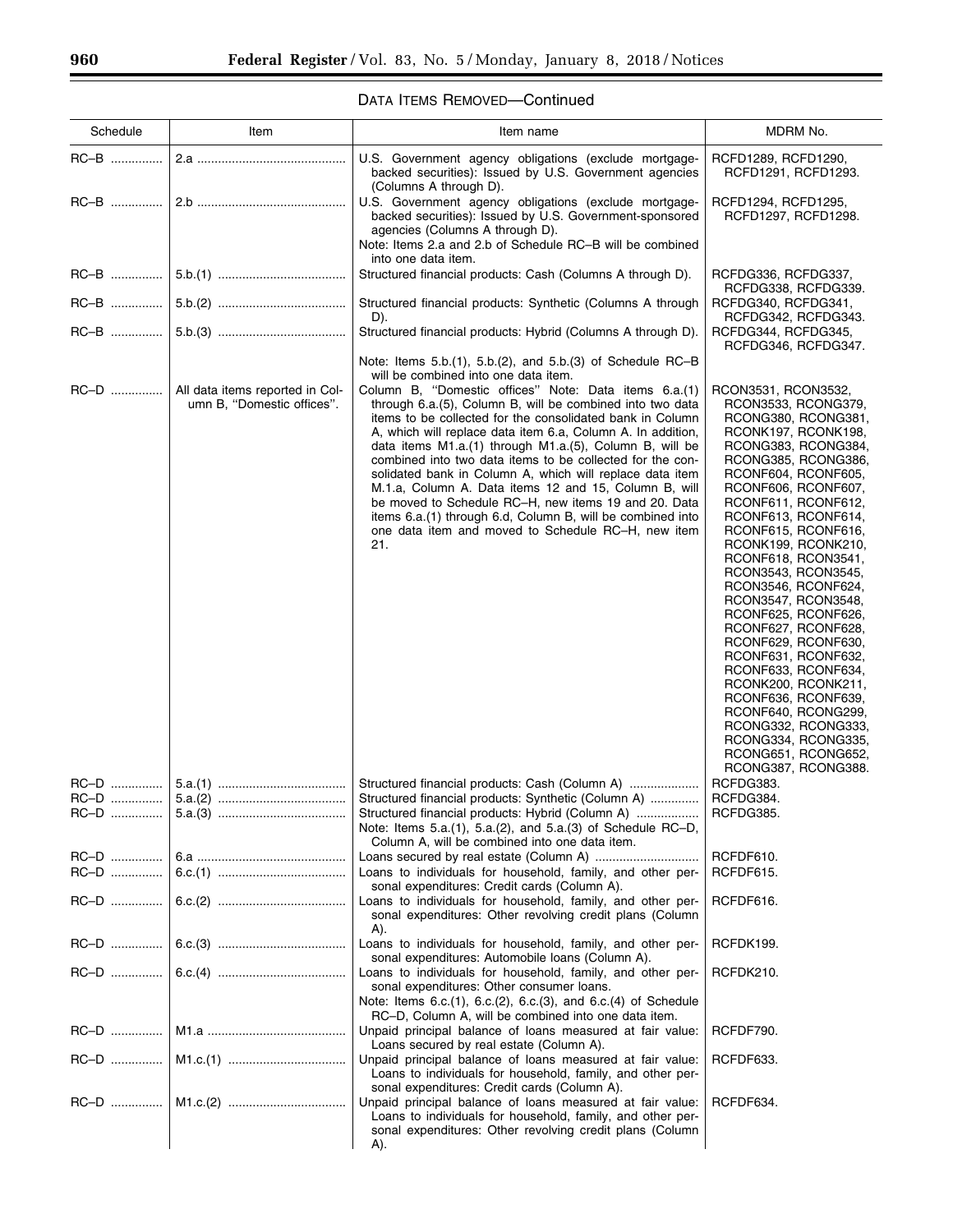DATA ITEMS REMOVED—Continued

| Schedule | Item | Item name | MDRM No. |
|---|---|---|---|
| RC–B | 2.a | U.S. Government agency obligations (exclude mortgage-backed securities): Issued by U.S. Government agencies (Columns A through D). | RCFD1289, RCFD1290, RCFD1291, RCFD1293. |
| RC–B | 2.b | U.S. Government agency obligations (exclude mortgage-backed securities): Issued by U.S. Government-sponsored agencies (Columns A through D). Note: Items 2.a and 2.b of Schedule RC–B will be combined into one data item. | RCFD1294, RCFD1295, RCFD1297, RCFD1298. |
| RC–B | 5.b.(1) | Structured financial products: Cash (Columns A through D). | RCFDG336, RCFDG337, RCFDG338, RCFDG339. |
| RC–B | 5.b.(2) | Structured financial products: Synthetic (Columns A through D). | RCFDG340, RCFDG341, RCFDG342, RCFDG343. |
| RC–B | 5.b.(3) | Structured financial products: Hybrid (Columns A through D). Note: Items 5.b.(1), 5.b.(2), and 5.b.(3) of Schedule RC–B will be combined into one data item. | RCFDG344, RCFDG345, RCFDG346, RCFDG347. |
| RC–D | All data items reported in Column B, "Domestic offices". | Column B, "Domestic offices" Note: Data items 6.a.(1) through 6.a.(5), Column B, will be combined into two data items to be collected for the consolidated bank in Column A, which will replace data item 6.a, Column A. In addition, data items M1.a.(1) through M1.a.(5), Column B, will be combined into two data items to be collected for the consolidated bank in Column A, which will replace data item M.1.a, Column A. Data items 12 and 15, Column B, will be moved to Schedule RC–H, new items 19 and 20. Data items 6.a.(1) through 6.d, Column B, will be combined into one data item and moved to Schedule RC–H, new item 21. | RCON3531, RCON3532, RCON3533, RCONG379, RCONG380, RCONG381, RCONK197, RCONK198, RCONG383, RCONG384, RCONG385, RCONG386, RCONF604, RCONF605, RCONF606, RCONF607, RCONF611, RCONF612, RCONF613, RCONF614, RCONF615, RCONF616, RCONK199, RCONK210, RCONF618, RCON3541, RCON3543, RCON3545, RCON3546, RCONF624, RCON3547, RCON3548, RCONF625, RCONF626, RCONF627, RCONF628, RCONF629, RCONF630, RCONF631, RCONF632, RCONF633, RCONF634, RCONK200, RCONK211, RCONF636, RCONF639, RCONF640, RCONG299, RCONG332, RCONG333, RCONG334, RCONG335, RCONG651, RCONG652, RCONG387, RCONG388. |
| RC–D | 5.a.(1) | Structured financial products: Cash (Column A) | RCFDG383. |
| RC–D | 5.a.(2) | Structured financial products: Synthetic (Column A) | RCFDG384. |
| RC–D | 5.a.(3) | Structured financial products: Hybrid (Column A) Note: Items 5.a.(1), 5.a.(2), and 5.a.(3) of Schedule RC–D, Column A, will be combined into one data item. | RCFDG385. |
| RC–D | 6.a | Loans secured by real estate (Column A) | RCFDF610. |
| RC–D | 6.c.(1) | Loans to individuals for household, family, and other personal expenditures: Credit cards (Column A). | RCFDF615. |
| RC–D | 6.c.(2) | Loans to individuals for household, family, and other personal expenditures: Other revolving credit plans (Column A). | RCFDF616. |
| RC–D | 6.c.(3) | Loans to individuals for household, family, and other personal expenditures: Automobile loans (Column A). | RCFDK199. |
| RC–D | 6.c.(4) | Loans to individuals for household, family, and other personal expenditures: Other consumer loans. Note: Items 6.c.(1), 6.c.(2), 6.c.(3), and 6.c.(4) of Schedule RC–D, Column A, will be combined into one data item. | RCFDK210. |
| RC–D | M1.a | Unpaid principal balance of loans measured at fair value: Loans secured by real estate (Column A). | RCFDF790. |
| RC–D | M1.c.(1) | Unpaid principal balance of loans measured at fair value: Loans to individuals for household, family, and other personal expenditures: Credit cards (Column A). | RCFDF633. |
| RC–D | M1.c.(2) | Unpaid principal balance of loans measured at fair value: Loans to individuals for household, family, and other personal expenditures: Other revolving credit plans (Column A). | RCFDF634. |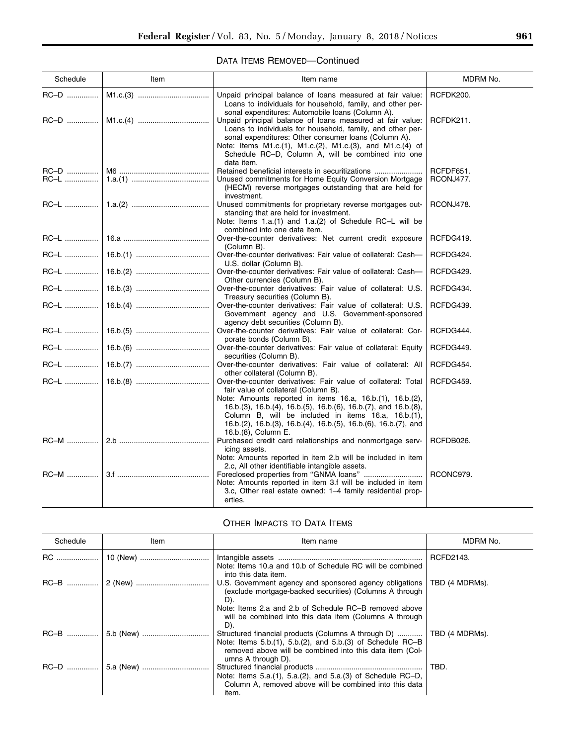### DATA ITEMS REMOVED—Continued

| Schedule | Item | Item name | MDRM No. |
|---|---|---|---|
| RC–D | M1.c.(3) | Unpaid principal balance of loans measured at fair value: Loans to individuals for household, family, and other personal expenditures: Automobile loans (Column A). | RCFDK200. |
| RC–D | M1.c.(4) | Unpaid principal balance of loans measured at fair value: Loans to individuals for household, family, and other personal expenditures: Other consumer loans (Column A). Note: Items M1.c.(1), M1.c.(2), M1.c.(3), and M1.c.(4) of Schedule RC–D, Column A, will be combined into one data item. | RCFDK211. |
| RC–D | M6 | Retained beneficial interests in securitizations | RCFDF651. |
| RC–L | 1.a.(1) | Unused commitments for Home Equity Conversion Mortgage (HECM) reverse mortgages outstanding that are held for investment. | RCONJ477. |
| RC–L | 1.a.(2) | Unused commitments for proprietary reverse mortgages outstanding that are held for investment. Note: Items 1.a.(1) and 1.a.(2) of Schedule RC–L will be combined into one data item. | RCONJ478. |
| RC–L | 16.a | Over-the-counter derivatives: Net current credit exposure (Column B). | RCFDG419. |
| RC–L | 16.b.(1) | Over-the-counter derivatives: Fair value of collateral: Cash—U.S. dollar (Column B). | RCFDG424. |
| RC–L | 16.b.(2) | Over-the-counter derivatives: Fair value of collateral: Cash—Other currencies (Column B). | RCFDG429. |
| RC–L | 16.b.(3) | Over-the-counter derivatives: Fair value of collateral: U.S. Treasury securities (Column B). | RCFDG434. |
| RC–L | 16.b.(4) | Over-the-counter derivatives: Fair value of collateral: U.S. Government agency and U.S. Government-sponsored agency debt securities (Column B). | RCFDG439. |
| RC–L | 16.b.(5) | Over-the-counter derivatives: Fair value of collateral: Corporate bonds (Column B). | RCFDG444. |
| RC–L | 16.b.(6) | Over-the-counter derivatives: Fair value of collateral: Equity securities (Column B). | RCFDG449. |
| RC–L | 16.b.(7) | Over-the-counter derivatives: Fair value of collateral: All other collateral (Column B). | RCFDG454. |
| RC–L | 16.b.(8) | Over-the-counter derivatives: Fair value of collateral: Total fair value of collateral (Column B). Note: Amounts reported in items 16.a, 16.b.(1), 16.b.(2), 16.b.(3), 16.b.(4), 16.b.(5), 16.b.(6), 16.b.(7), and 16.b.(8), Column B, will be included in items 16.a, 16.b.(1), 16.b.(2), 16.b.(3), 16.b.(4), 16.b.(5), 16.b.(6), 16.b.(7), and 16.b.(8), Column E. | RCFDG459. |
| RC–M | 2.b | Purchased credit card relationships and nonmortgage servicing assets. Note: Amounts reported in item 2.b will be included in item 2.c, All other identifiable intangible assets. | RCFDB026. |
| RC–M | 3.f | Foreclosed properties from "GNMA loans" Note: Amounts reported in item 3.f will be included in item 3.c, Other real estate owned: 1–4 family residential properties. | RCONC979. |

### OTHER IMPACTS TO DATA ITEMS

| Schedule | Item | Item name | MDRM No. |
|---|---|---|---|
| RC | 10 (New) | Intangible assets Note: Items 10.a and 10.b of Schedule RC will be combined into this data item. | RCFD2143. |
| RC–B | 2 (New) | U.S. Government agency and sponsored agency obligations (exclude mortgage-backed securities) (Columns A through D). Note: Items 2.a and 2.b of Schedule RC–B removed above will be combined into this data item (Columns A through D). | TBD (4 MDRMs). |
| RC–B | 5.b (New) | Structured financial products (Columns A through D) Note: Items 5.b.(1), 5.b.(2), and 5.b.(3) of Schedule RC–B removed above will be combined into this data item (Columns A through D). | TBD (4 MDRMs). |
| RC–D | 5.a (New) | Structured financial products Note: Items 5.a.(1), 5.a.(2), and 5.a.(3) of Schedule RC–D, Column A, removed above will be combined into this data item. | TBD. |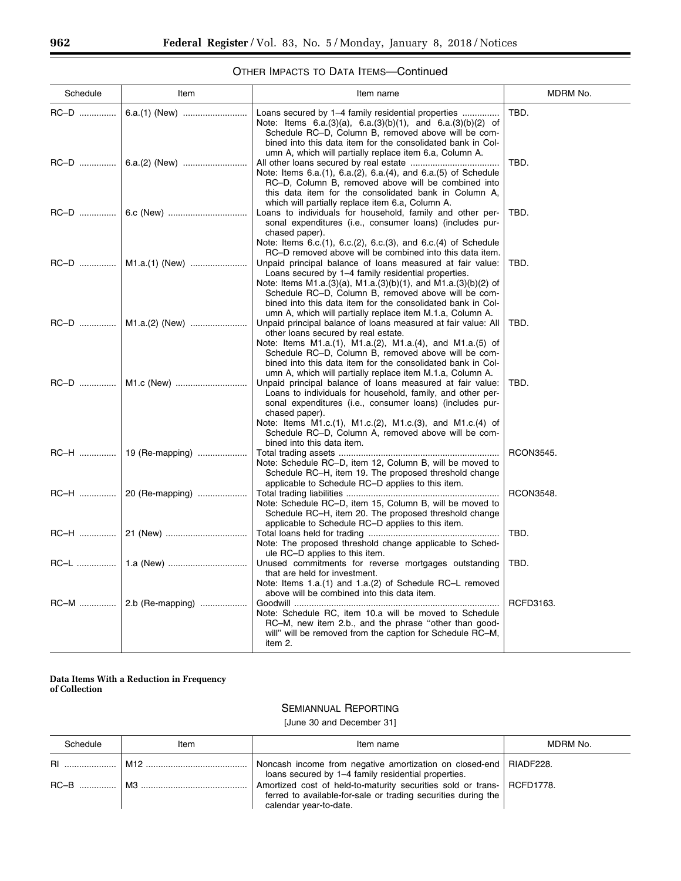OTHER IMPACTS TO DATA ITEMS—Continued

| Schedule | Item | Item name | MDRM No. |
|---|---|---|---|
| RC–D | 6.a.(1) (New) | Loans secured by 1–4 family residential properties<br>Note: Items 6.a.(3)(a), 6.a.(3)(b)(1), and 6.a.(3)(b)(2) of Schedule RC–D, Column B, removed above will be combined into this data item for the consolidated bank in Column A, which will partially replace item 6.a, Column A. | TBD. |
| RC–D | 6.a.(2) (New) | All other loans secured by real estate<br>Note: Items 6.a.(1), 6.a.(2), 6.a.(4), and 6.a.(5) of Schedule RC–D, Column B, removed above will be combined into this data item for the consolidated bank in Column A, which will partially replace item 6.a, Column A. | TBD. |
| RC–D | 6.c (New) | Loans to individuals for household, family and other personal expenditures (i.e., consumer loans) (includes purchased paper).<br>Note: Items 6.c.(1), 6.c.(2), 6.c.(3), and 6.c.(4) of Schedule RC–D removed above will be combined into this data item. | TBD. |
| RC–D | M1.a.(1) (New) | Unpaid principal balance of loans measured at fair value: Loans secured by 1–4 family residential properties.<br>Note: Items M1.a.(3)(a), M1.a.(3)(b)(1), and M1.a.(3)(b)(2) of Schedule RC–D, Column B, removed above will be combined into this data item for the consolidated bank in Column A, which will partially replace item M.1.a, Column A. | TBD. |
| RC–D | M1.a.(2) (New) | Unpaid principal balance of loans measured at fair value: All other loans secured by real estate.<br>Note: Items M1.a.(1), M1.a.(2), M1.a.(4), and M1.a.(5) of Schedule RC–D, Column B, removed above will be combined into this data item for the consolidated bank in Column A, which will partially replace item M.1.a, Column A. | TBD. |
| RC–D | M1.c (New) | Unpaid principal balance of loans measured at fair value: Loans to individuals for household, family, and other personal expenditures (i.e., consumer loans) (includes purchased paper).<br>Note: Items M1.c.(1), M1.c.(2), M1.c.(3), and M1.c.(4) of Schedule RC–D, Column A, removed above will be combined into this data item. | TBD. |
| RC–H | 19 (Re-mapping) | Total trading assets<br>Note: Schedule RC–D, item 12, Column B, will be moved to Schedule RC–H, item 19. The proposed threshold change applicable to Schedule RC–D applies to this item. | RCON3545. |
| RC–H | 20 (Re-mapping) | Total trading liabilities<br>Note: Schedule RC–D, item 15, Column B, will be moved to Schedule RC–H, item 20. The proposed threshold change applicable to Schedule RC–D applies to this item. | RCON3548. |
| RC–H | 21 (New) | Total loans held for trading<br>Note: The proposed threshold change applicable to Schedule RC–D applies to this item. | TBD. |
| RC–L | 1.a (New) | Unused commitments for reverse mortgages outstanding that are held for investment.<br>Note: Items 1.a.(1) and 1.a.(2) of Schedule RC–L removed above will be combined into this data item. | TBD. |
| RC–M | 2.b (Re-mapping) | Goodwill<br>Note: Schedule RC, item 10.a will be moved to Schedule RC–M, new item 2.b., and the phrase "other than goodwill" will be removed from the caption for Schedule RC–M, item 2. | RCFD3163. |

**Data Items With a Reduction in Frequency of Collection**

SEMIANNUAL REPORTING

[June 30 and December 31]

| Schedule | Item | Item name | MDRM No. |
|---|---|---|---|
| RI | M12 | Noncash income from negative amortization on closed-end loans secured by 1–4 family residential properties. | RIADF228. |
| RC–B | M3 | Amortized cost of held-to-maturity securities sold or transferred to available-for-sale or trading securities during the calendar year-to-date. | RCFD1778. |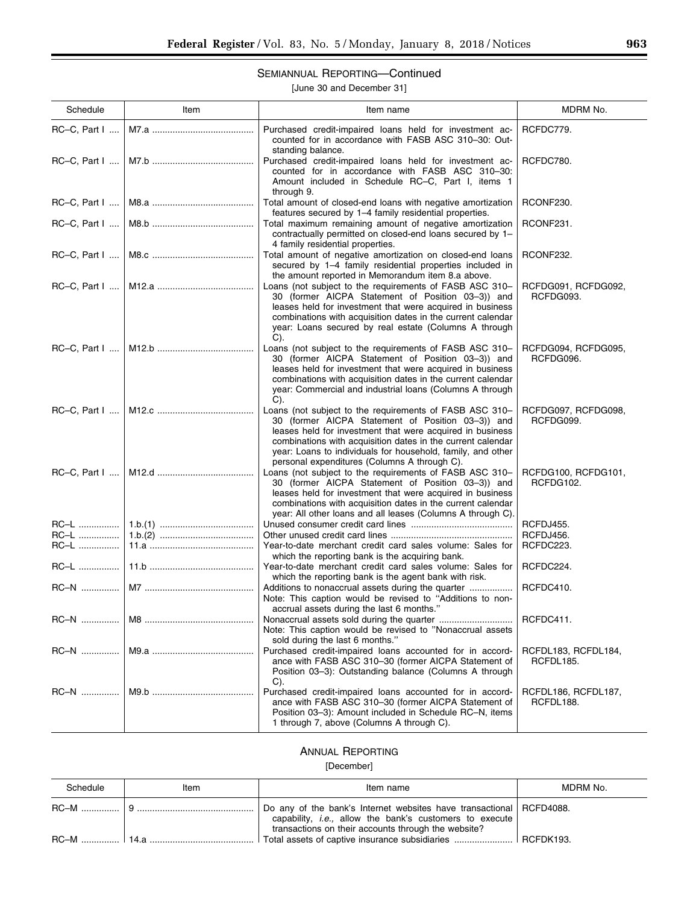## SEMIANNUAL REPORTING—Continued

[June 30 and December 31]

| Schedule | Item | Item name | MDRM No. |
|---|---|---|---|
| RC–C, Part I | M7.a | Purchased credit-impaired loans held for investment accounted for in accordance with FASB ASC 310–30: Outstanding balance. | RCFDC779. |
| RC–C, Part I | M7.b | Purchased credit-impaired loans held for investment accounted for in accordance with FASB ASC 310–30: Amount included in Schedule RC–C, Part I, items 1 through 9. | RCFDC780. |
| RC–C, Part I | M8.a | Total amount of closed-end loans with negative amortization features secured by 1–4 family residential properties. | RCONF230. |
| RC–C, Part I | M8.b | Total maximum remaining amount of negative amortization contractually permitted on closed-end loans secured by 1–4 family residential properties. | RCONF231. |
| RC–C, Part I | M8.c | Total amount of negative amortization on closed-end loans secured by 1–4 family residential properties included in the amount reported in Memorandum item 8.a above. | RCONF232. |
| RC–C, Part I | M12.a | Loans (not subject to the requirements of FASB ASC 310–30 (former AICPA Statement of Position 03–3)) and leases held for investment that were acquired in business combinations with acquisition dates in the current calendar year: Loans secured by real estate (Columns A through C). | RCFDG091, RCFDG092, RCFDG093. |
| RC–C, Part I | M12.b | Loans (not subject to the requirements of FASB ASC 310–30 (former AICPA Statement of Position 03–3)) and leases held for investment that were acquired in business combinations with acquisition dates in the current calendar year: Commercial and industrial loans (Columns A through C). | RCFDG094, RCFDG095, RCFDG096. |
| RC–C, Part I | M12.c | Loans (not subject to the requirements of FASB ASC 310–30 (former AICPA Statement of Position 03–3)) and leases held for investment that were acquired in business combinations with acquisition dates in the current calendar year: Loans to individuals for household, family, and other personal expenditures (Columns A through C). | RCFDG097, RCFDG098, RCFDG099. |
| RC–C, Part I | M12.d | Loans (not subject to the requirements of FASB ASC 310–30 (former AICPA Statement of Position 03–3)) and leases held for investment that were acquired in business combinations with acquisition dates in the current calendar year: All other loans and all leases (Columns A through C). | RCFDG100, RCFDG101, RCFDG102. |
| RC–L | 1.b.(1) | Unused consumer credit card lines | RCFDJ455. |
| RC–L | 1.b.(2) | Other unused credit card lines | RCFDJ456. |
| RC–L | 11.a | Year-to-date merchant credit card sales volume: Sales for which the reporting bank is the acquiring bank. | RCFDC223. |
| RC–L | 11.b | Year-to-date merchant credit card sales volume: Sales for which the reporting bank is the agent bank with risk. | RCFDC224. |
| RC–N | M7 | Additions to nonaccrual assets during the quarter<br>Note: This caption would be revised to "Additions to nonaccrual assets during the last 6 months." | RCFDC410. |
| RC–N | M8 | Nonaccrual assets sold during the quarter<br>Note: This caption would be revised to "Nonaccrual assets sold during the last 6 months." | RCFDC411. |
| RC–N | M9.a | Purchased credit-impaired loans accounted for in accordance with FASB ASC 310–30 (former AICPA Statement of Position 03–3): Outstanding balance (Columns A through C). | RCFDL183, RCFDL184, RCFDL185. |
| RC–N | M9.b | Purchased credit-impaired loans accounted for in accordance with FASB ASC 310–30 (former AICPA Statement of Position 03–3): Amount included in Schedule RC–N, items 1 through 7, above (Columns A through C). | RCFDL186, RCFDL187, RCFDL188. |

## ANNUAL REPORTING

[December]

| Schedule | Item | Item name | MDRM No. |
|---|---|---|---|
| RC–M | 9 | Do any of the bank's Internet websites have transactional capability, *i.e.,* allow the bank's customers to execute transactions on their accounts through the website? | RCFD4088. |
| RC–M | 14.a | Total assets of captive insurance subsidiaries | RCFDK193. |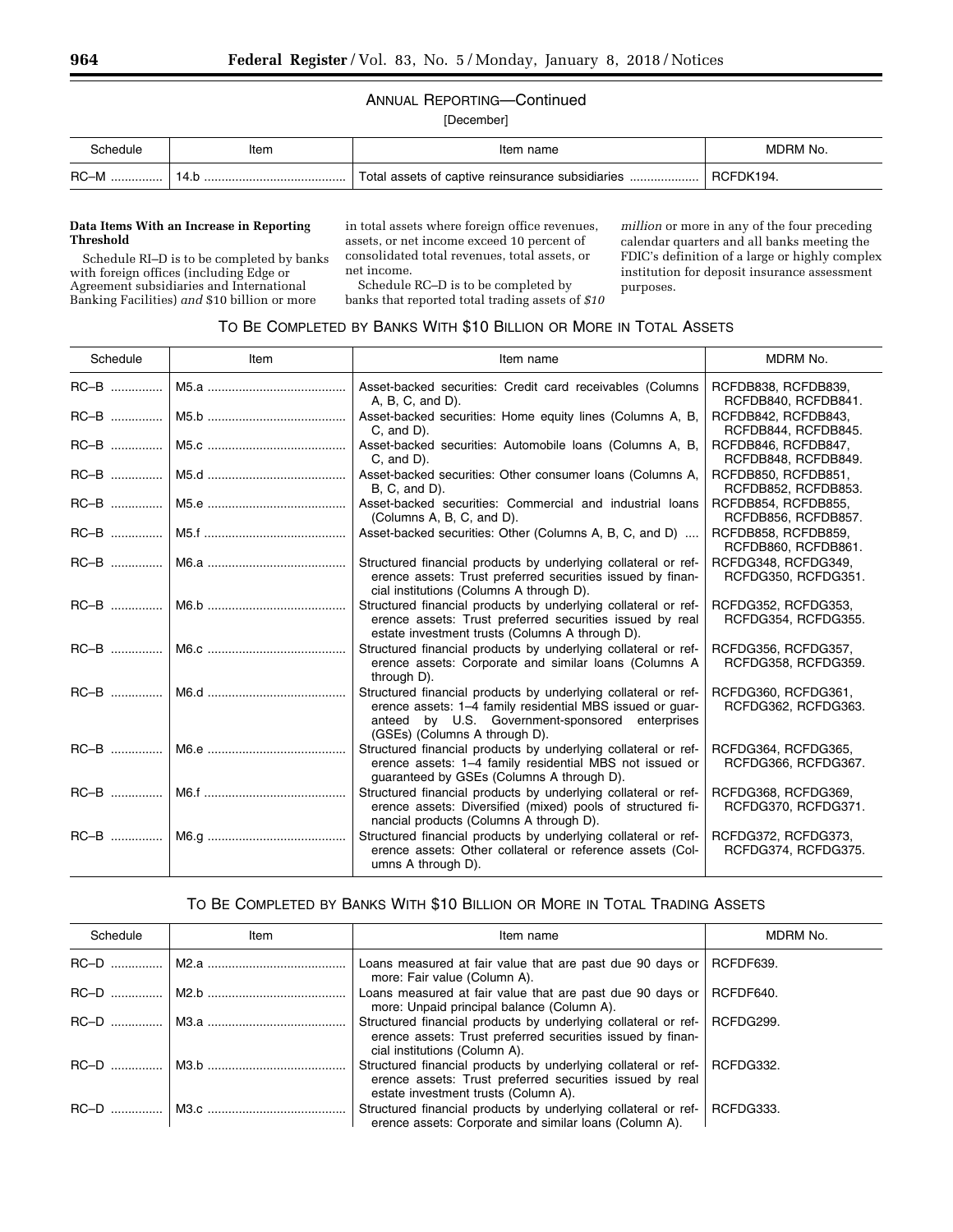ANNUAL REPORTING—Continued

[December]

| Schedule | Item | Item name | MDRM No. |
| --- | --- | --- | --- |
| RC–M | 14.b | Total assets of captive reinsurance subsidiaries | RCFDK194. |

**Data Items With an Increase in Reporting Threshold**

Schedule RI–D is to be completed by banks with foreign offices (including Edge or Agreement subsidiaries and International Banking Facilities) *and* \$10 billion or more in total assets where foreign office revenues, assets, or net income exceed 10 percent of consolidated total revenues, total assets, or net income.

Schedule RC–D is to be completed by banks that reported total trading assets of *\$10 million* or more in any of the four preceding calendar quarters and all banks meeting the FDIC's definition of a large or highly complex institution for deposit insurance assessment purposes.

TO BE COMPLETED BY BANKS WITH \$10 BILLION OR MORE IN TOTAL ASSETS

| Schedule | Item | Item name | MDRM No. |
| --- | --- | --- | --- |
| RC–B | M5.a | Asset-backed securities: Credit card receivables (Columns A, B, C, and D). | RCFDB838, RCFDB839, RCFDB840, RCFDB841. |
| RC–B | M5.b | Asset-backed securities: Home equity lines (Columns A, B, C, and D). | RCFDB842, RCFDB843, RCFDB844, RCFDB845. |
| RC–B | M5.c | Asset-backed securities: Automobile loans (Columns A, B, C, and D). | RCFDB846, RCFDB847, RCFDB848, RCFDB849. |
| RC–B | M5.d | Asset-backed securities: Other consumer loans (Columns A, B, C, and D). | RCFDB850, RCFDB851, RCFDB852, RCFDB853. |
| RC–B | M5.e | Asset-backed securities: Commercial and industrial loans (Columns A, B, C, and D). | RCFDB854, RCFDB855, RCFDB856, RCFDB857. |
| RC–B | M5.f | Asset-backed securities: Other (Columns A, B, C, and D) | RCFDB858, RCFDB859, RCFDB860, RCFDB861. |
| RC–B | M6.a | Structured financial products by underlying collateral or reference assets: Trust preferred securities issued by financial institutions (Columns A through D). | RCFDG348, RCFDG349, RCFDG350, RCFDG351. |
| RC–B | M6.b | Structured financial products by underlying collateral or reference assets: Trust preferred securities issued by real estate investment trusts (Columns A through D). | RCFDG352, RCFDG353, RCFDG354, RCFDG355. |
| RC–B | M6.c | Structured financial products by underlying collateral or reference assets: Corporate and similar loans (Columns A through D). | RCFDG356, RCFDG357, RCFDG358, RCFDG359. |
| RC–B | M6.d | Structured financial products by underlying collateral or reference assets: 1–4 family residential MBS issued or guaranteed by U.S. Government-sponsored enterprises (GSEs) (Columns A through D). | RCFDG360, RCFDG361, RCFDG362, RCFDG363. |
| RC–B | M6.e | Structured financial products by underlying collateral or reference assets: 1–4 family residential MBS not issued or guaranteed by GSEs (Columns A through D). | RCFDG364, RCFDG365, RCFDG366, RCFDG367. |
| RC–B | M6.f | Structured financial products by underlying collateral or reference assets: Diversified (mixed) pools of structured financial products (Columns A through D). | RCFDG368, RCFDG369, RCFDG370, RCFDG371. |
| RC–B | M6.g | Structured financial products by underlying collateral or reference assets: Other collateral or reference assets (Columns A through D). | RCFDG372, RCFDG373, RCFDG374, RCFDG375. |

TO BE COMPLETED BY BANKS WITH \$10 BILLION OR MORE IN TOTAL TRADING ASSETS

| Schedule | Item | Item name | MDRM No. |
| --- | --- | --- | --- |
| RC–D | M2.a | Loans measured at fair value that are past due 90 days or more: Fair value (Column A). | RCFDF639. |
| RC–D | M2.b | Loans measured at fair value that are past due 90 days or more: Unpaid principal balance (Column A). | RCFDF640. |
| RC–D | M3.a | Structured financial products by underlying collateral or reference assets: Trust preferred securities issued by financial institutions (Column A). | RCFDG299. |
| RC–D | M3.b | Structured financial products by underlying collateral or reference assets: Trust preferred securities issued by real estate investment trusts (Column A). | RCFDG332. |
| RC–D | M3.c | Structured financial products by underlying collateral or reference assets: Corporate and similar loans (Column A). | RCFDG333. |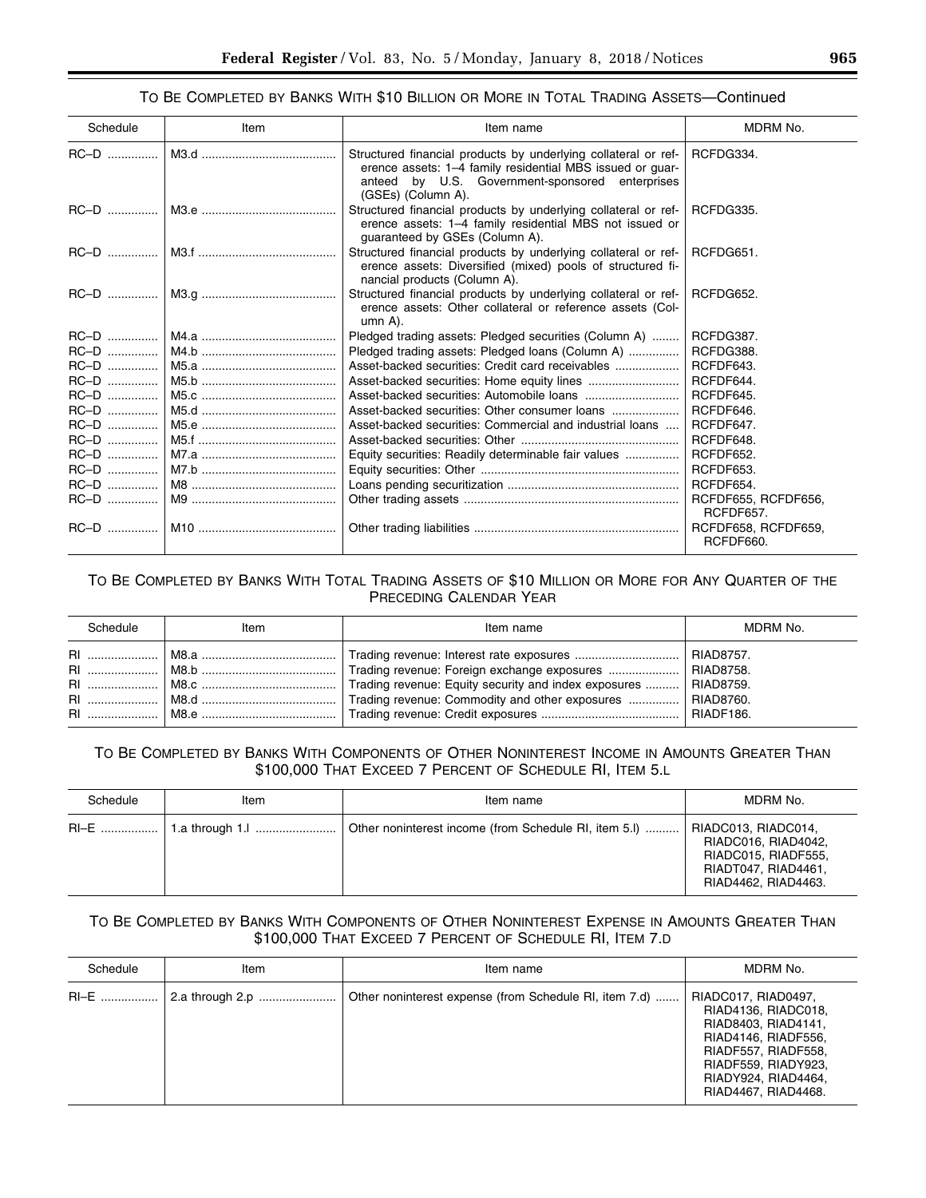### To Be Completed by Banks With $10 Billion or More in Total Trading Assets—Continued

| Schedule | Item | Item name | MDRM No. |
|---|---|---|---|
| RC–D | M3.d | Structured financial products by underlying collateral or reference assets: 1–4 family residential MBS issued or guaranteed by U.S. Government-sponsored enterprises (GSEs) (Column A). | RCFDG334. |
| RC–D | M3.e | Structured financial products by underlying collateral or reference assets: 1–4 family residential MBS not issued or guaranteed by GSEs (Column A). | RCFDG335. |
| RC–D | M3.f | Structured financial products by underlying collateral or reference assets: Diversified (mixed) pools of structured financial products (Column A). | RCFDG651. |
| RC–D | M3.g | Structured financial products by underlying collateral or reference assets: Other collateral or reference assets (Column A). | RCFDG652. |
| RC–D | M4.a | Pledged trading assets: Pledged securities (Column A) | RCFDG387. |
| RC–D | M4.b | Pledged trading assets: Pledged loans (Column A) | RCFDG388. |
| RC–D | M5.a | Asset-backed securities: Credit card receivables | RCFDF643. |
| RC–D | M5.b | Asset-backed securities: Home equity lines | RCFDF644. |
| RC–D | M5.c | Asset-backed securities: Automobile loans | RCFDF645. |
| RC–D | M5.d | Asset-backed securities: Other consumer loans | RCFDF646. |
| RC–D | M5.e | Asset-backed securities: Commercial and industrial loans | RCFDF647. |
| RC–D | M5.f | Asset-backed securities: Other | RCFDF648. |
| RC–D | M7.a | Equity securities: Readily determinable fair values | RCFDF652. |
| RC–D | M7.b | Equity securities: Other | RCFDF653. |
| RC–D | M8 | Loans pending securitization | RCFDF654. |
| RC–D | M9 | Other trading assets | RCFDF655, RCFDF656, RCFDF657. |
| RC–D | M10 | Other trading liabilities | RCFDF658, RCFDF659, RCFDF660. |

### To Be Completed by Banks With Total Trading Assets of $10 Million or More for Any Quarter of the Preceding Calendar Year

| Schedule | Item | Item name | MDRM No. |
|---|---|---|---|
| RI | M8.a | Trading revenue: Interest rate exposures | RIAD8757. |
| RI | M8.b | Trading revenue: Foreign exchange exposures | RIAD8758. |
| RI | M8.c | Trading revenue: Equity security and index exposures | RIAD8759. |
| RI | M8.d | Trading revenue: Commodity and other exposures | RIAD8760. |
| RI | M8.e | Trading revenue: Credit exposures | RIADF186. |

### To Be Completed by Banks With Components of Other Noninterest Income in Amounts Greater Than $100,000 That Exceed 7 Percent of Schedule RI, Item 5.l

| Schedule | Item | Item name | MDRM No. |
|---|---|---|---|
| RI–E | 1.a through 1.l | Other noninterest income (from Schedule RI, item 5.l) | RIADC013, RIADC014, RIADC016, RIAD4042, RIADC015, RIADF555, RIADT047, RIAD4461, RIAD4462, RIAD4463. |

### To Be Completed by Banks With Components of Other Noninterest Expense in Amounts Greater Than $100,000 That Exceed 7 Percent of Schedule RI, Item 7.d

| Schedule | Item | Item name | MDRM No. |
|---|---|---|---|
| RI–E | 2.a through 2.p | Other noninterest expense (from Schedule RI, item 7.d) | RIADC017, RIAD0497, RIAD4136, RIADC018, RIAD8403, RIAD4141, RIAD4146, RIADF556, RIADF557, RIADF558, RIADF559, RIADY923, RIADY924, RIAD4464, RIAD4467, RIAD4468. |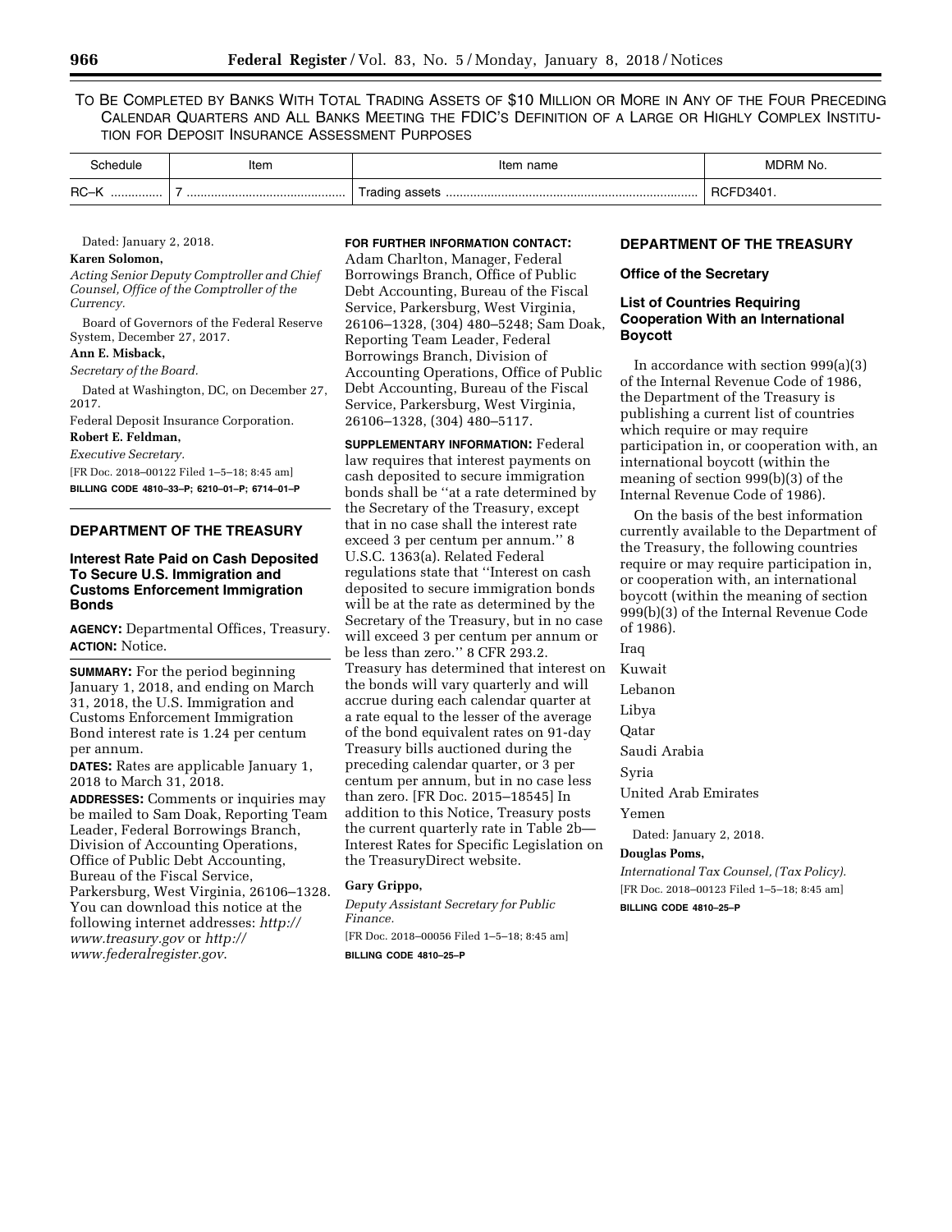TO BE COMPLETED BY BANKS WITH TOTAL TRADING ASSETS OF $10 MILLION OR MORE IN ANY OF THE FOUR PRECEDING CALENDAR QUARTERS AND ALL BANKS MEETING THE FDIC'S DEFINITION OF A LARGE OR HIGHLY COMPLEX INSTITUTION FOR DEPOSIT INSURANCE ASSESSMENT PURPOSES

| Schedule | Item | Item name | MDRM No. |
|---|---|---|---|
| RC–K ............... | 7 ............................................. | Trading assets ........................................................................ | RCFD3401. |

Dated: January 2, 2018.

**Karen Solomon,**

*Acting Senior Deputy Comptroller and Chief Counsel, Office of the Comptroller of the Currency.*

Board of Governors of the Federal Reserve System, December 27, 2017.

**Ann E. Misback,**

*Secretary of the Board.*

Dated at Washington, DC, on December 27, 2017.

Federal Deposit Insurance Corporation.

**Robert E. Feldman,**

*Executive Secretary.*

[FR Doc. 2018–00122 Filed 1–5–18; 8:45 am]

**BILLING CODE 4810–33–P; 6210–01–P; 6714–01–P**

## DEPARTMENT OF THE TREASURY

### Interest Rate Paid on Cash Deposited To Secure U.S. Immigration and Customs Enforcement Immigration Bonds

**AGENCY:** Departmental Offices, Treasury.

**ACTION:** Notice.

**SUMMARY:** For the period beginning January 1, 2018, and ending on March 31, 2018, the U.S. Immigration and Customs Enforcement Immigration Bond interest rate is 1.24 per centum per annum.

**DATES:** Rates are applicable January 1, 2018 to March 31, 2018.

**ADDRESSES:** Comments or inquiries may be mailed to Sam Doak, Reporting Team Leader, Federal Borrowings Branch, Division of Accounting Operations, Office of Public Debt Accounting, Bureau of the Fiscal Service, Parkersburg, West Virginia, 26106–1328. You can download this notice at the following internet addresses: *http://www.treasury.gov* or *http://www.federalregister.gov*.

**FOR FURTHER INFORMATION CONTACT:** Adam Charlton, Manager, Federal Borrowings Branch, Office of Public Debt Accounting, Bureau of the Fiscal Service, Parkersburg, West Virginia, 26106–1328, (304) 480–5248; Sam Doak, Reporting Team Leader, Federal Borrowings Branch, Division of Accounting Operations, Office of Public Debt Accounting, Bureau of the Fiscal Service, Parkersburg, West Virginia, 26106–1328, (304) 480–5117.

**SUPPLEMENTARY INFORMATION:** Federal law requires that interest payments on cash deposited to secure immigration bonds shall be ''at a rate determined by the Secretary of the Treasury, except that in no case shall the interest rate exceed 3 per centum per annum.'' 8 U.S.C. 1363(a). Related Federal regulations state that ''Interest on cash deposited to secure immigration bonds will be at the rate as determined by the Secretary of the Treasury, but in no case will exceed 3 per centum per annum or be less than zero.'' 8 CFR 293.2. Treasury has determined that interest on the bonds will vary quarterly and will accrue during each calendar quarter at a rate equal to the lesser of the average of the bond equivalent rates on 91-day Treasury bills auctioned during the preceding calendar quarter, or 3 per centum per annum, but in no case less than zero. [FR Doc. 2015–18545] In addition to this Notice, Treasury posts the current quarterly rate in Table 2b—Interest Rates for Specific Legislation on the TreasuryDirect website.

**Gary Grippo,**

*Deputy Assistant Secretary for Public Finance.*

[FR Doc. 2018–00056 Filed 1–5–18; 8:45 am]

**BILLING CODE 4810–25–P**

## DEPARTMENT OF THE TREASURY

### Office of the Secretary

### List of Countries Requiring Cooperation With an International Boycott

In accordance with section 999(a)(3) of the Internal Revenue Code of 1986, the Department of the Treasury is publishing a current list of countries which require or may require participation in, or cooperation with, an international boycott (within the meaning of section 999(b)(3) of the Internal Revenue Code of 1986).

On the basis of the best information currently available to the Department of the Treasury, the following countries require or may require participation in, or cooperation with, an international boycott (within the meaning of section 999(b)(3) of the Internal Revenue Code of 1986).

Iraq
Kuwait
Lebanon
Libya
Qatar
Saudi Arabia
Syria
United Arab Emirates
Yemen

Dated: January 2, 2018.

**Douglas Poms,**

*International Tax Counsel, (Tax Policy).*

[FR Doc. 2018–00123 Filed 1–5–18; 8:45 am]

**BILLING CODE 4810–25–P**